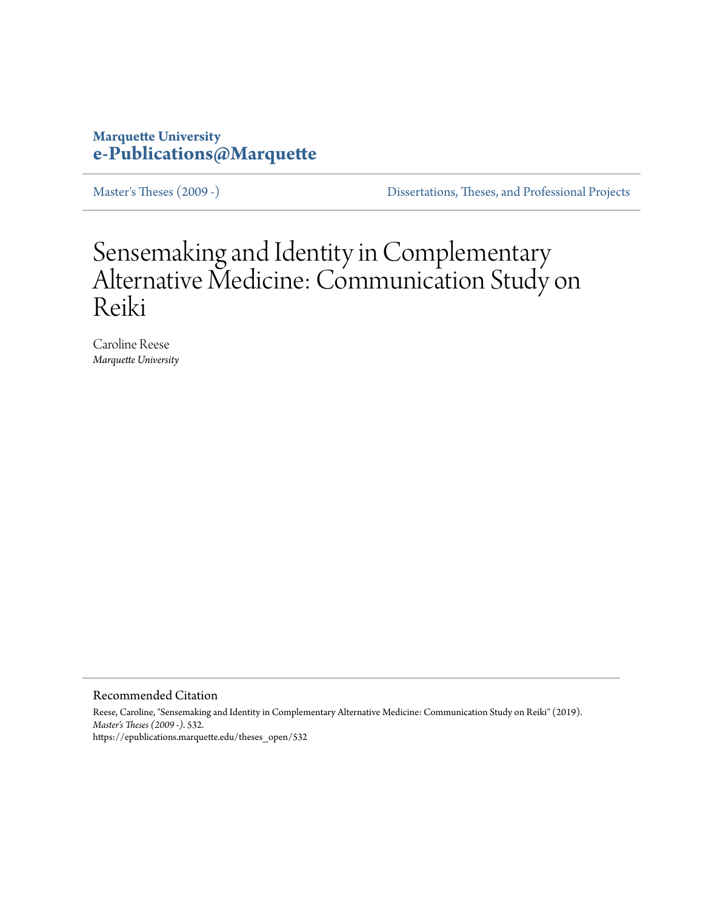**Marquette University**
**e-Publications@Marquette**

Master's Theses (2009 -) | Dissertations, Theses, and Professional Projects

# Sensemaking and Identity in Complementary Alternative Medicine: Communication Study on Reiki

Caroline Reese
*Marquette University*

## Recommended Citation

Reese, Caroline, "Sensemaking and Identity in Complementary Alternative Medicine: Communication Study on Reiki" (2019). *Master's Theses (2009 -)*. 532.
https://epublications.marquette.edu/theses_open/532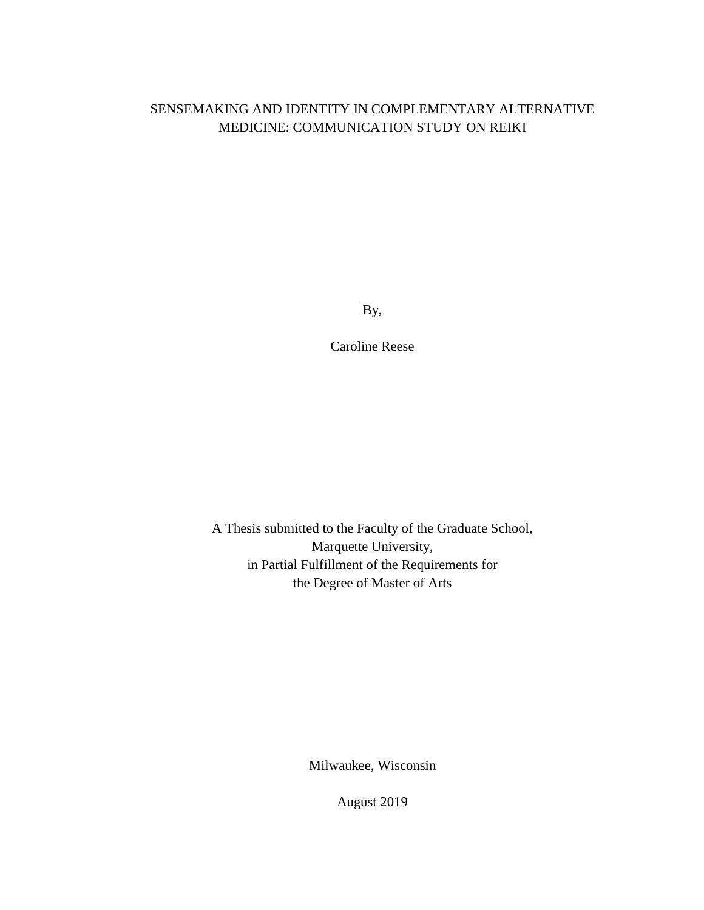# SENSEMAKING AND IDENTITY IN COMPLEMENTARY ALTERNATIVE MEDICINE: COMMUNICATION STUDY ON REIKI

By,

Caroline Reese

A Thesis submitted to the Faculty of the Graduate School,
Marquette University,
in Partial Fulfillment of the Requirements for
the Degree of Master of Arts

Milwaukee, Wisconsin

August 2019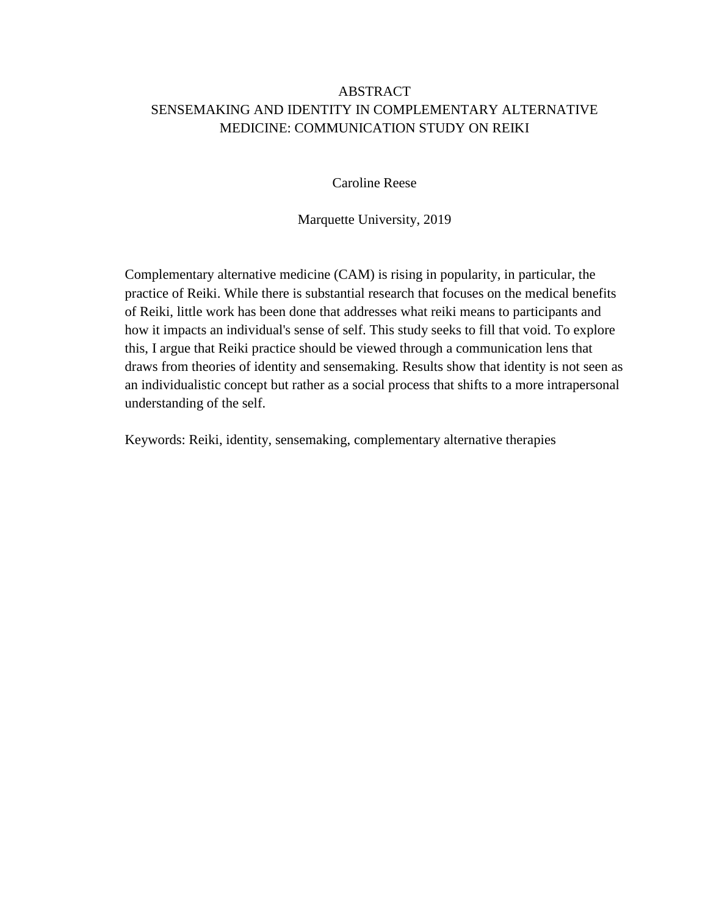# ABSTRACT
# SENSEMAKING AND IDENTITY IN COMPLEMENTARY ALTERNATIVE MEDICINE: COMMUNICATION STUDY ON REIKI

Caroline Reese

Marquette University, 2019

Complementary alternative medicine (CAM) is rising in popularity, in particular, the practice of Reiki. While there is substantial research that focuses on the medical benefits of Reiki, little work has been done that addresses what reiki means to participants and how it impacts an individual's sense of self. This study seeks to fill that void. To explore this, I argue that Reiki practice should be viewed through a communication lens that draws from theories of identity and sensemaking. Results show that identity is not seen as an individualistic concept but rather as a social process that shifts to a more intrapersonal understanding of the self.

Keywords: Reiki, identity, sensemaking, complementary alternative therapies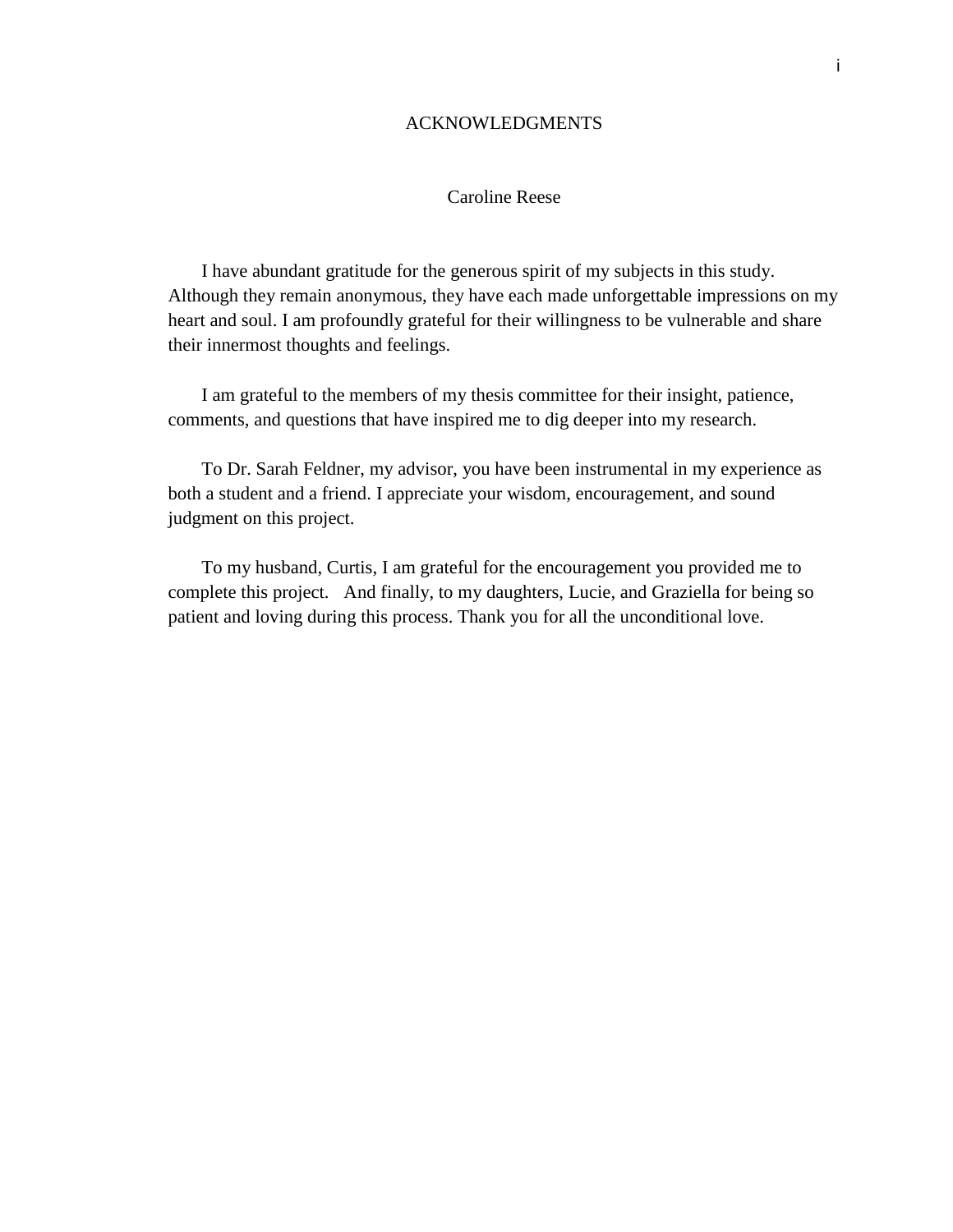# ACKNOWLEDGMENTS

Caroline Reese

I have abundant gratitude for the generous spirit of my subjects in this study. Although they remain anonymous, they have each made unforgettable impressions on my heart and soul. I am profoundly grateful for their willingness to be vulnerable and share their innermost thoughts and feelings.

I am grateful to the members of my thesis committee for their insight, patience, comments, and questions that have inspired me to dig deeper into my research.

To Dr. Sarah Feldner, my advisor, you have been instrumental in my experience as both a student and a friend. I appreciate your wisdom, encouragement, and sound judgment on this project.

To my husband, Curtis, I am grateful for the encouragement you provided me to complete this project. And finally, to my daughters, Lucie, and Graziella for being so patient and loving during this process. Thank you for all the unconditional love.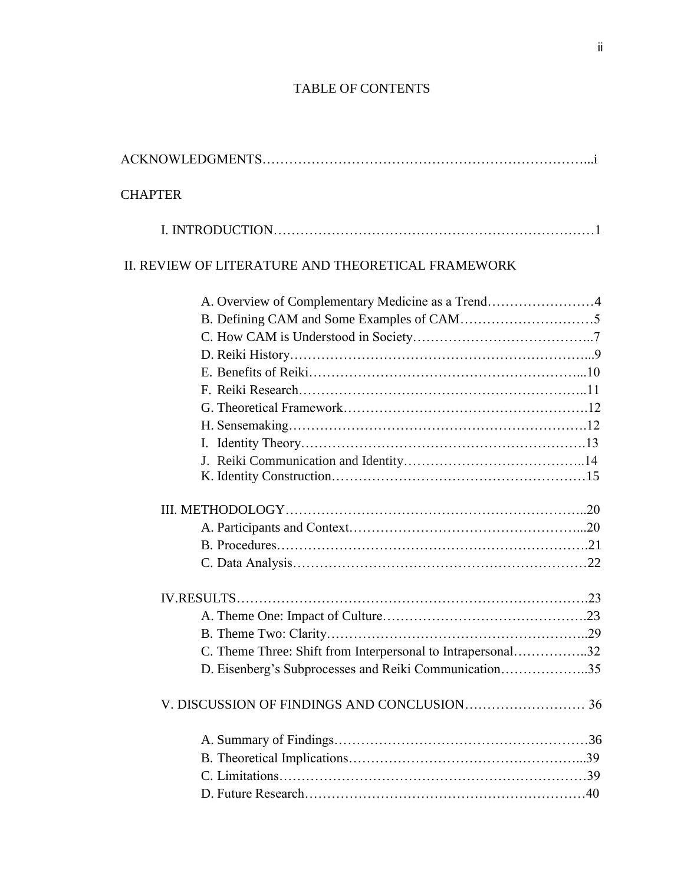# TABLE OF CONTENTS

ACKNOWLEDGMENTS……………………………………………………………...i

CHAPTER

I. INTRODUCTION……………………………………………………………1

II. REVIEW OF LITERATURE AND THEORETICAL FRAMEWORK

A. Overview of Complementary Medicine as a Trend……………………4
B. Defining CAM and Some Examples of CAM…………………………5
C. How CAM is Understood in Society…………………………………..7
D. Reiki History…………………………………………………………...9
E. Benefits of Reiki……………………………………………………...10
F. Reiki Research………………………………………………………...11
G. Theoretical Framework……………………………………………….12
H. Sensemaking………………………………………………………….12
I. Identity Theory……………………………………………………….13
J. Reiki Communication and Identity…………………………………..14
K. Identity Construction…………………………………………………15

III. METHODOLOGY…………………………………………………………..20
A. Participants and Context……………………………………………...20
B. Procedures…………………………………………………………….21
C. Data Analysis…………………………………………………………22

IV.RESULTS……………………………………………………………………….23
A. Theme One: Impact of Culture……………………………………….23
B. Theme Two: Clarity…………………………………………………..29
C. Theme Three: Shift from Interpersonal to Intrapersonal……………..32
D. Eisenberg's Subprocesses and Reiki Communication………………..35

V. DISCUSSION OF FINDINGS AND CONCLUSION……………………… 36

A. Summary of Findings…………………………………………………36
B. Theoretical Implications……………………………………………...39
C. Limitations……………………………………………………………39
D. Future Research………………………………………………………40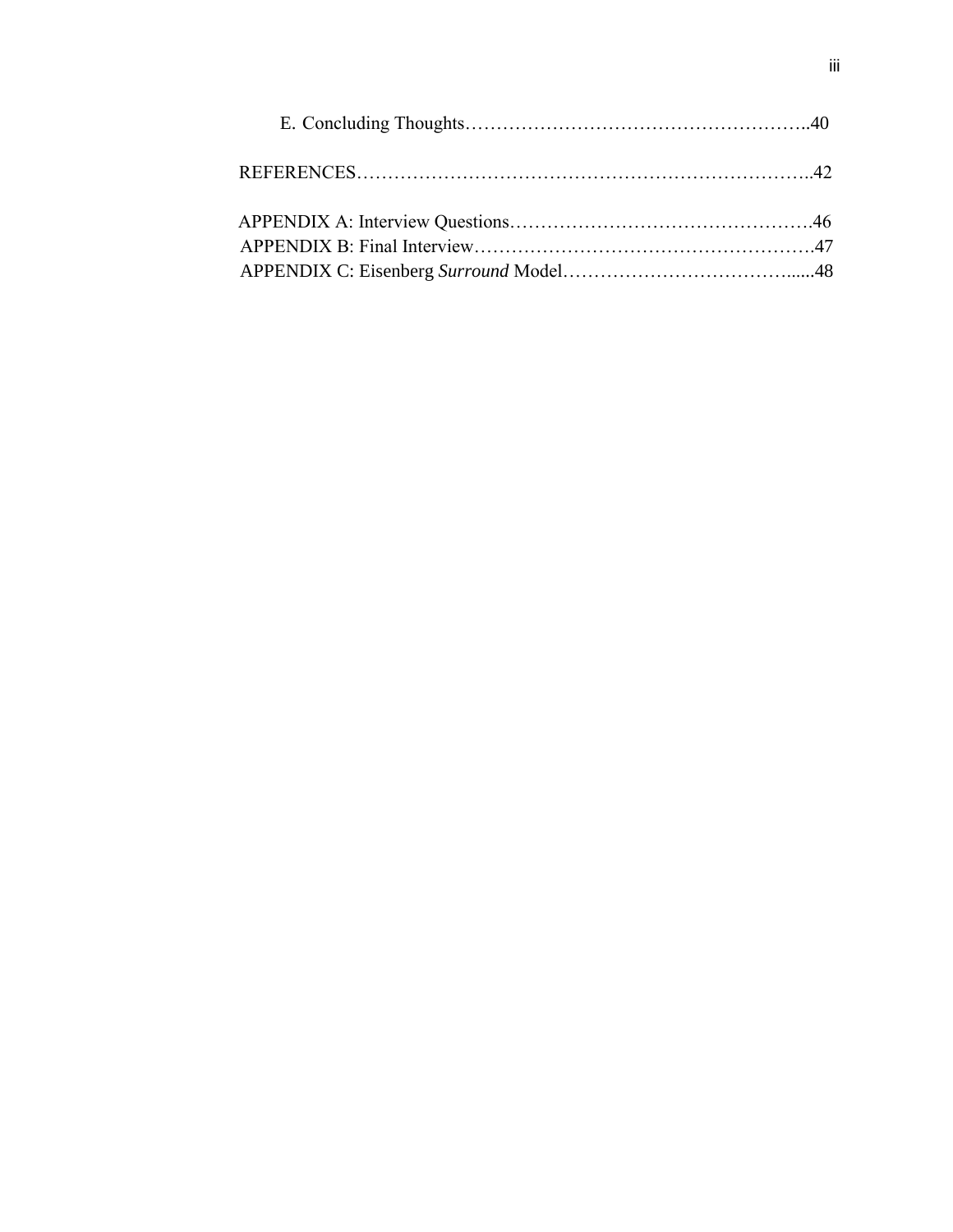E. Concluding Thoughts……………………………………………………..40

REFERENCES………………………………………………………………..42

APPENDIX A: Interview Questions…………………………………………46

APPENDIX B: Final Interview………………………………………………47

APPENDIX C: Eisenberg *Surround* Model…………………………….....48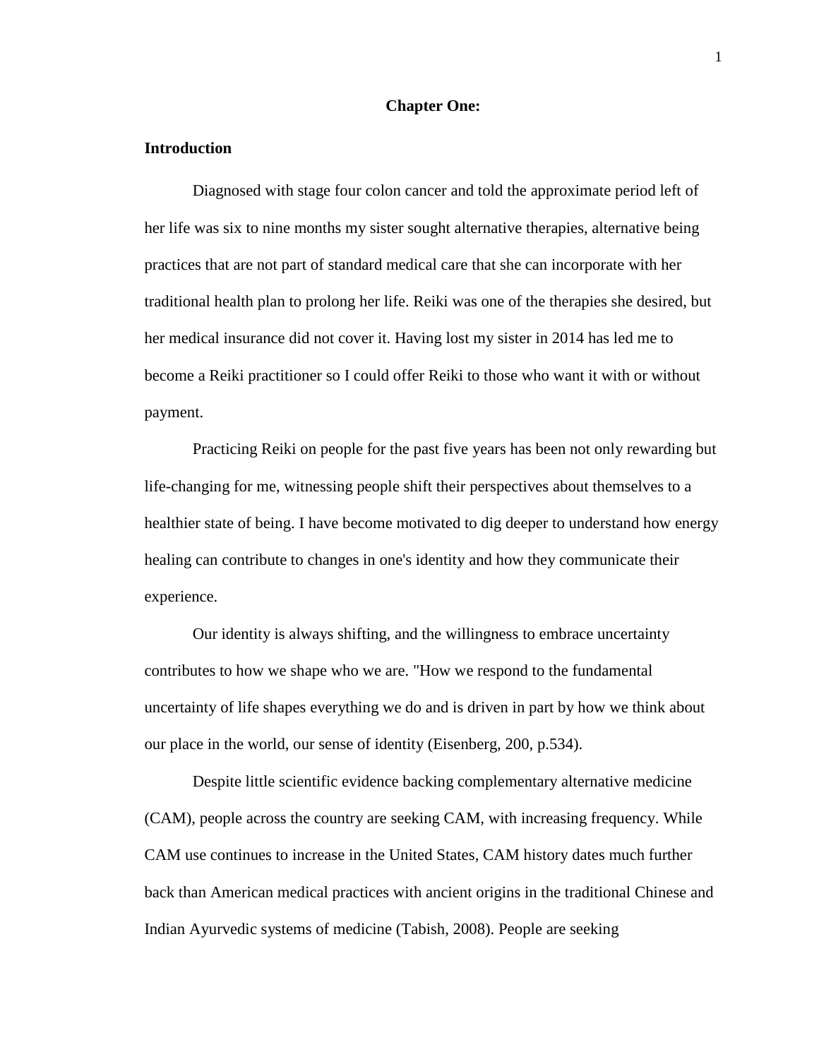# Chapter One:

## Introduction

Diagnosed with stage four colon cancer and told the approximate period left of her life was six to nine months my sister sought alternative therapies, alternative being practices that are not part of standard medical care that she can incorporate with her traditional health plan to prolong her life. Reiki was one of the therapies she desired, but her medical insurance did not cover it. Having lost my sister in 2014 has led me to become a Reiki practitioner so I could offer Reiki to those who want it with or without payment.

Practicing Reiki on people for the past five years has been not only rewarding but life-changing for me, witnessing people shift their perspectives about themselves to a healthier state of being. I have become motivated to dig deeper to understand how energy healing can contribute to changes in one's identity and how they communicate their experience.

Our identity is always shifting, and the willingness to embrace uncertainty contributes to how we shape who we are. "How we respond to the fundamental uncertainty of life shapes everything we do and is driven in part by how we think about our place in the world, our sense of identity (Eisenberg, 200, p.534).

Despite little scientific evidence backing complementary alternative medicine (CAM), people across the country are seeking CAM, with increasing frequency. While CAM use continues to increase in the United States, CAM history dates much further back than American medical practices with ancient origins in the traditional Chinese and Indian Ayurvedic systems of medicine (Tabish, 2008). People are seeking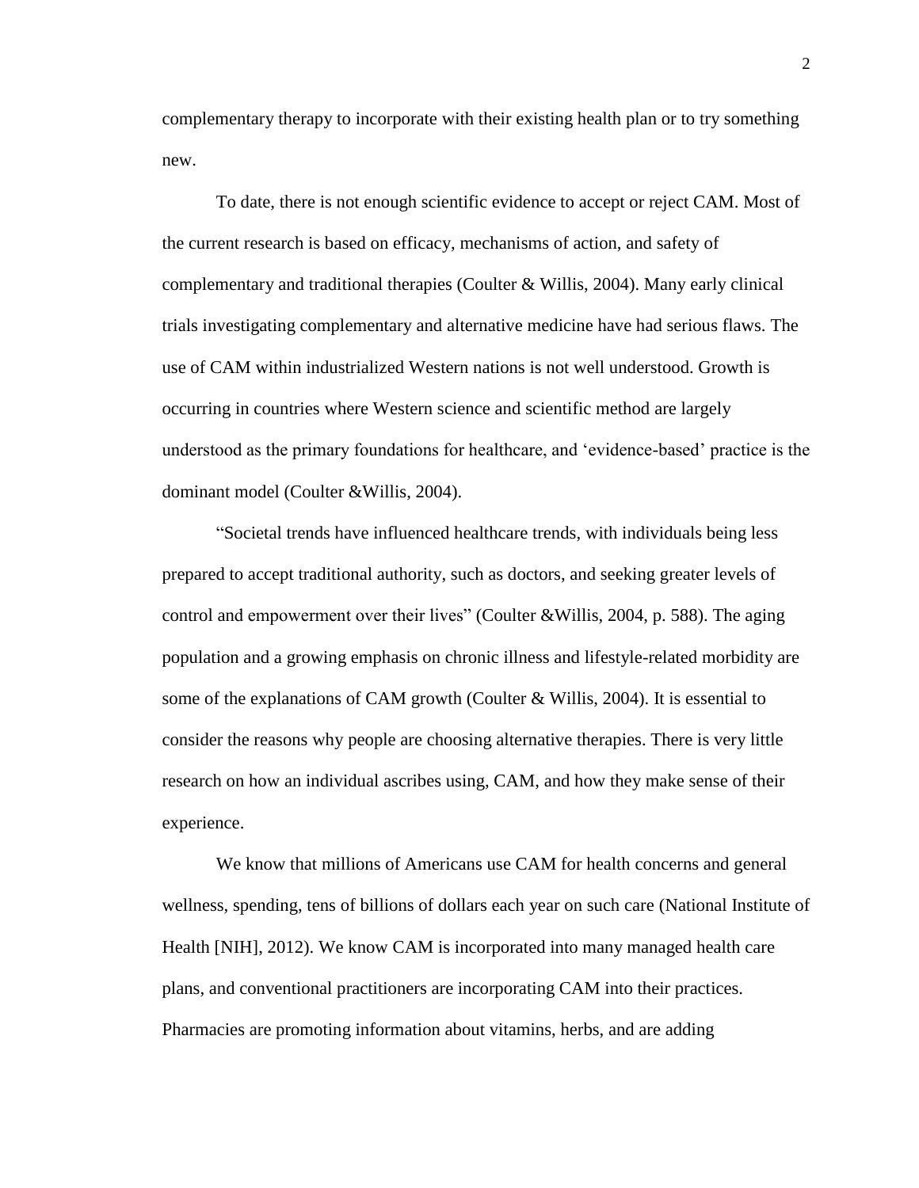complementary therapy to incorporate with their existing health plan or to try something new.

To date, there is not enough scientific evidence to accept or reject CAM. Most of the current research is based on efficacy, mechanisms of action, and safety of complementary and traditional therapies (Coulter & Willis, 2004). Many early clinical trials investigating complementary and alternative medicine have had serious flaws. The use of CAM within industrialized Western nations is not well understood. Growth is occurring in countries where Western science and scientific method are largely understood as the primary foundations for healthcare, and 'evidence-based' practice is the dominant model (Coulter &Willis, 2004).

"Societal trends have influenced healthcare trends, with individuals being less prepared to accept traditional authority, such as doctors, and seeking greater levels of control and empowerment over their lives" (Coulter &Willis, 2004, p. 588). The aging population and a growing emphasis on chronic illness and lifestyle-related morbidity are some of the explanations of CAM growth (Coulter & Willis, 2004). It is essential to consider the reasons why people are choosing alternative therapies. There is very little research on how an individual ascribes using, CAM, and how they make sense of their experience.

We know that millions of Americans use CAM for health concerns and general wellness, spending, tens of billions of dollars each year on such care (National Institute of Health [NIH], 2012). We know CAM is incorporated into many managed health care plans, and conventional practitioners are incorporating CAM into their practices. Pharmacies are promoting information about vitamins, herbs, and are adding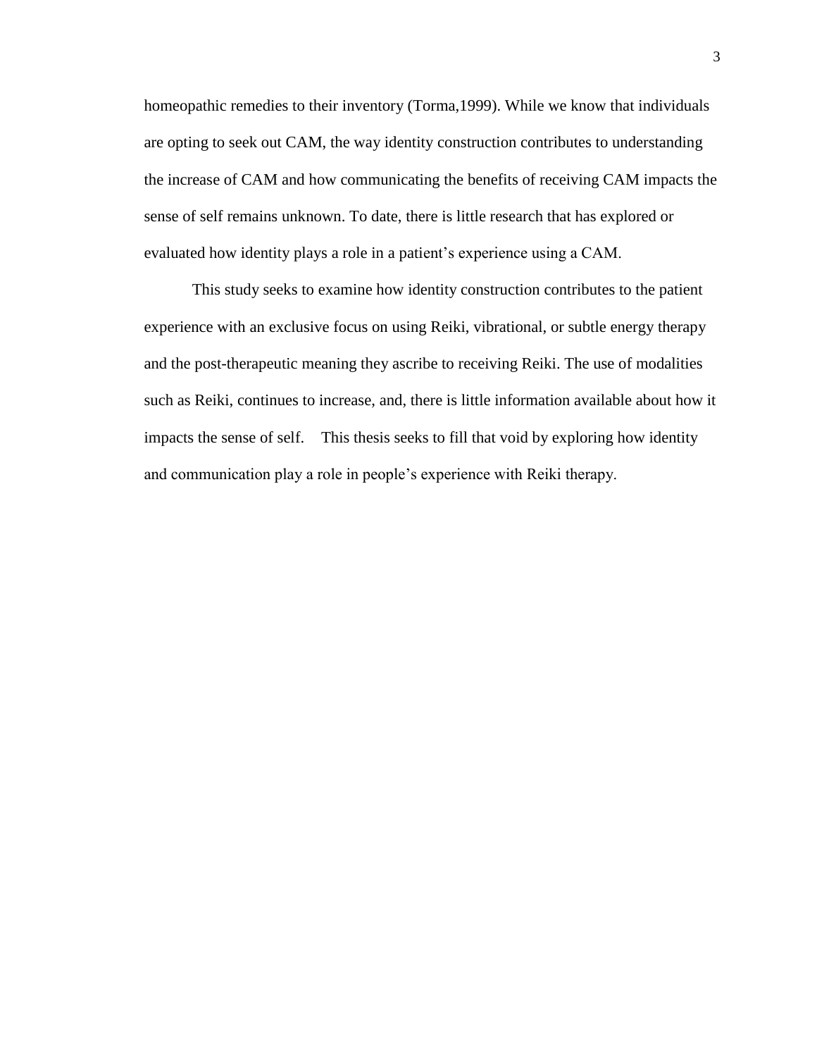homeopathic remedies to their inventory (Torma,1999). While we know that individuals are opting to seek out CAM, the way identity construction contributes to understanding the increase of CAM and how communicating the benefits of receiving CAM impacts the sense of self remains unknown. To date, there is little research that has explored or evaluated how identity plays a role in a patient's experience using a CAM.

This study seeks to examine how identity construction contributes to the patient experience with an exclusive focus on using Reiki, vibrational, or subtle energy therapy and the post-therapeutic meaning they ascribe to receiving Reiki. The use of modalities such as Reiki, continues to increase, and, there is little information available about how it impacts the sense of self. This thesis seeks to fill that void by exploring how identity and communication play a role in people's experience with Reiki therapy.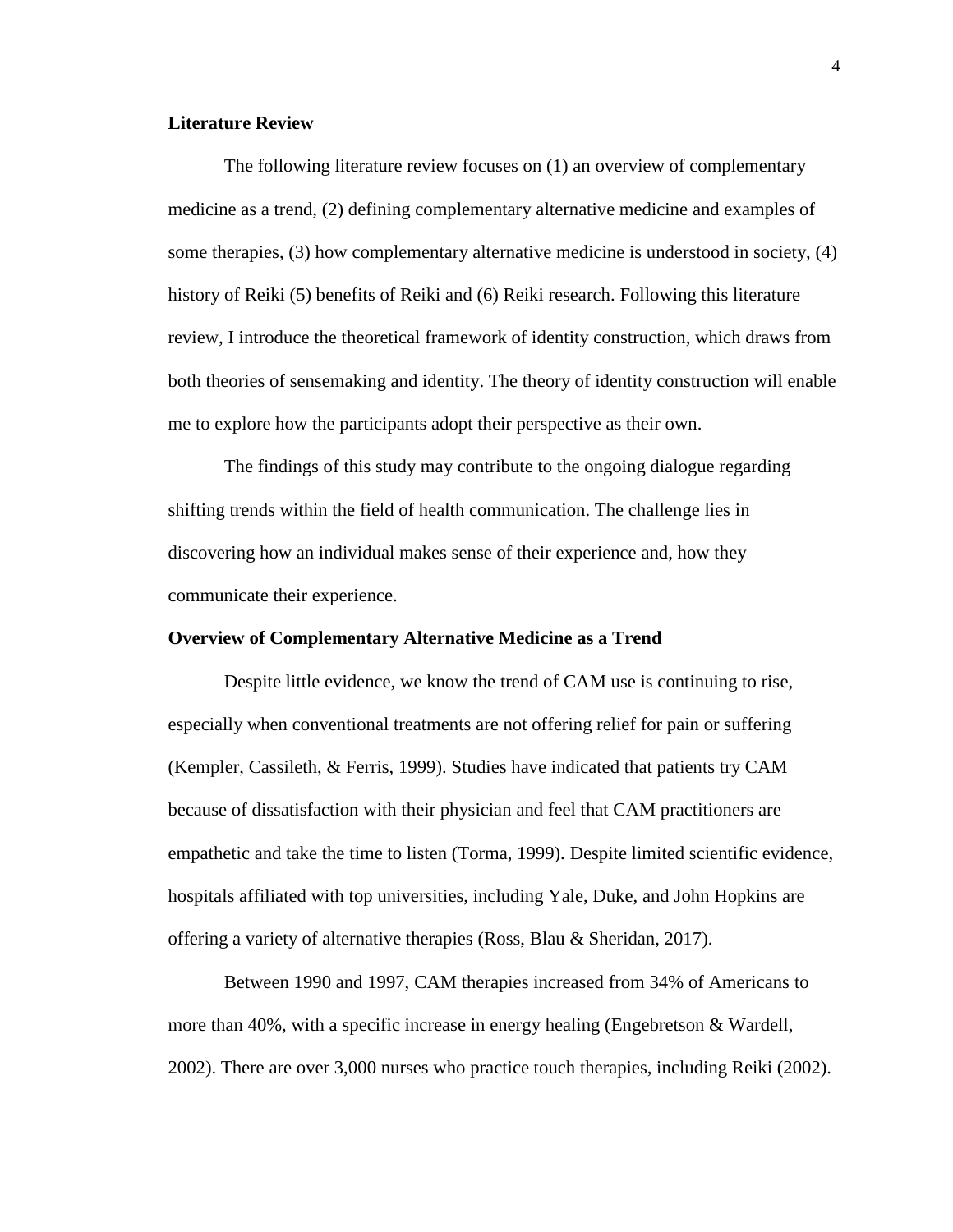## Literature Review

The following literature review focuses on (1) an overview of complementary medicine as a trend, (2) defining complementary alternative medicine and examples of some therapies, (3) how complementary alternative medicine is understood in society, (4) history of Reiki (5) benefits of Reiki and (6) Reiki research. Following this literature review, I introduce the theoretical framework of identity construction, which draws from both theories of sensemaking and identity. The theory of identity construction will enable me to explore how the participants adopt their perspective as their own.

The findings of this study may contribute to the ongoing dialogue regarding shifting trends within the field of health communication. The challenge lies in discovering how an individual makes sense of their experience and, how they communicate their experience.

## Overview of Complementary Alternative Medicine as a Trend

Despite little evidence, we know the trend of CAM use is continuing to rise, especially when conventional treatments are not offering relief for pain or suffering (Kempler, Cassileth, & Ferris, 1999). Studies have indicated that patients try CAM because of dissatisfaction with their physician and feel that CAM practitioners are empathetic and take the time to listen (Torma, 1999). Despite limited scientific evidence, hospitals affiliated with top universities, including Yale, Duke, and John Hopkins are offering a variety of alternative therapies (Ross, Blau & Sheridan, 2017).

Between 1990 and 1997, CAM therapies increased from 34% of Americans to more than 40%, with a specific increase in energy healing (Engebretson & Wardell, 2002). There are over 3,000 nurses who practice touch therapies, including Reiki (2002).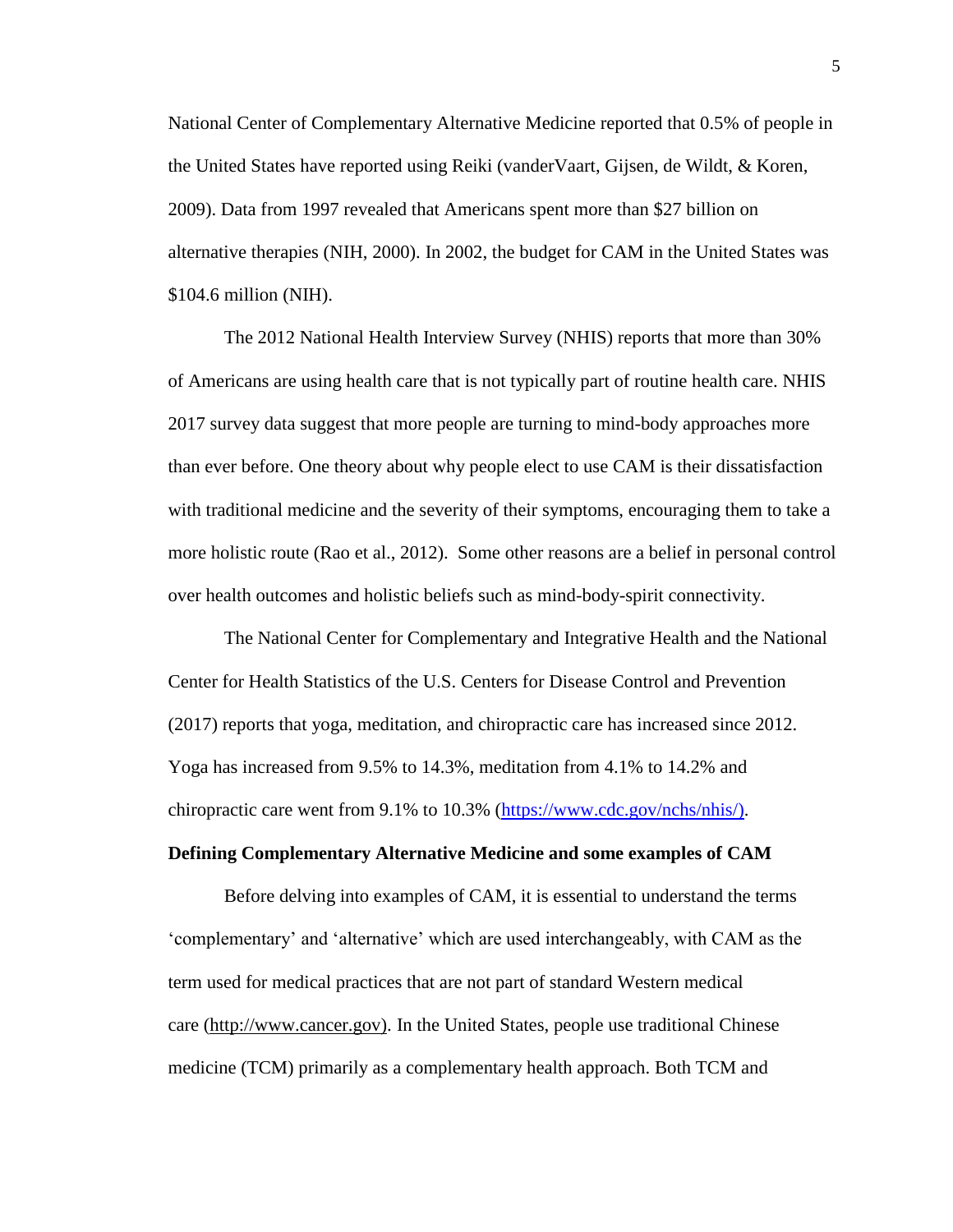National Center of Complementary Alternative Medicine reported that 0.5% of people in the United States have reported using Reiki (vanderVaart, Gijsen, de Wildt, & Koren, 2009). Data from 1997 revealed that Americans spent more than $27 billion on alternative therapies (NIH, 2000). In 2002, the budget for CAM in the United States was $104.6 million (NIH).

The 2012 National Health Interview Survey (NHIS) reports that more than 30% of Americans are using health care that is not typically part of routine health care. NHIS 2017 survey data suggest that more people are turning to mind-body approaches more than ever before. One theory about why people elect to use CAM is their dissatisfaction with traditional medicine and the severity of their symptoms, encouraging them to take a more holistic route (Rao et al., 2012). Some other reasons are a belief in personal control over health outcomes and holistic beliefs such as mind-body-spirit connectivity.

The National Center for Complementary and Integrative Health and the National Center for Health Statistics of the U.S. Centers for Disease Control and Prevention (2017) reports that yoga, meditation, and chiropractic care has increased since 2012. Yoga has increased from 9.5% to 14.3%, meditation from 4.1% to 14.2% and chiropractic care went from 9.1% to 10.3% (https://www.cdc.gov/nchs/nhis/).

**Defining Complementary Alternative Medicine and some examples of CAM**

Before delving into examples of CAM, it is essential to understand the terms 'complementary' and 'alternative' which are used interchangeably, with CAM as the term used for medical practices that are not part of standard Western medical care (http://www.cancer.gov). In the United States, people use traditional Chinese medicine (TCM) primarily as a complementary health approach. Both TCM and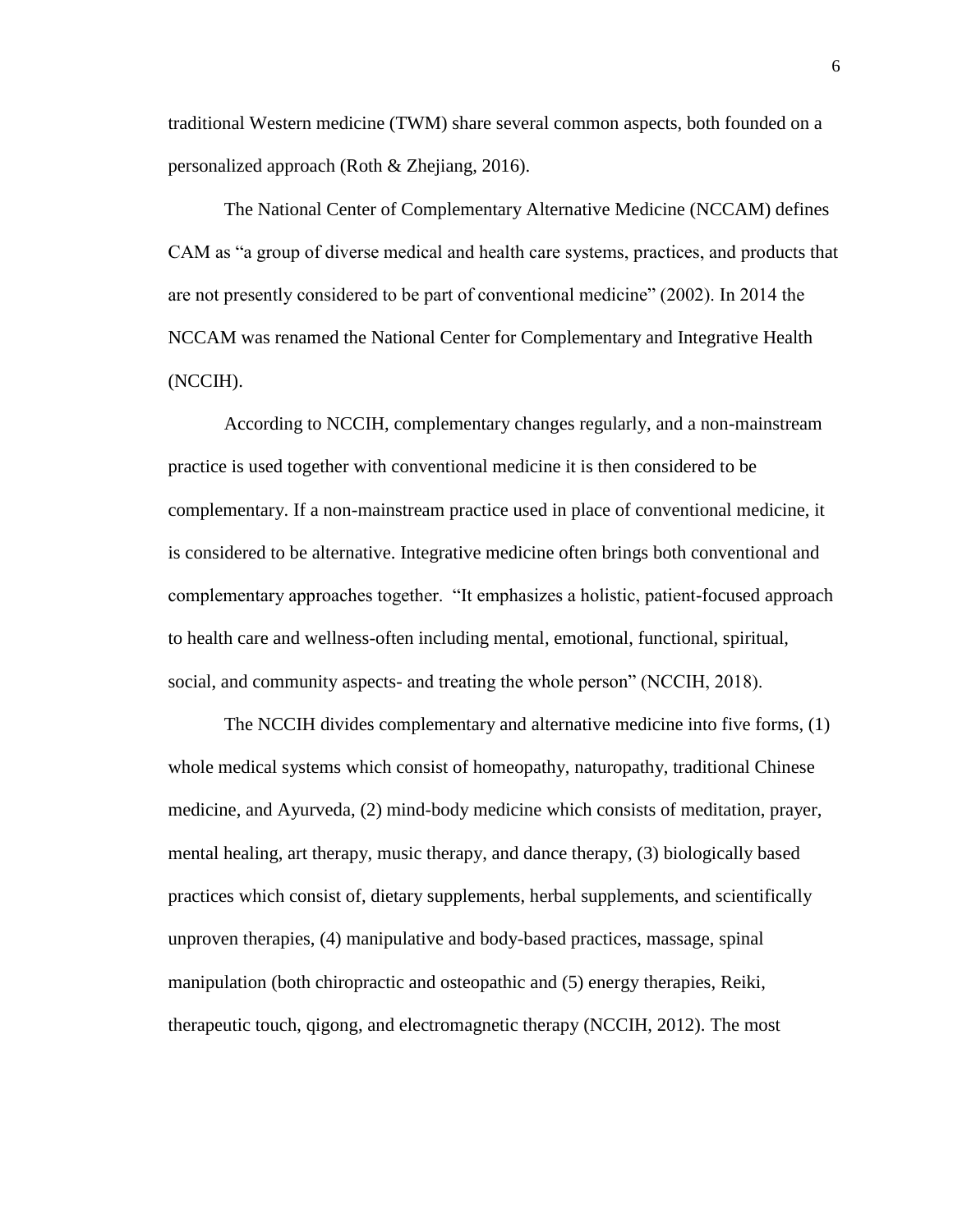traditional Western medicine (TWM) share several common aspects, both founded on a personalized approach (Roth & Zhejiang, 2016).

The National Center of Complementary Alternative Medicine (NCCAM) defines CAM as "a group of diverse medical and health care systems, practices, and products that are not presently considered to be part of conventional medicine" (2002). In 2014 the NCCAM was renamed the National Center for Complementary and Integrative Health (NCCIH).

According to NCCIH, complementary changes regularly, and a non-mainstream practice is used together with conventional medicine it is then considered to be complementary. If a non-mainstream practice used in place of conventional medicine, it is considered to be alternative. Integrative medicine often brings both conventional and complementary approaches together. "It emphasizes a holistic, patient-focused approach to health care and wellness-often including mental, emotional, functional, spiritual, social, and community aspects- and treating the whole person" (NCCIH, 2018).

The NCCIH divides complementary and alternative medicine into five forms, (1) whole medical systems which consist of homeopathy, naturopathy, traditional Chinese medicine, and Ayurveda, (2) mind-body medicine which consists of meditation, prayer, mental healing, art therapy, music therapy, and dance therapy, (3) biologically based practices which consist of, dietary supplements, herbal supplements, and scientifically unproven therapies, (4) manipulative and body-based practices, massage, spinal manipulation (both chiropractic and osteopathic and (5) energy therapies, Reiki, therapeutic touch, qigong, and electromagnetic therapy (NCCIH, 2012). The most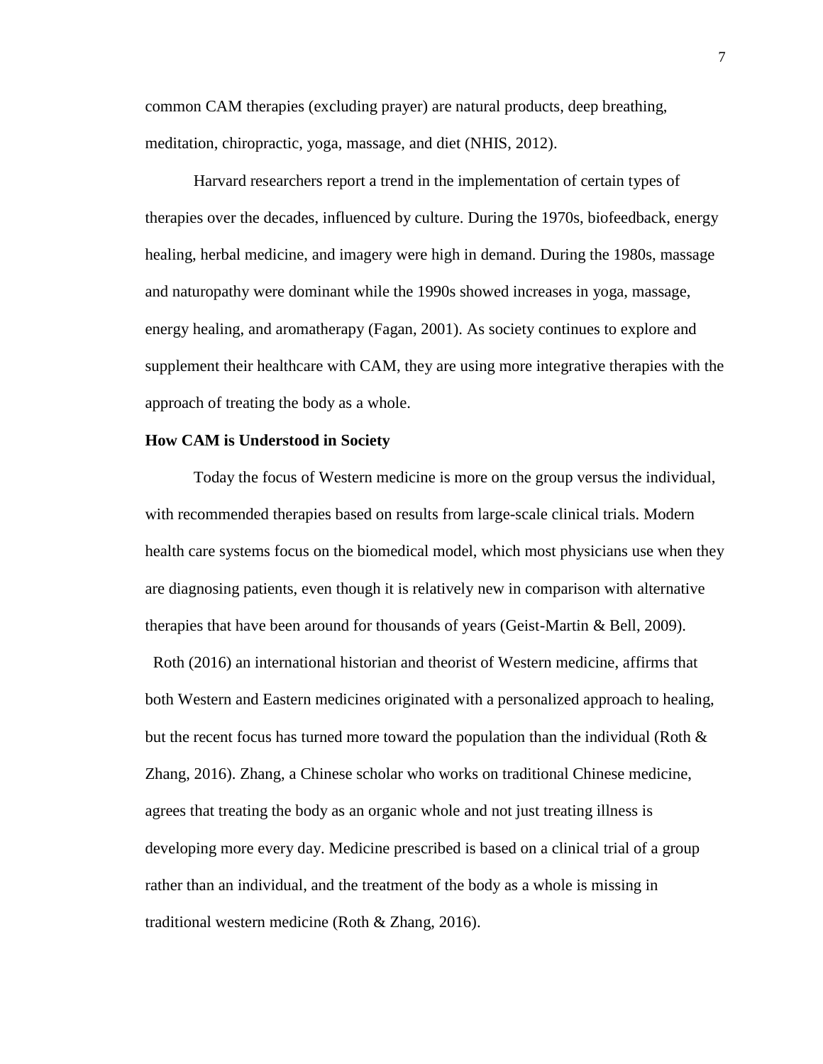common CAM therapies (excluding prayer) are natural products, deep breathing, meditation, chiropractic, yoga, massage, and diet (NHIS, 2012).

Harvard researchers report a trend in the implementation of certain types of therapies over the decades, influenced by culture. During the 1970s, biofeedback, energy healing, herbal medicine, and imagery were high in demand. During the 1980s, massage and naturopathy were dominant while the 1990s showed increases in yoga, massage, energy healing, and aromatherapy (Fagan, 2001). As society continues to explore and supplement their healthcare with CAM, they are using more integrative therapies with the approach of treating the body as a whole.

**How CAM is Understood in Society**

Today the focus of Western medicine is more on the group versus the individual, with recommended therapies based on results from large-scale clinical trials. Modern health care systems focus on the biomedical model, which most physicians use when they are diagnosing patients, even though it is relatively new in comparison with alternative therapies that have been around for thousands of years (Geist-Martin & Bell, 2009).

Roth (2016) an international historian and theorist of Western medicine, affirms that both Western and Eastern medicines originated with a personalized approach to healing, but the recent focus has turned more toward the population than the individual (Roth & Zhang, 2016). Zhang, a Chinese scholar who works on traditional Chinese medicine, agrees that treating the body as an organic whole and not just treating illness is developing more every day. Medicine prescribed is based on a clinical trial of a group rather than an individual, and the treatment of the body as a whole is missing in traditional western medicine (Roth & Zhang, 2016).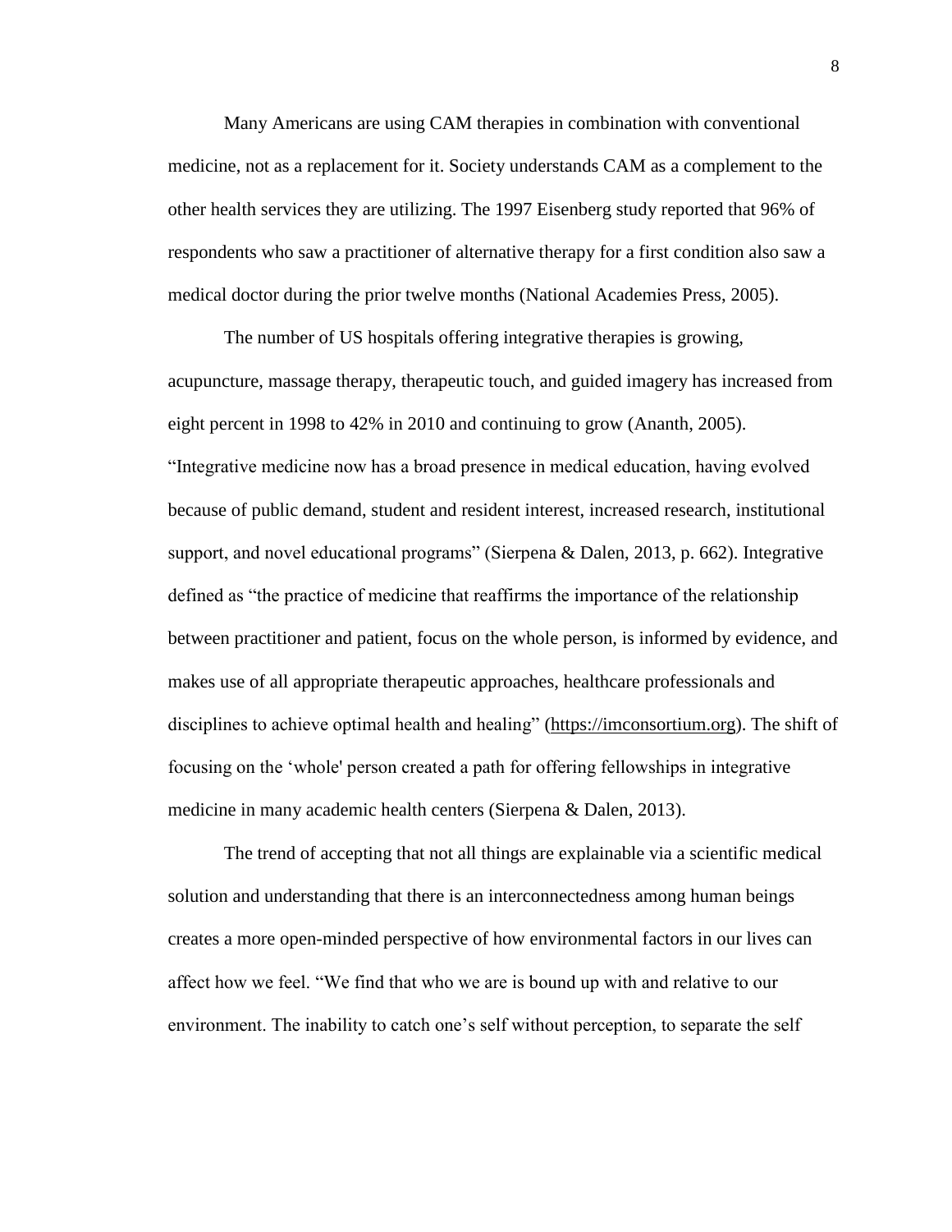Many Americans are using CAM therapies in combination with conventional medicine, not as a replacement for it. Society understands CAM as a complement to the other health services they are utilizing. The 1997 Eisenberg study reported that 96% of respondents who saw a practitioner of alternative therapy for a first condition also saw a medical doctor during the prior twelve months (National Academies Press, 2005).

The number of US hospitals offering integrative therapies is growing, acupuncture, massage therapy, therapeutic touch, and guided imagery has increased from eight percent in 1998 to 42% in 2010 and continuing to grow (Ananth, 2005). "Integrative medicine now has a broad presence in medical education, having evolved because of public demand, student and resident interest, increased research, institutional support, and novel educational programs" (Sierpena & Dalen, 2013, p. 662). Integrative defined as "the practice of medicine that reaffirms the importance of the relationship between practitioner and patient, focus on the whole person, is informed by evidence, and makes use of all appropriate therapeutic approaches, healthcare professionals and disciplines to achieve optimal health and healing" (https://imconsortium.org). The shift of focusing on the 'whole' person created a path for offering fellowships in integrative medicine in many academic health centers (Sierpena & Dalen, 2013).

The trend of accepting that not all things are explainable via a scientific medical solution and understanding that there is an interconnectedness among human beings creates a more open-minded perspective of how environmental factors in our lives can affect how we feel. "We find that who we are is bound up with and relative to our environment. The inability to catch one's self without perception, to separate the self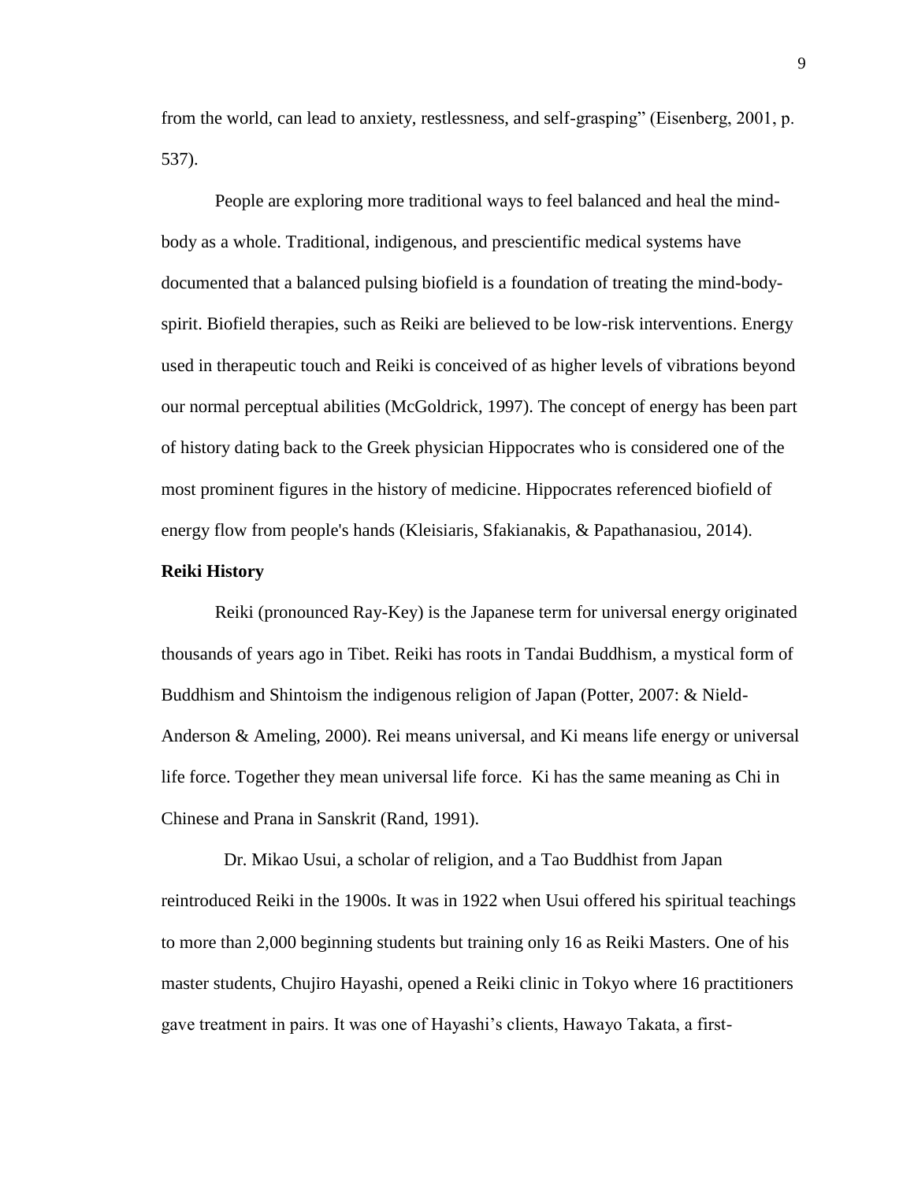from the world, can lead to anxiety, restlessness, and self-grasping" (Eisenberg, 2001, p. 537).

People are exploring more traditional ways to feel balanced and heal the mind-body as a whole. Traditional, indigenous, and prescientific medical systems have documented that a balanced pulsing biofield is a foundation of treating the mind-body-spirit. Biofield therapies, such as Reiki are believed to be low-risk interventions. Energy used in therapeutic touch and Reiki is conceived of as higher levels of vibrations beyond our normal perceptual abilities (McGoldrick, 1997). The concept of energy has been part of history dating back to the Greek physician Hippocrates who is considered one of the most prominent figures in the history of medicine. Hippocrates referenced biofield of energy flow from people's hands (Kleisiaris, Sfakianakis, & Papathanasiou, 2014).

**Reiki History**

Reiki (pronounced Ray-Key) is the Japanese term for universal energy originated thousands of years ago in Tibet. Reiki has roots in Tandai Buddhism, a mystical form of Buddhism and Shintoism the indigenous religion of Japan (Potter, 2007: & Nield-Anderson & Ameling, 2000). Rei means universal, and Ki means life energy or universal life force. Together they mean universal life force. Ki has the same meaning as Chi in Chinese and Prana in Sanskrit (Rand, 1991).

Dr. Mikao Usui, a scholar of religion, and a Tao Buddhist from Japan reintroduced Reiki in the 1900s. It was in 1922 when Usui offered his spiritual teachings to more than 2,000 beginning students but training only 16 as Reiki Masters. One of his master students, Chujiro Hayashi, opened a Reiki clinic in Tokyo where 16 practitioners gave treatment in pairs. It was one of Hayashi's clients, Hawayo Takata, a first-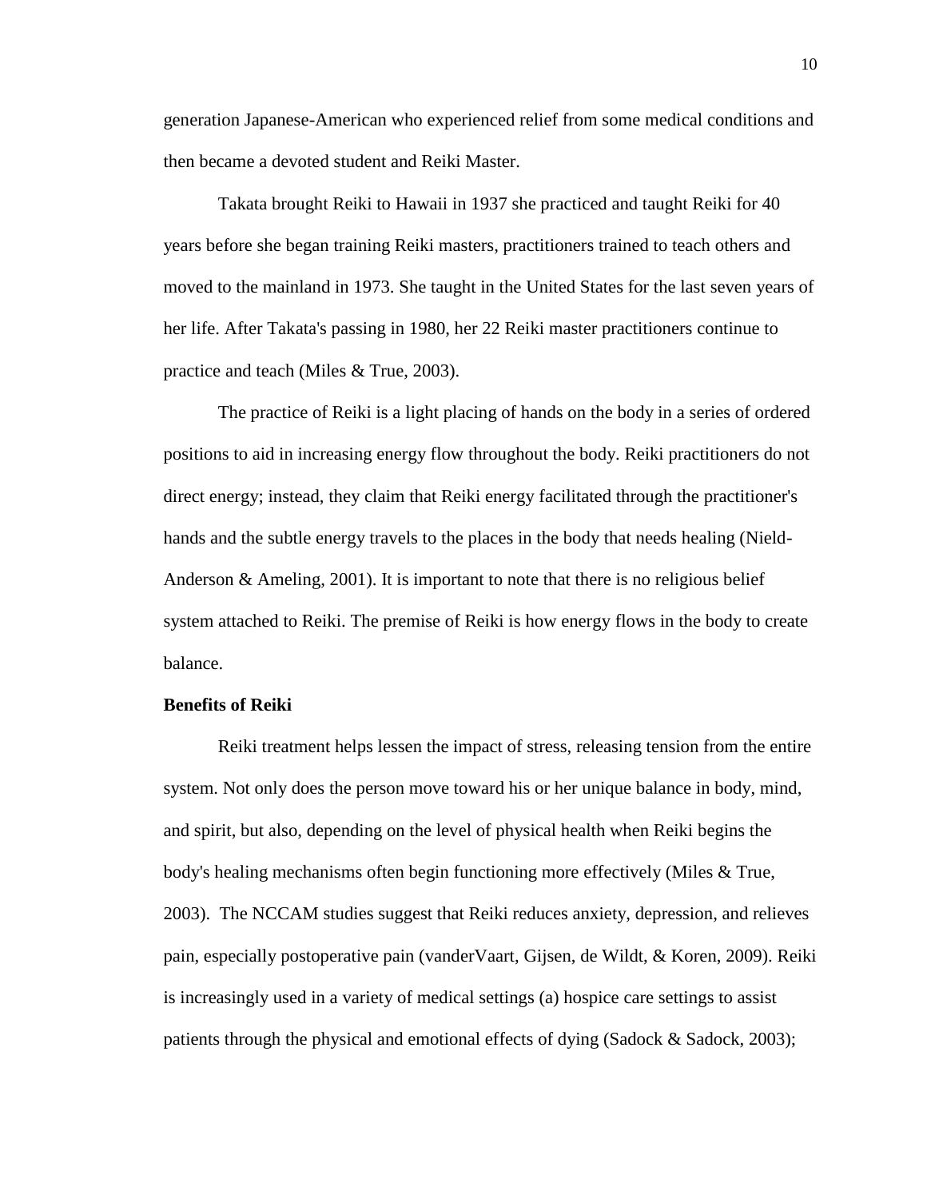generation Japanese-American who experienced relief from some medical conditions and then became a devoted student and Reiki Master.

Takata brought Reiki to Hawaii in 1937 she practiced and taught Reiki for 40 years before she began training Reiki masters, practitioners trained to teach others and moved to the mainland in 1973. She taught in the United States for the last seven years of her life. After Takata's passing in 1980, her 22 Reiki master practitioners continue to practice and teach (Miles & True, 2003).

The practice of Reiki is a light placing of hands on the body in a series of ordered positions to aid in increasing energy flow throughout the body. Reiki practitioners do not direct energy; instead, they claim that Reiki energy facilitated through the practitioner's hands and the subtle energy travels to the places in the body that needs healing (Nield-Anderson & Ameling, 2001). It is important to note that there is no religious belief system attached to Reiki. The premise of Reiki is how energy flows in the body to create balance.

**Benefits of Reiki**

Reiki treatment helps lessen the impact of stress, releasing tension from the entire system. Not only does the person move toward his or her unique balance in body, mind, and spirit, but also, depending on the level of physical health when Reiki begins the body's healing mechanisms often begin functioning more effectively (Miles & True, 2003). The NCCAM studies suggest that Reiki reduces anxiety, depression, and relieves pain, especially postoperative pain (vanderVaart, Gijsen, de Wildt, & Koren, 2009). Reiki is increasingly used in a variety of medical settings (a) hospice care settings to assist patients through the physical and emotional effects of dying (Sadock & Sadock, 2003);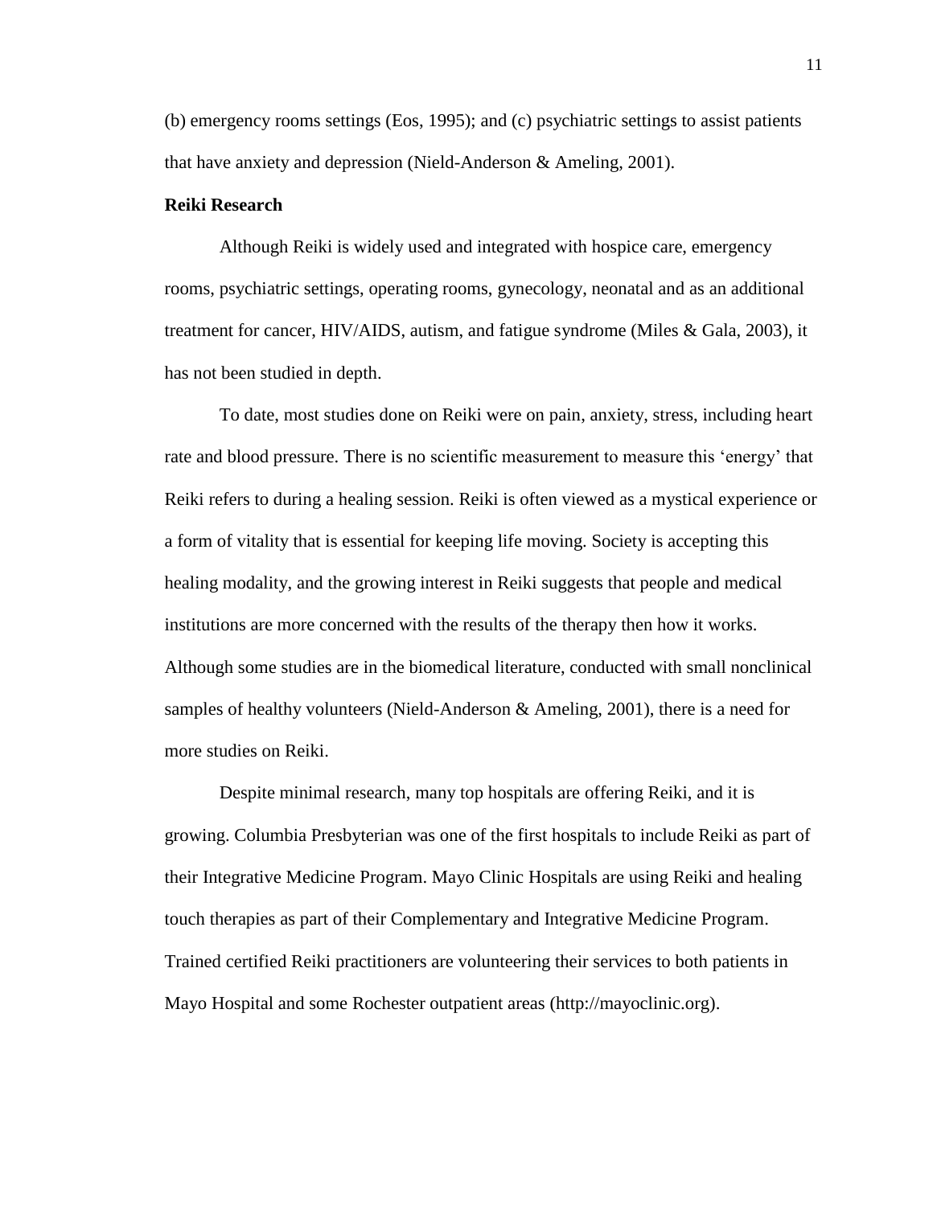(b) emergency rooms settings (Eos, 1995); and (c) psychiatric settings to assist patients that have anxiety and depression (Nield-Anderson & Ameling, 2001).

**Reiki Research**

Although Reiki is widely used and integrated with hospice care, emergency rooms, psychiatric settings, operating rooms, gynecology, neonatal and as an additional treatment for cancer, HIV/AIDS, autism, and fatigue syndrome (Miles & Gala, 2003), it has not been studied in depth.

To date, most studies done on Reiki were on pain, anxiety, stress, including heart rate and blood pressure. There is no scientific measurement to measure this 'energy' that Reiki refers to during a healing session. Reiki is often viewed as a mystical experience or a form of vitality that is essential for keeping life moving. Society is accepting this healing modality, and the growing interest in Reiki suggests that people and medical institutions are more concerned with the results of the therapy then how it works. Although some studies are in the biomedical literature, conducted with small nonclinical samples of healthy volunteers (Nield-Anderson & Ameling, 2001), there is a need for more studies on Reiki.

Despite minimal research, many top hospitals are offering Reiki, and it is growing. Columbia Presbyterian was one of the first hospitals to include Reiki as part of their Integrative Medicine Program. Mayo Clinic Hospitals are using Reiki and healing touch therapies as part of their Complementary and Integrative Medicine Program. Trained certified Reiki practitioners are volunteering their services to both patients in Mayo Hospital and some Rochester outpatient areas (http://mayoclinic.org).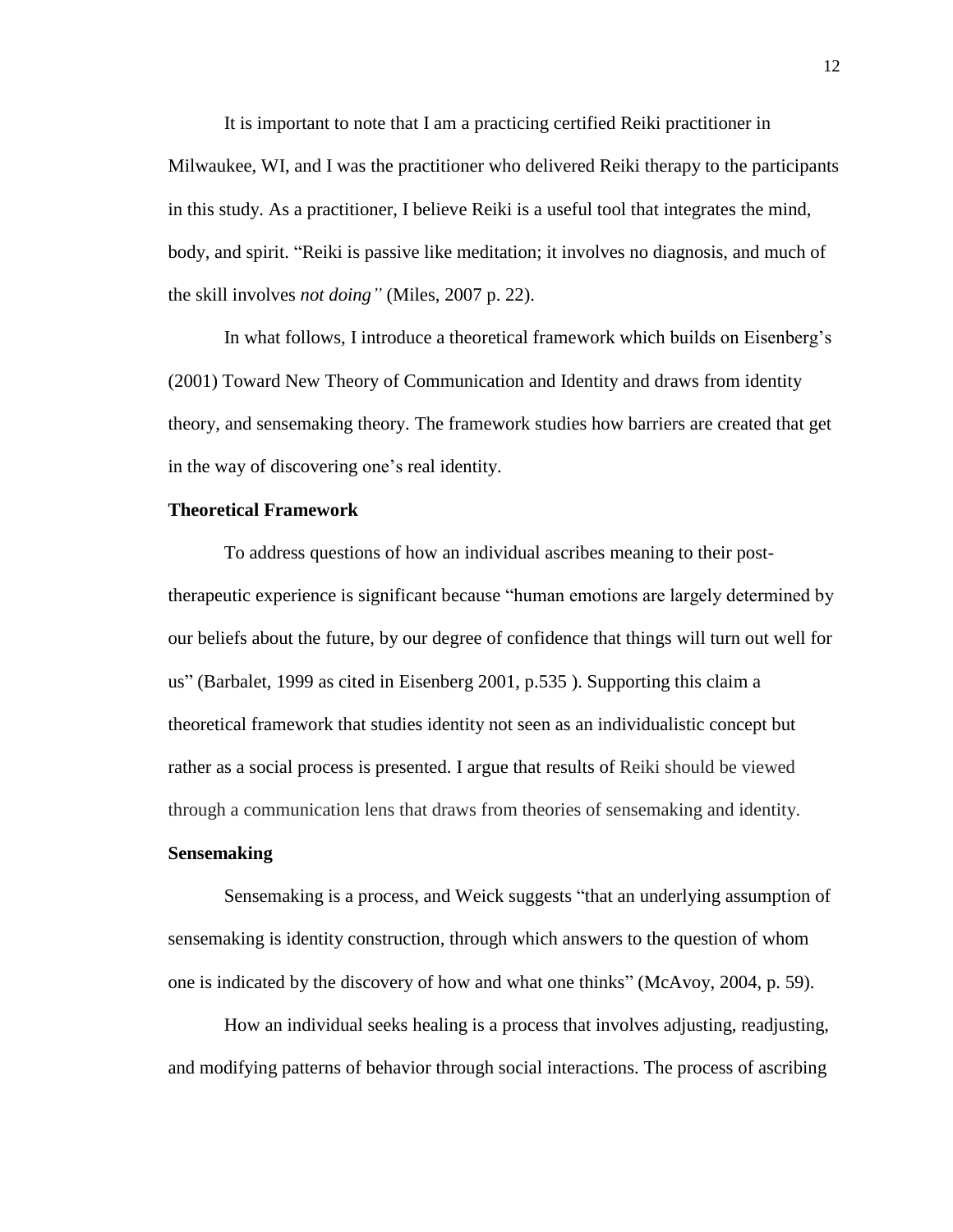It is important to note that I am a practicing certified Reiki practitioner in Milwaukee, WI, and I was the practitioner who delivered Reiki therapy to the participants in this study. As a practitioner, I believe Reiki is a useful tool that integrates the mind, body, and spirit. "Reiki is passive like meditation; it involves no diagnosis, and much of the skill involves *not doing"* (Miles, 2007 p. 22).

In what follows, I introduce a theoretical framework which builds on Eisenberg's (2001) Toward New Theory of Communication and Identity and draws from identity theory, and sensemaking theory. The framework studies how barriers are created that get in the way of discovering one's real identity.

**Theoretical Framework**

To address questions of how an individual ascribes meaning to their post-therapeutic experience is significant because "human emotions are largely determined by our beliefs about the future, by our degree of confidence that things will turn out well for us" (Barbalet, 1999 as cited in Eisenberg 2001, p.535 ). Supporting this claim a theoretical framework that studies identity not seen as an individualistic concept but rather as a social process is presented. I argue that results of Reiki should be viewed through a communication lens that draws from theories of sensemaking and identity.

**Sensemaking**

Sensemaking is a process, and Weick suggests "that an underlying assumption of sensemaking is identity construction, through which answers to the question of whom one is indicated by the discovery of how and what one thinks" (McAvoy, 2004, p. 59).

How an individual seeks healing is a process that involves adjusting, readjusting, and modifying patterns of behavior through social interactions. The process of ascribing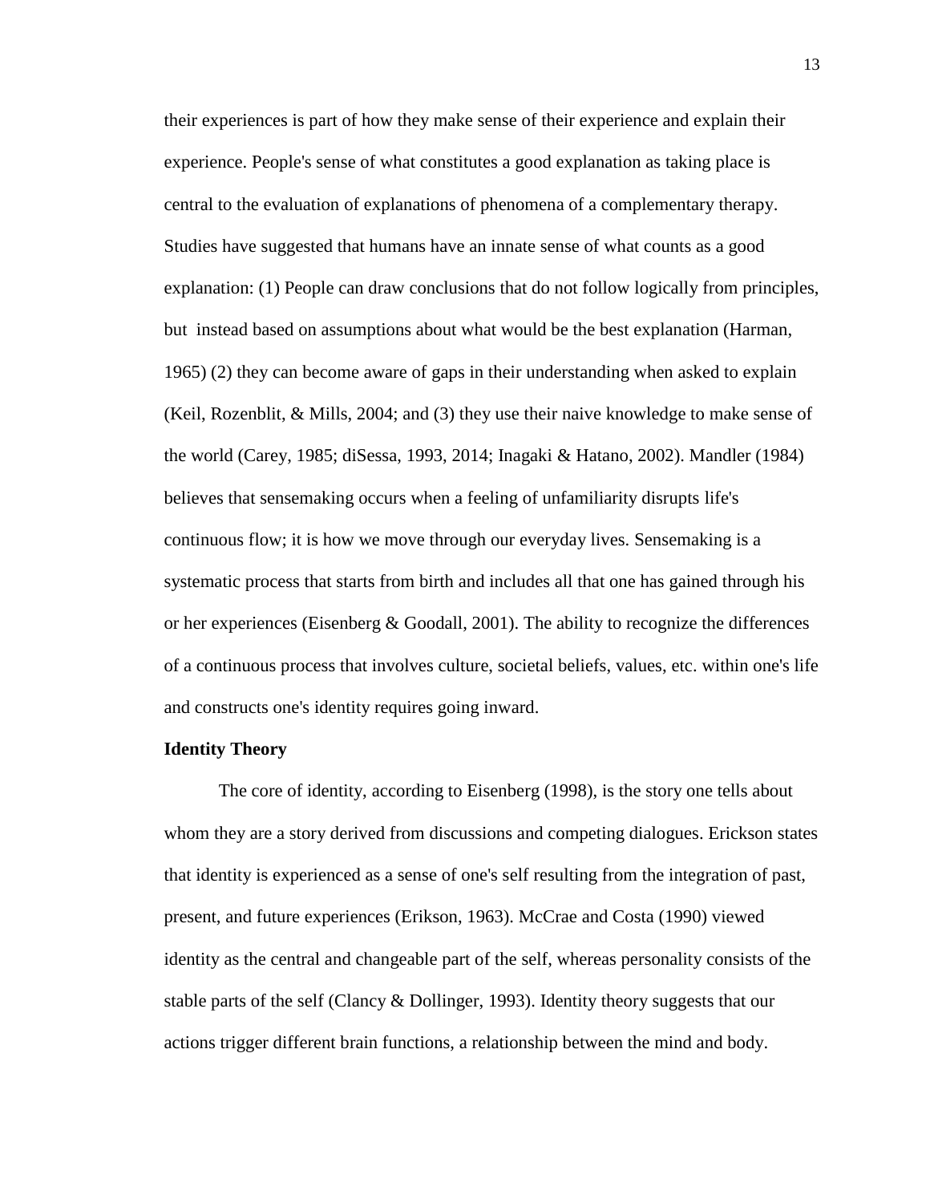their experiences is part of how they make sense of their experience and explain their experience. People's sense of what constitutes a good explanation as taking place is central to the evaluation of explanations of phenomena of a complementary therapy. Studies have suggested that humans have an innate sense of what counts as a good explanation: (1) People can draw conclusions that do not follow logically from principles, but instead based on assumptions about what would be the best explanation (Harman, 1965) (2) they can become aware of gaps in their understanding when asked to explain (Keil, Rozenblit, & Mills, 2004; and (3) they use their naive knowledge to make sense of the world (Carey, 1985; diSessa, 1993, 2014; Inagaki & Hatano, 2002). Mandler (1984) believes that sensemaking occurs when a feeling of unfamiliarity disrupts life's continuous flow; it is how we move through our everyday lives. Sensemaking is a systematic process that starts from birth and includes all that one has gained through his or her experiences (Eisenberg & Goodall, 2001). The ability to recognize the differences of a continuous process that involves culture, societal beliefs, values, etc. within one's life and constructs one's identity requires going inward.

**Identity Theory**

The core of identity, according to Eisenberg (1998), is the story one tells about whom they are a story derived from discussions and competing dialogues. Erickson states that identity is experienced as a sense of one's self resulting from the integration of past, present, and future experiences (Erikson, 1963). McCrae and Costa (1990) viewed identity as the central and changeable part of the self, whereas personality consists of the stable parts of the self (Clancy & Dollinger, 1993). Identity theory suggests that our actions trigger different brain functions, a relationship between the mind and body.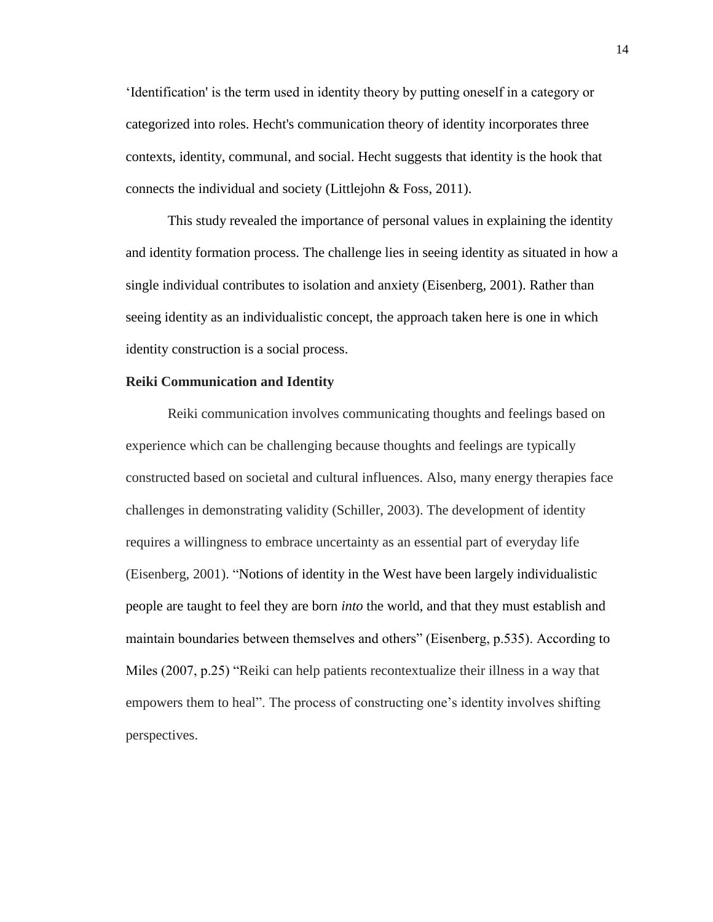'Identification' is the term used in identity theory by putting oneself in a category or categorized into roles. Hecht's communication theory of identity incorporates three contexts, identity, communal, and social. Hecht suggests that identity is the hook that connects the individual and society (Littlejohn & Foss, 2011).

This study revealed the importance of personal values in explaining the identity and identity formation process. The challenge lies in seeing identity as situated in how a single individual contributes to isolation and anxiety (Eisenberg, 2001). Rather than seeing identity as an individualistic concept, the approach taken here is one in which identity construction is a social process.

**Reiki Communication and Identity**

Reiki communication involves communicating thoughts and feelings based on experience which can be challenging because thoughts and feelings are typically constructed based on societal and cultural influences. Also, many energy therapies face challenges in demonstrating validity (Schiller, 2003). The development of identity requires a willingness to embrace uncertainty as an essential part of everyday life (Eisenberg, 2001). "Notions of identity in the West have been largely individualistic people are taught to feel they are born *into* the world, and that they must establish and maintain boundaries between themselves and others" (Eisenberg, p.535). According to Miles (2007, p.25) "Reiki can help patients recontextualize their illness in a way that empowers them to heal". The process of constructing one's identity involves shifting perspectives.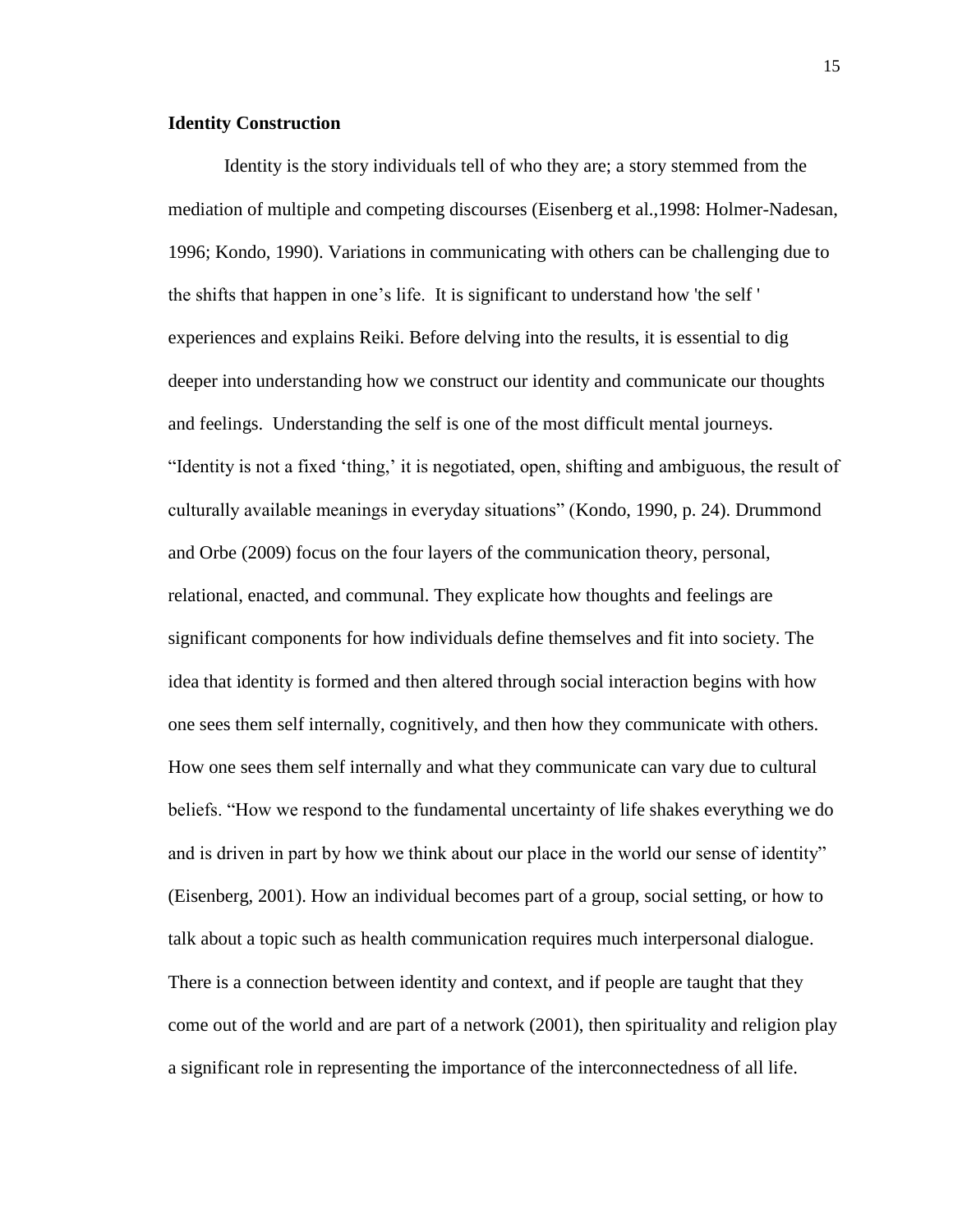**Identity Construction**

Identity is the story individuals tell of who they are; a story stemmed from the mediation of multiple and competing discourses (Eisenberg et al.,1998: Holmer-Nadesan, 1996; Kondo, 1990). Variations in communicating with others can be challenging due to the shifts that happen in one's life. It is significant to understand how 'the self ' experiences and explains Reiki. Before delving into the results, it is essential to dig deeper into understanding how we construct our identity and communicate our thoughts and feelings. Understanding the self is one of the most difficult mental journeys. "Identity is not a fixed 'thing,' it is negotiated, open, shifting and ambiguous, the result of culturally available meanings in everyday situations" (Kondo, 1990, p. 24). Drummond and Orbe (2009) focus on the four layers of the communication theory, personal, relational, enacted, and communal. They explicate how thoughts and feelings are significant components for how individuals define themselves and fit into society. The idea that identity is formed and then altered through social interaction begins with how one sees them self internally, cognitively, and then how they communicate with others. How one sees them self internally and what they communicate can vary due to cultural beliefs. "How we respond to the fundamental uncertainty of life shakes everything we do and is driven in part by how we think about our place in the world our sense of identity" (Eisenberg, 2001). How an individual becomes part of a group, social setting, or how to talk about a topic such as health communication requires much interpersonal dialogue. There is a connection between identity and context, and if people are taught that they come out of the world and are part of a network (2001), then spirituality and religion play a significant role in representing the importance of the interconnectedness of all life.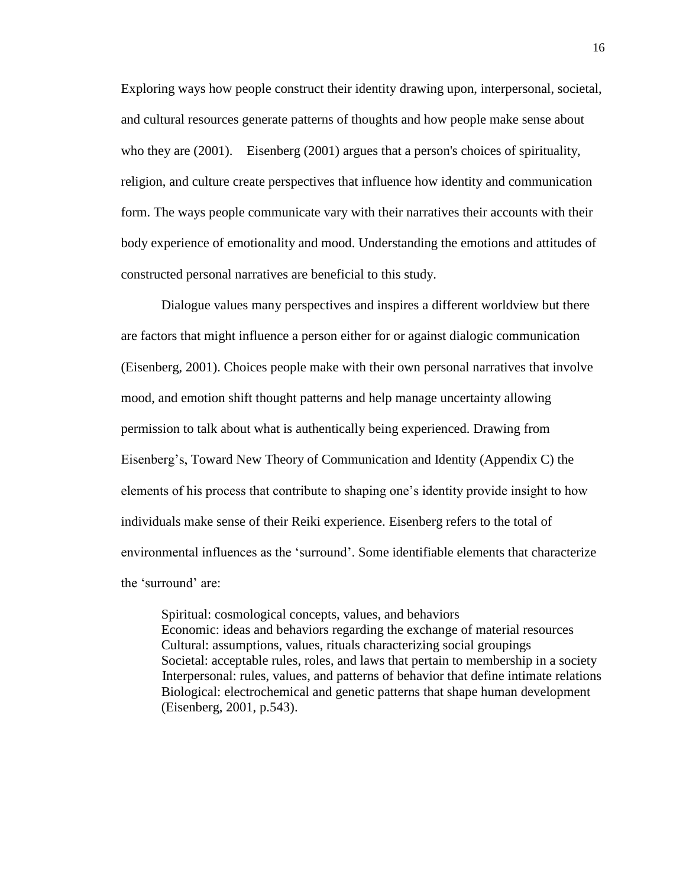Exploring ways how people construct their identity drawing upon, interpersonal, societal, and cultural resources generate patterns of thoughts and how people make sense about who they are (2001). Eisenberg (2001) argues that a person's choices of spirituality, religion, and culture create perspectives that influence how identity and communication form. The ways people communicate vary with their narratives their accounts with their body experience of emotionality and mood. Understanding the emotions and attitudes of constructed personal narratives are beneficial to this study.

Dialogue values many perspectives and inspires a different worldview but there are factors that might influence a person either for or against dialogic communication (Eisenberg, 2001). Choices people make with their own personal narratives that involve mood, and emotion shift thought patterns and help manage uncertainty allowing permission to talk about what is authentically being experienced. Drawing from Eisenberg's, Toward New Theory of Communication and Identity (Appendix C) the elements of his process that contribute to shaping one's identity provide insight to how individuals make sense of their Reiki experience. Eisenberg refers to the total of environmental influences as the 'surround'. Some identifiable elements that characterize the 'surround' are:

> Spiritual: cosmological concepts, values, and behaviors
> Economic: ideas and behaviors regarding the exchange of material resources
> Cultural: assumptions, values, rituals characterizing social groupings
> Societal: acceptable rules, roles, and laws that pertain to membership in a society
> Interpersonal: rules, values, and patterns of behavior that define intimate relations
> Biological: electrochemical and genetic patterns that shape human development
> (Eisenberg, 2001, p.543).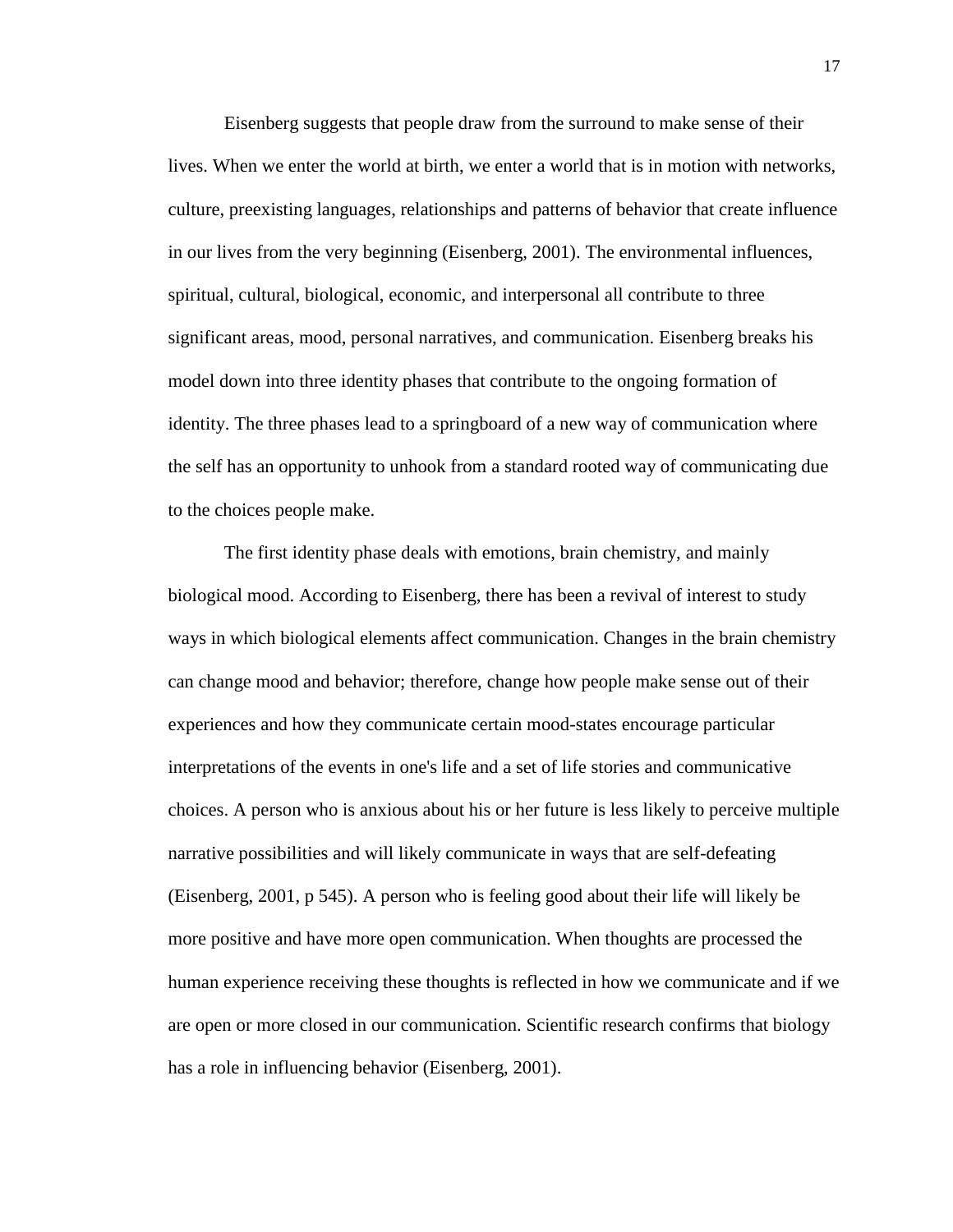Eisenberg suggests that people draw from the surround to make sense of their lives. When we enter the world at birth, we enter a world that is in motion with networks, culture, preexisting languages, relationships and patterns of behavior that create influence in our lives from the very beginning (Eisenberg, 2001). The environmental influences, spiritual, cultural, biological, economic, and interpersonal all contribute to three significant areas, mood, personal narratives, and communication. Eisenberg breaks his model down into three identity phases that contribute to the ongoing formation of identity. The three phases lead to a springboard of a new way of communication where the self has an opportunity to unhook from a standard rooted way of communicating due to the choices people make.

The first identity phase deals with emotions, brain chemistry, and mainly biological mood. According to Eisenberg, there has been a revival of interest to study ways in which biological elements affect communication. Changes in the brain chemistry can change mood and behavior; therefore, change how people make sense out of their experiences and how they communicate certain mood-states encourage particular interpretations of the events in one's life and a set of life stories and communicative choices. A person who is anxious about his or her future is less likely to perceive multiple narrative possibilities and will likely communicate in ways that are self-defeating (Eisenberg, 2001, p 545). A person who is feeling good about their life will likely be more positive and have more open communication. When thoughts are processed the human experience receiving these thoughts is reflected in how we communicate and if we are open or more closed in our communication. Scientific research confirms that biology has a role in influencing behavior (Eisenberg, 2001).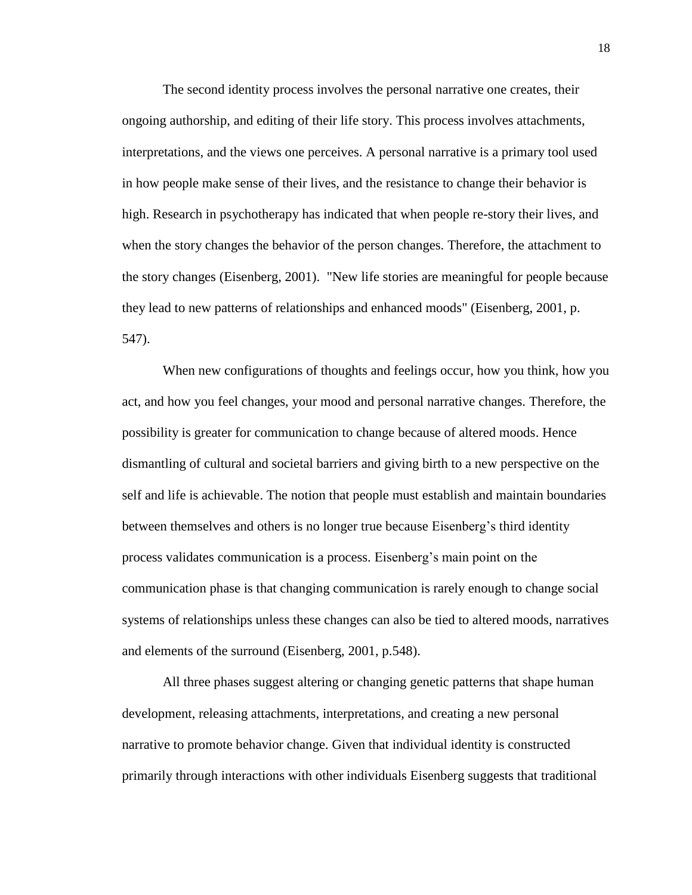The second identity process involves the personal narrative one creates, their ongoing authorship, and editing of their life story. This process involves attachments, interpretations, and the views one perceives. A personal narrative is a primary tool used in how people make sense of their lives, and the resistance to change their behavior is high. Research in psychotherapy has indicated that when people re-story their lives, and when the story changes the behavior of the person changes. Therefore, the attachment to the story changes (Eisenberg, 2001). "New life stories are meaningful for people because they lead to new patterns of relationships and enhanced moods" (Eisenberg, 2001, p. 547).

When new configurations of thoughts and feelings occur, how you think, how you act, and how you feel changes, your mood and personal narrative changes. Therefore, the possibility is greater for communication to change because of altered moods. Hence dismantling of cultural and societal barriers and giving birth to a new perspective on the self and life is achievable. The notion that people must establish and maintain boundaries between themselves and others is no longer true because Eisenberg's third identity process validates communication is a process. Eisenberg's main point on the communication phase is that changing communication is rarely enough to change social systems of relationships unless these changes can also be tied to altered moods, narratives and elements of the surround (Eisenberg, 2001, p.548).

All three phases suggest altering or changing genetic patterns that shape human development, releasing attachments, interpretations, and creating a new personal narrative to promote behavior change. Given that individual identity is constructed primarily through interactions with other individuals Eisenberg suggests that traditional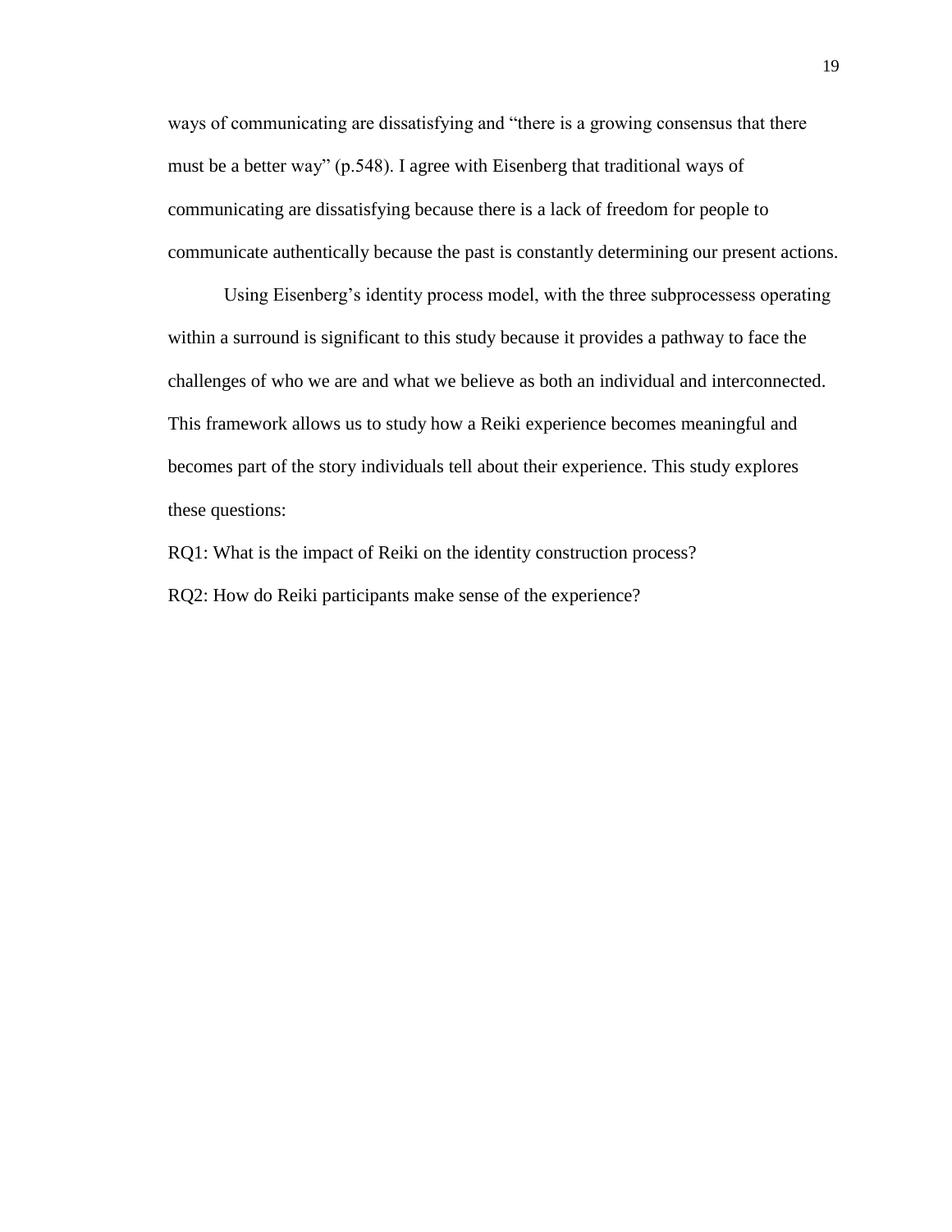ways of communicating are dissatisfying and "there is a growing consensus that there must be a better way" (p.548). I agree with Eisenberg that traditional ways of communicating are dissatisfying because there is a lack of freedom for people to communicate authentically because the past is constantly determining our present actions.

Using Eisenberg's identity process model, with the three subprocessess operating within a surround is significant to this study because it provides a pathway to face the challenges of who we are and what we believe as both an individual and interconnected. This framework allows us to study how a Reiki experience becomes meaningful and becomes part of the story individuals tell about their experience. This study explores these questions:

RQ1: What is the impact of Reiki on the identity construction process?

RQ2: How do Reiki participants make sense of the experience?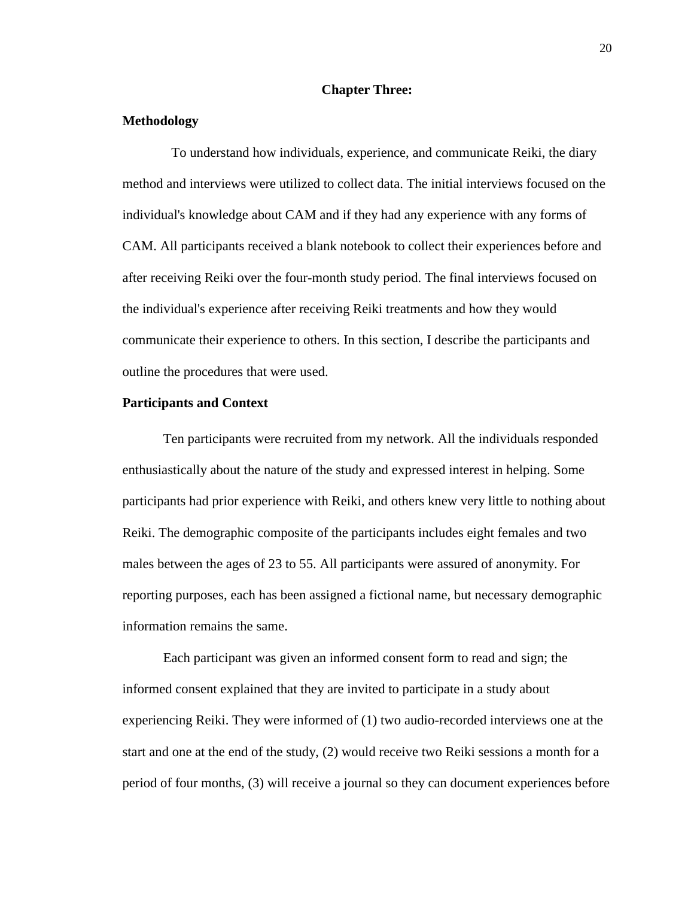## Chapter Three:

### Methodology

To understand how individuals, experience, and communicate Reiki, the diary method and interviews were utilized to collect data. The initial interviews focused on the individual's knowledge about CAM and if they had any experience with any forms of CAM. All participants received a blank notebook to collect their experiences before and after receiving Reiki over the four-month study period. The final interviews focused on the individual's experience after receiving Reiki treatments and how they would communicate their experience to others. In this section, I describe the participants and outline the procedures that were used.

### Participants and Context

Ten participants were recruited from my network. All the individuals responded enthusiastically about the nature of the study and expressed interest in helping. Some participants had prior experience with Reiki, and others knew very little to nothing about Reiki. The demographic composite of the participants includes eight females and two males between the ages of 23 to 55. All participants were assured of anonymity. For reporting purposes, each has been assigned a fictional name, but necessary demographic information remains the same.

Each participant was given an informed consent form to read and sign; the informed consent explained that they are invited to participate in a study about experiencing Reiki. They were informed of (1) two audio-recorded interviews one at the start and one at the end of the study, (2) would receive two Reiki sessions a month for a period of four months, (3) will receive a journal so they can document experiences before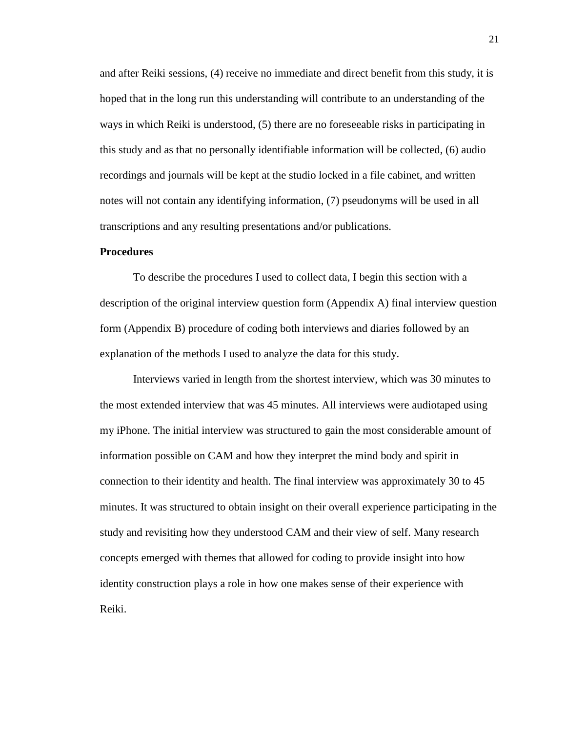and after Reiki sessions, (4) receive no immediate and direct benefit from this study, it is hoped that in the long run this understanding will contribute to an understanding of the ways in which Reiki is understood, (5) there are no foreseeable risks in participating in this study and as that no personally identifiable information will be collected, (6) audio recordings and journals will be kept at the studio locked in a file cabinet, and written notes will not contain any identifying information, (7) pseudonyms will be used in all transcriptions and any resulting presentations and/or publications.

**Procedures**

To describe the procedures I used to collect data, I begin this section with a description of the original interview question form (Appendix A) final interview question form (Appendix B) procedure of coding both interviews and diaries followed by an explanation of the methods I used to analyze the data for this study.

Interviews varied in length from the shortest interview, which was 30 minutes to the most extended interview that was 45 minutes. All interviews were audiotaped using my iPhone. The initial interview was structured to gain the most considerable amount of information possible on CAM and how they interpret the mind body and spirit in connection to their identity and health. The final interview was approximately 30 to 45 minutes. It was structured to obtain insight on their overall experience participating in the study and revisiting how they understood CAM and their view of self. Many research concepts emerged with themes that allowed for coding to provide insight into how identity construction plays a role in how one makes sense of their experience with Reiki.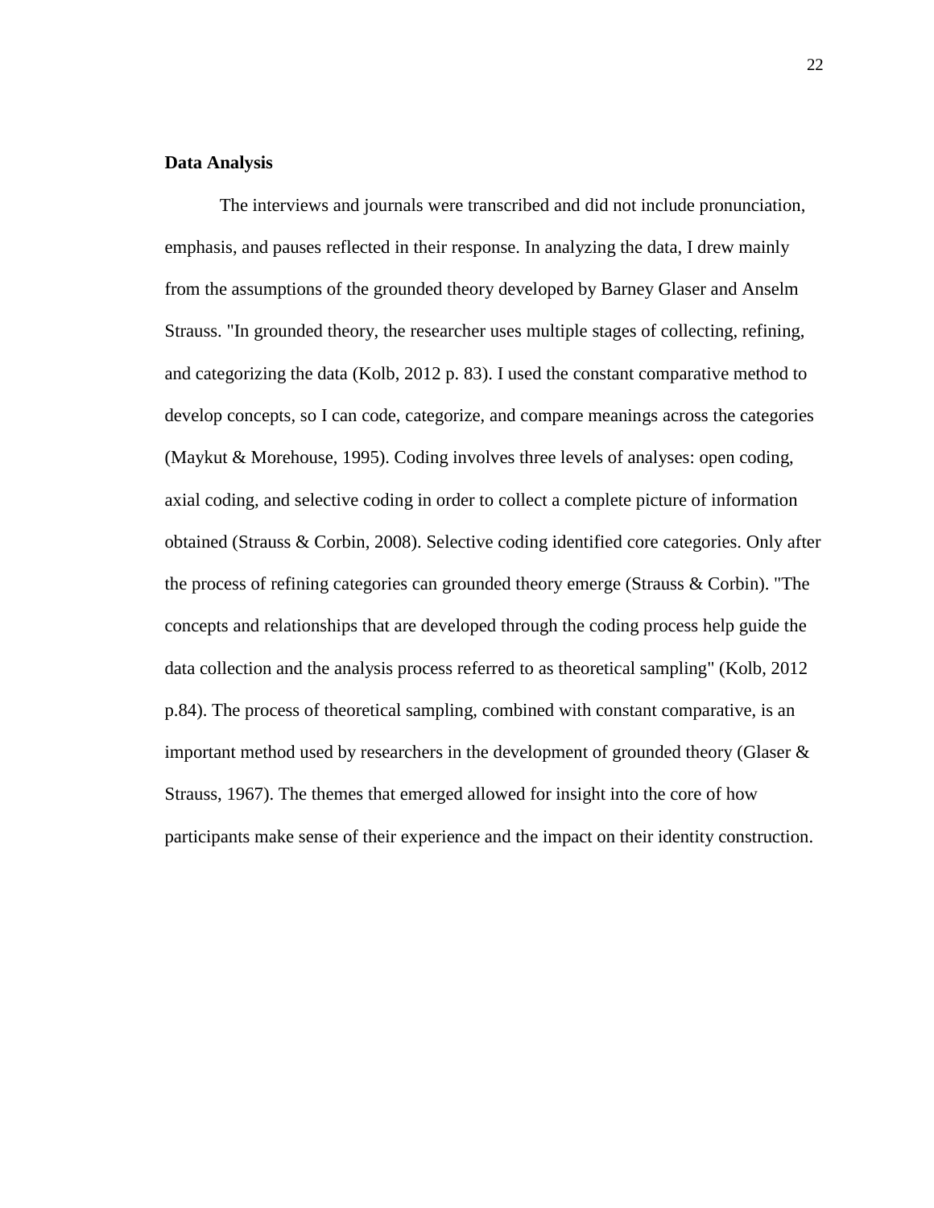**Data Analysis**

The interviews and journals were transcribed and did not include pronunciation, emphasis, and pauses reflected in their response. In analyzing the data, I drew mainly from the assumptions of the grounded theory developed by Barney Glaser and Anselm Strauss. "In grounded theory, the researcher uses multiple stages of collecting, refining, and categorizing the data (Kolb, 2012 p. 83). I used the constant comparative method to develop concepts, so I can code, categorize, and compare meanings across the categories (Maykut & Morehouse, 1995). Coding involves three levels of analyses: open coding, axial coding, and selective coding in order to collect a complete picture of information obtained (Strauss & Corbin, 2008). Selective coding identified core categories. Only after the process of refining categories can grounded theory emerge (Strauss & Corbin). "The concepts and relationships that are developed through the coding process help guide the data collection and the analysis process referred to as theoretical sampling" (Kolb, 2012 p.84). The process of theoretical sampling, combined with constant comparative, is an important method used by researchers in the development of grounded theory (Glaser & Strauss, 1967). The themes that emerged allowed for insight into the core of how participants make sense of their experience and the impact on their identity construction.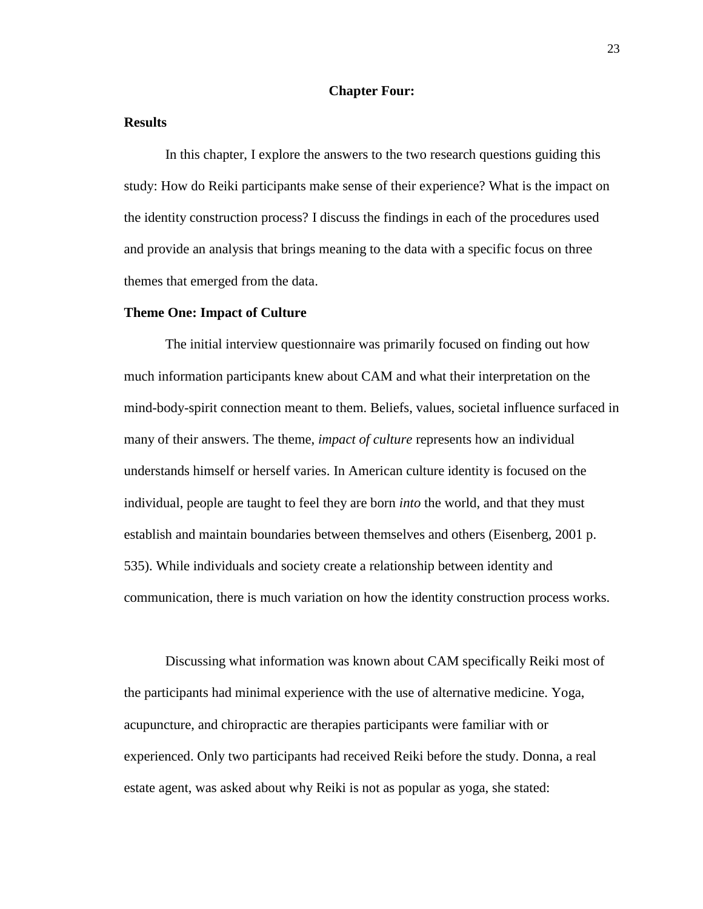## Chapter Four:

### Results

In this chapter, I explore the answers to the two research questions guiding this study: How do Reiki participants make sense of their experience? What is the impact on the identity construction process? I discuss the findings in each of the procedures used and provide an analysis that brings meaning to the data with a specific focus on three themes that emerged from the data.

### Theme One: Impact of Culture

The initial interview questionnaire was primarily focused on finding out how much information participants knew about CAM and what their interpretation on the mind-body-spirit connection meant to them. Beliefs, values, societal influence surfaced in many of their answers. The theme, *impact of culture* represents how an individual understands himself or herself varies. In American culture identity is focused on the individual, people are taught to feel they are born *into* the world, and that they must establish and maintain boundaries between themselves and others (Eisenberg, 2001 p. 535). While individuals and society create a relationship between identity and communication, there is much variation on how the identity construction process works.

Discussing what information was known about CAM specifically Reiki most of the participants had minimal experience with the use of alternative medicine. Yoga, acupuncture, and chiropractic are therapies participants were familiar with or experienced. Only two participants had received Reiki before the study. Donna, a real estate agent, was asked about why Reiki is not as popular as yoga, she stated: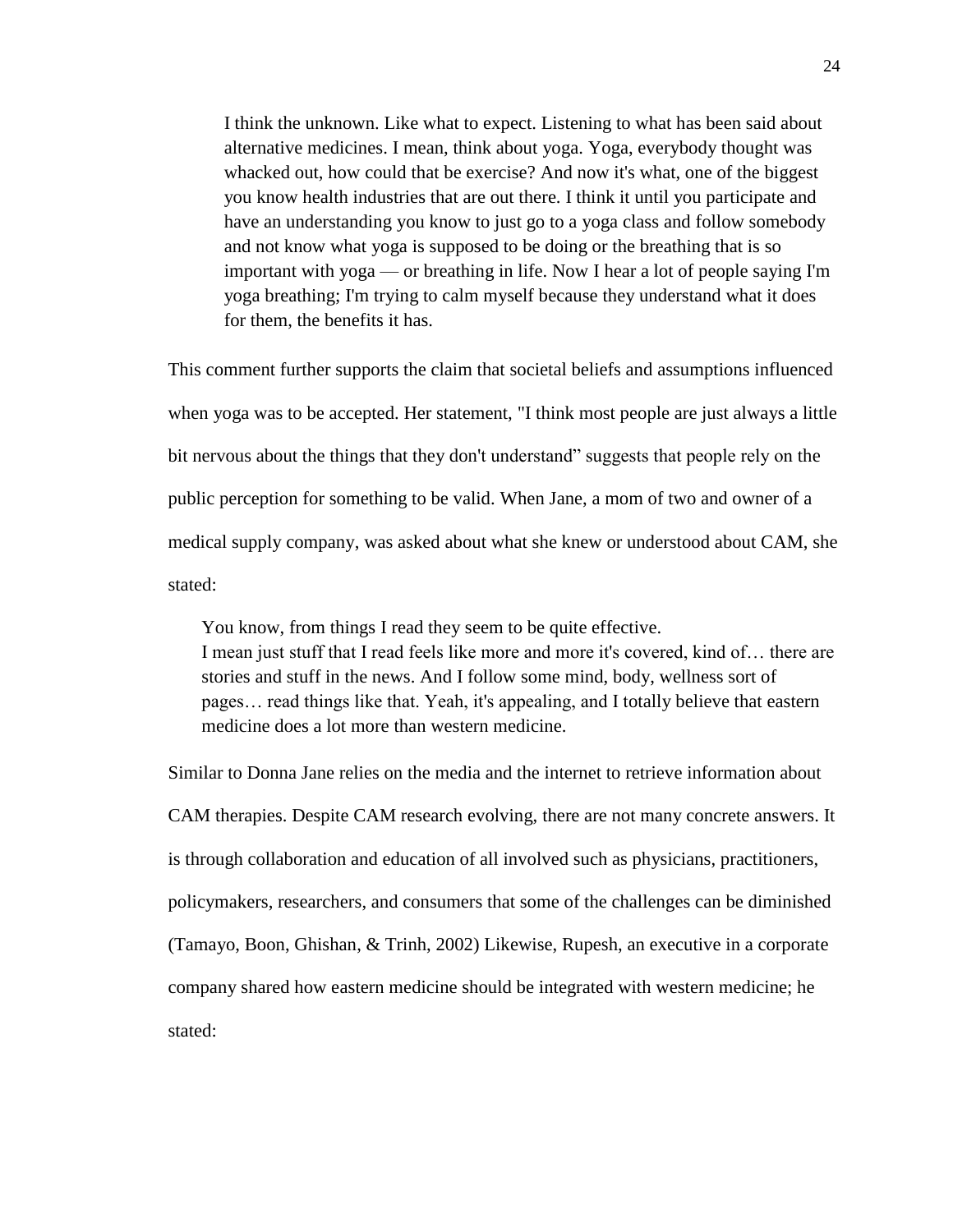> I think the unknown. Like what to expect. Listening to what has been said about alternative medicines. I mean, think about yoga. Yoga, everybody thought was whacked out, how could that be exercise? And now it's what, one of the biggest you know health industries that are out there. I think it until you participate and have an understanding you know to just go to a yoga class and follow somebody and not know what yoga is supposed to be doing or the breathing that is so important with yoga — or breathing in life. Now I hear a lot of people saying I'm yoga breathing; I'm trying to calm myself because they understand what it does for them, the benefits it has.

This comment further supports the claim that societal beliefs and assumptions influenced when yoga was to be accepted. Her statement, "I think most people are just always a little bit nervous about the things that they don't understand" suggests that people rely on the public perception for something to be valid. When Jane, a mom of two and owner of a medical supply company, was asked about what she knew or understood about CAM, she stated:

> You know, from things I read they seem to be quite effective.
> I mean just stuff that I read feels like more and more it's covered, kind of… there are stories and stuff in the news. And I follow some mind, body, wellness sort of pages… read things like that. Yeah, it's appealing, and I totally believe that eastern medicine does a lot more than western medicine.

Similar to Donna Jane relies on the media and the internet to retrieve information about CAM therapies. Despite CAM research evolving, there are not many concrete answers. It is through collaboration and education of all involved such as physicians, practitioners, policymakers, researchers, and consumers that some of the challenges can be diminished (Tamayo, Boon, Ghishan, & Trinh, 2002) Likewise, Rupesh, an executive in a corporate company shared how eastern medicine should be integrated with western medicine; he stated: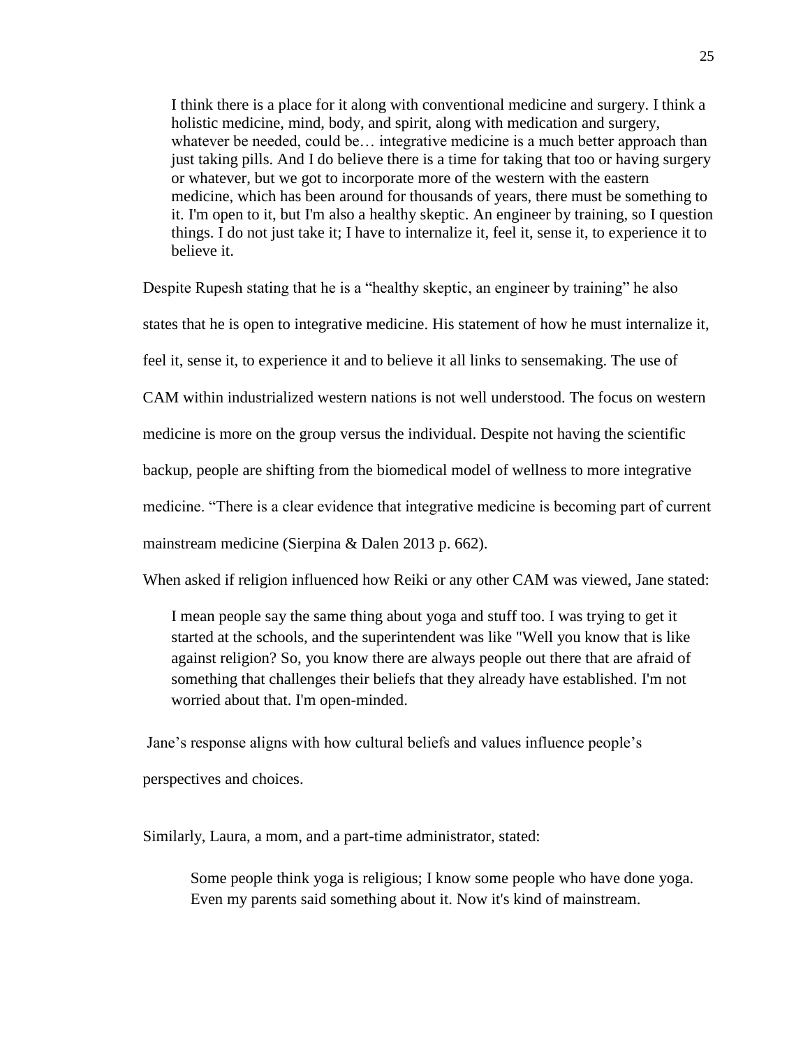> I think there is a place for it along with conventional medicine and surgery. I think a holistic medicine, mind, body, and spirit, along with medication and surgery, whatever be needed, could be… integrative medicine is a much better approach than just taking pills. And I do believe there is a time for taking that too or having surgery or whatever, but we got to incorporate more of the western with the eastern medicine, which has been around for thousands of years, there must be something to it. I'm open to it, but I'm also a healthy skeptic. An engineer by training, so I question things. I do not just take it; I have to internalize it, feel it, sense it, to experience it to believe it.

Despite Rupesh stating that he is a "healthy skeptic, an engineer by training" he also states that he is open to integrative medicine. His statement of how he must internalize it, feel it, sense it, to experience it and to believe it all links to sensemaking. The use of CAM within industrialized western nations is not well understood. The focus on western medicine is more on the group versus the individual. Despite not having the scientific backup, people are shifting from the biomedical model of wellness to more integrative medicine. "There is a clear evidence that integrative medicine is becoming part of current mainstream medicine (Sierpina & Dalen 2013 p. 662).

When asked if religion influenced how Reiki or any other CAM was viewed, Jane stated:

> I mean people say the same thing about yoga and stuff too. I was trying to get it started at the schools, and the superintendent was like "Well you know that is like against religion? So, you know there are always people out there that are afraid of something that challenges their beliefs that they already have established. I'm not worried about that. I'm open-minded.

Jane's response aligns with how cultural beliefs and values influence people's perspectives and choices.

Similarly, Laura, a mom, and a part-time administrator, stated:

> Some people think yoga is religious; I know some people who have done yoga. Even my parents said something about it. Now it's kind of mainstream.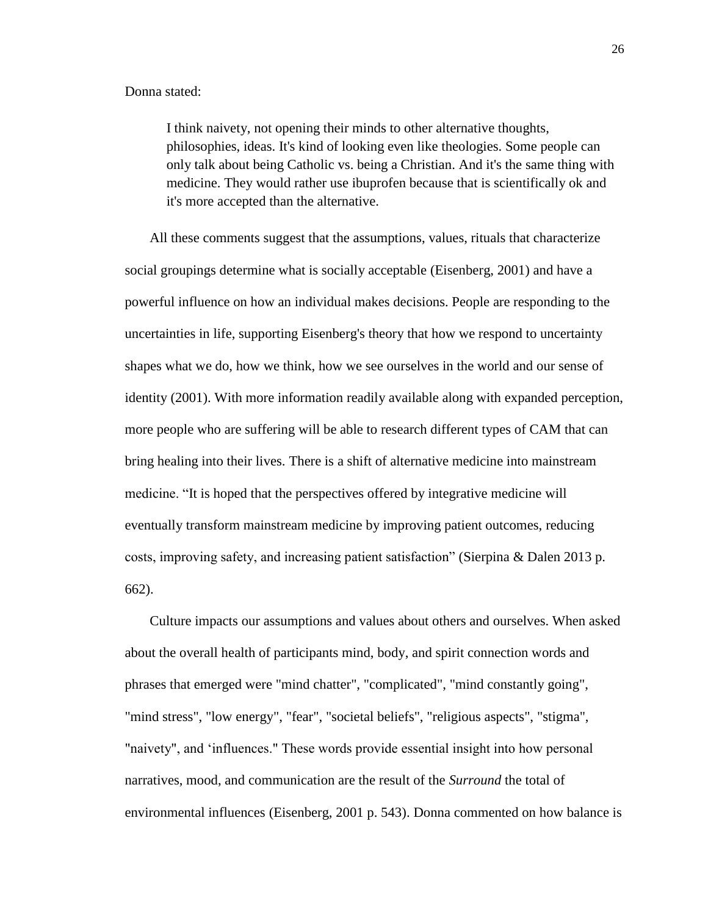Donna stated:

> I think naivety, not opening their minds to other alternative thoughts, philosophies, ideas. It's kind of looking even like theologies. Some people can only talk about being Catholic vs. being a Christian. And it's the same thing with medicine. They would rather use ibuprofen because that is scientifically ok and it's more accepted than the alternative.

All these comments suggest that the assumptions, values, rituals that characterize social groupings determine what is socially acceptable (Eisenberg, 2001) and have a powerful influence on how an individual makes decisions. People are responding to the uncertainties in life, supporting Eisenberg's theory that how we respond to uncertainty shapes what we do, how we think, how we see ourselves in the world and our sense of identity (2001). With more information readily available along with expanded perception, more people who are suffering will be able to research different types of CAM that can bring healing into their lives. There is a shift of alternative medicine into mainstream medicine. "It is hoped that the perspectives offered by integrative medicine will eventually transform mainstream medicine by improving patient outcomes, reducing costs, improving safety, and increasing patient satisfaction" (Sierpina & Dalen 2013 p. 662).

Culture impacts our assumptions and values about others and ourselves. When asked about the overall health of participants mind, body, and spirit connection words and phrases that emerged were "mind chatter", "complicated", "mind constantly going", "mind stress", "low energy", "fear", "societal beliefs", "religious aspects", "stigma", "naivety", and 'influences." These words provide essential insight into how personal narratives, mood, and communication are the result of the *Surround* the total of environmental influences (Eisenberg, 2001 p. 543). Donna commented on how balance is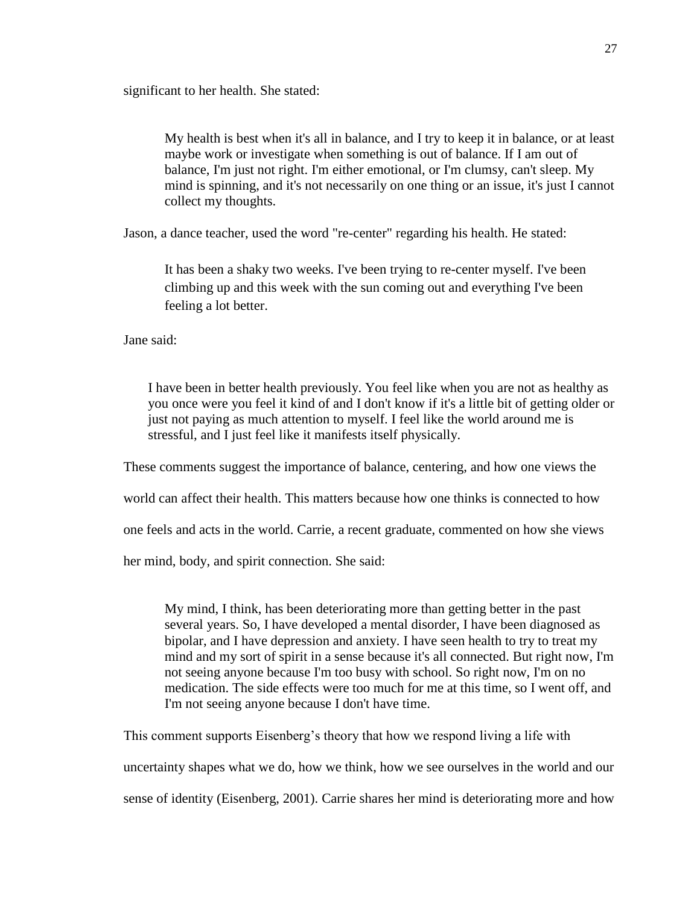significant to her health. She stated:

> My health is best when it's all in balance, and I try to keep it in balance, or at least maybe work or investigate when something is out of balance. If I am out of balance, I'm just not right. I'm either emotional, or I'm clumsy, can't sleep. My mind is spinning, and it's not necessarily on one thing or an issue, it's just I cannot collect my thoughts.

Jason, a dance teacher, used the word "re-center" regarding his health. He stated:

> It has been a shaky two weeks. I've been trying to re-center myself. I've been climbing up and this week with the sun coming out and everything I've been feeling a lot better.

Jane said:

> I have been in better health previously. You feel like when you are not as healthy as you once were you feel it kind of and I don't know if it's a little bit of getting older or just not paying as much attention to myself. I feel like the world around me is stressful, and I just feel like it manifests itself physically.

These comments suggest the importance of balance, centering, and how one views the world can affect their health. This matters because how one thinks is connected to how one feels and acts in the world. Carrie, a recent graduate, commented on how she views her mind, body, and spirit connection. She said:

> My mind, I think, has been deteriorating more than getting better in the past several years. So, I have developed a mental disorder, I have been diagnosed as bipolar, and I have depression and anxiety. I have seen health to try to treat my mind and my sort of spirit in a sense because it's all connected. But right now, I'm not seeing anyone because I'm too busy with school. So right now, I'm on no medication. The side effects were too much for me at this time, so I went off, and I'm not seeing anyone because I don't have time.

This comment supports Eisenberg's theory that how we respond living a life with uncertainty shapes what we do, how we think, how we see ourselves in the world and our sense of identity (Eisenberg, 2001). Carrie shares her mind is deteriorating more and how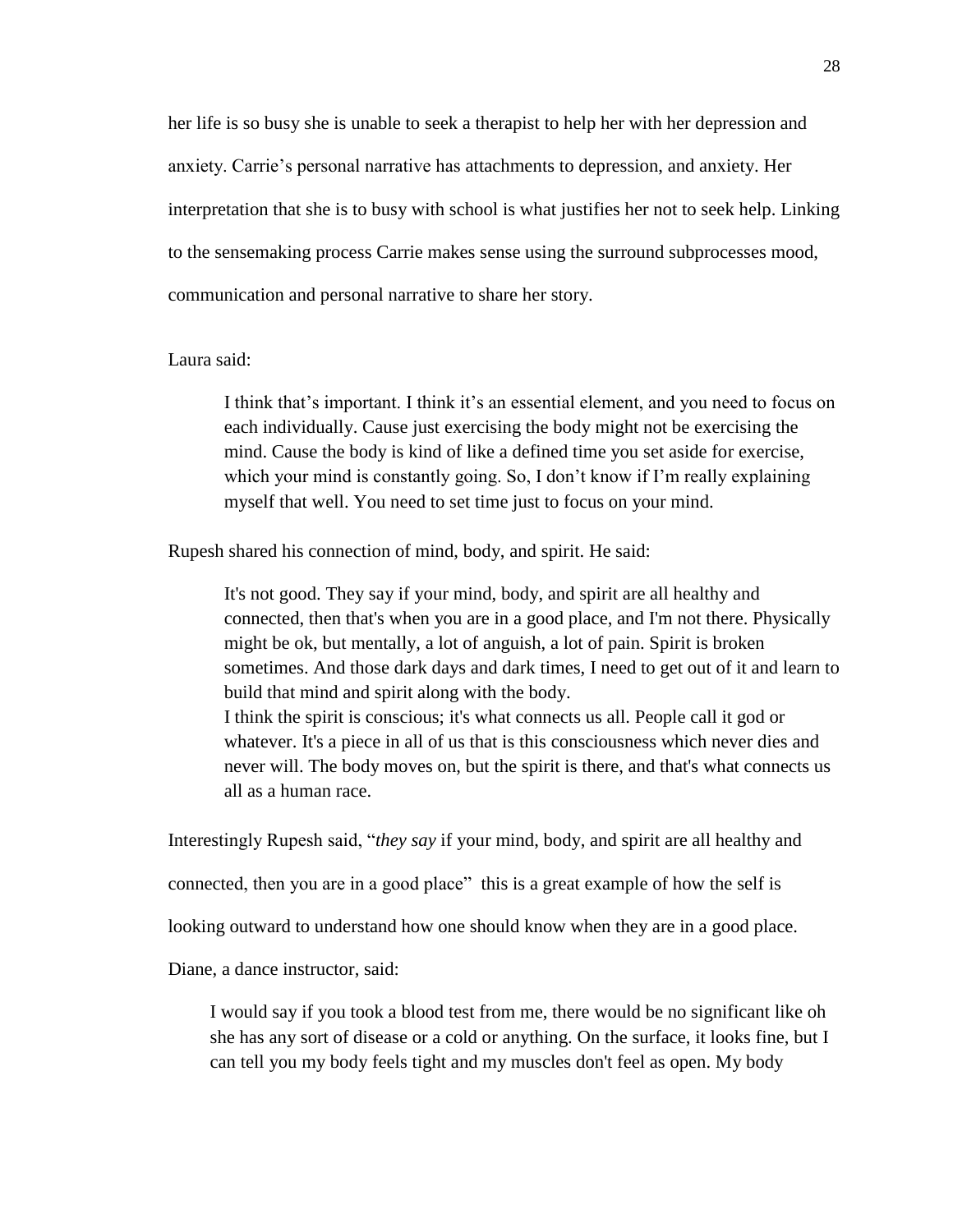her life is so busy she is unable to seek a therapist to help her with her depression and anxiety. Carrie's personal narrative has attachments to depression, and anxiety. Her interpretation that she is to busy with school is what justifies her not to seek help. Linking to the sensemaking process Carrie makes sense using the surround subprocesses mood, communication and personal narrative to share her story.

Laura said:

> I think that's important. I think it's an essential element, and you need to focus on each individually. Cause just exercising the body might not be exercising the mind. Cause the body is kind of like a defined time you set aside for exercise, which your mind is constantly going. So, I don't know if I'm really explaining myself that well. You need to set time just to focus on your mind.

Rupesh shared his connection of mind, body, and spirit. He said:

> It's not good. They say if your mind, body, and spirit are all healthy and connected, then that's when you are in a good place, and I'm not there. Physically might be ok, but mentally, a lot of anguish, a lot of pain. Spirit is broken sometimes. And those dark days and dark times, I need to get out of it and learn to build that mind and spirit along with the body.
> I think the spirit is conscious; it's what connects us all. People call it god or whatever. It's a piece in all of us that is this consciousness which never dies and never will. The body moves on, but the spirit is there, and that's what connects us all as a human race.

Interestingly Rupesh said, "*they say* if your mind, body, and spirit are all healthy and connected, then you are in a good place" this is a great example of how the self is looking outward to understand how one should know when they are in a good place.

Diane, a dance instructor, said:

> I would say if you took a blood test from me, there would be no significant like oh she has any sort of disease or a cold or anything. On the surface, it looks fine, but I can tell you my body feels tight and my muscles don't feel as open. My body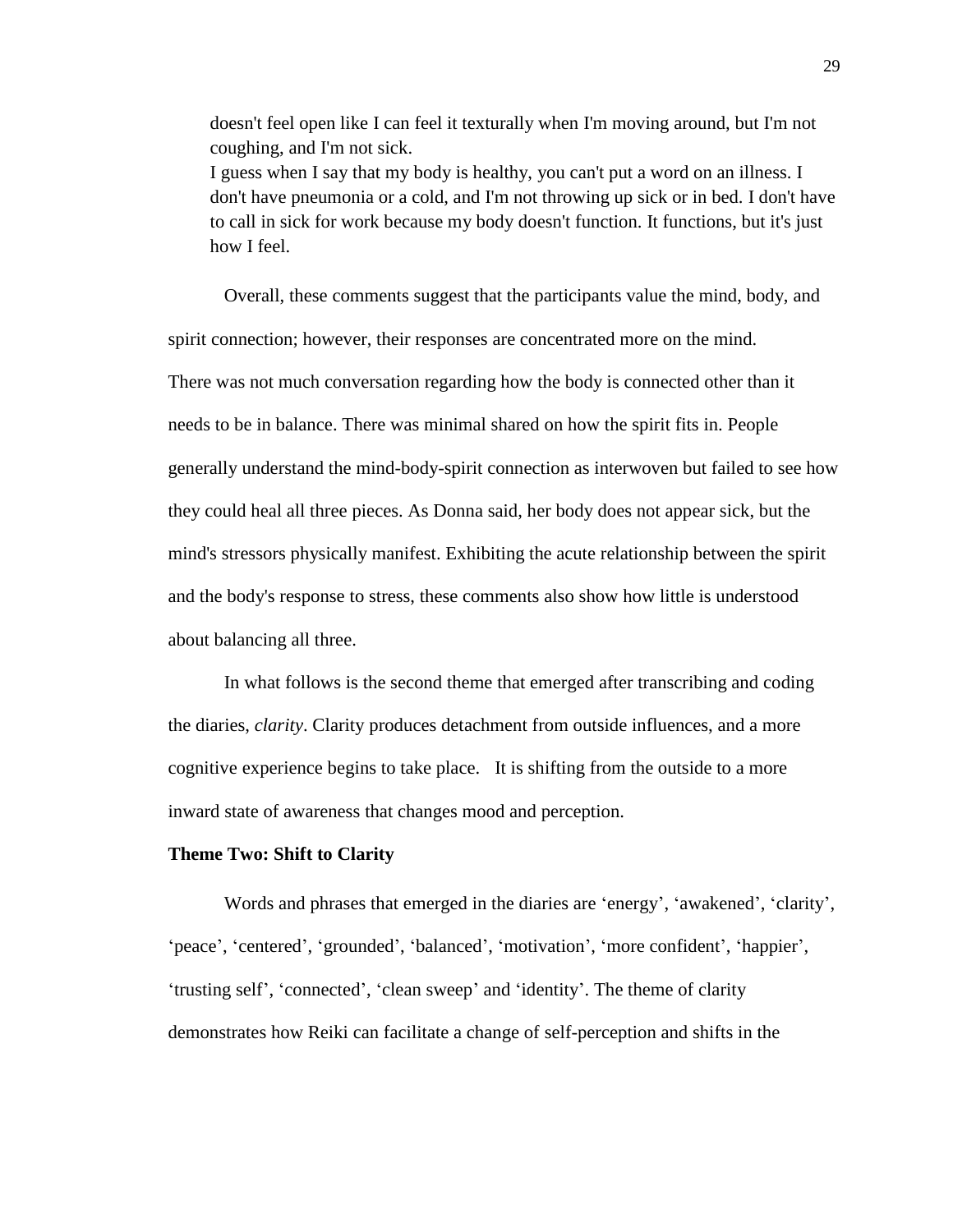doesn't feel open like I can feel it texturally when I'm moving around, but I'm not coughing, and I'm not sick.

I guess when I say that my body is healthy, you can't put a word on an illness. I don't have pneumonia or a cold, and I'm not throwing up sick or in bed. I don't have to call in sick for work because my body doesn't function. It functions, but it's just how I feel.

Overall, these comments suggest that the participants value the mind, body, and spirit connection; however, their responses are concentrated more on the mind. There was not much conversation regarding how the body is connected other than it needs to be in balance. There was minimal shared on how the spirit fits in. People generally understand the mind-body-spirit connection as interwoven but failed to see how they could heal all three pieces. As Donna said, her body does not appear sick, but the mind's stressors physically manifest. Exhibiting the acute relationship between the spirit and the body's response to stress, these comments also show how little is understood about balancing all three.

In what follows is the second theme that emerged after transcribing and coding the diaries, *clarity*. Clarity produces detachment from outside influences, and a more cognitive experience begins to take place. It is shifting from the outside to a more inward state of awareness that changes mood and perception.

**Theme Two: Shift to Clarity**

Words and phrases that emerged in the diaries are 'energy', 'awakened', 'clarity', 'peace', 'centered', 'grounded', 'balanced', 'motivation', 'more confident', 'happier', 'trusting self', 'connected', 'clean sweep' and 'identity'. The theme of clarity demonstrates how Reiki can facilitate a change of self-perception and shifts in the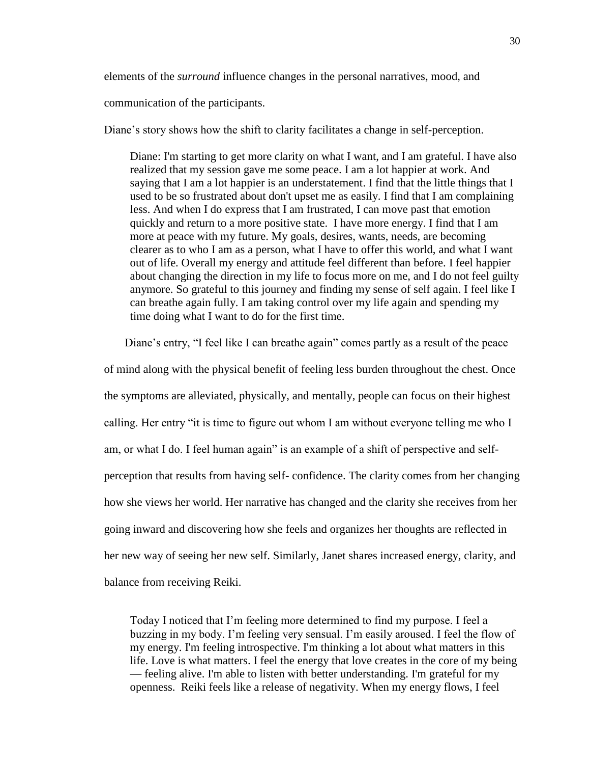elements of the *surround* influence changes in the personal narratives, mood, and communication of the participants.

Diane's story shows how the shift to clarity facilitates a change in self-perception.

> Diane: I'm starting to get more clarity on what I want, and I am grateful. I have also realized that my session gave me some peace. I am a lot happier at work. And saying that I am a lot happier is an understatement. I find that the little things that I used to be so frustrated about don't upset me as easily. I find that I am complaining less. And when I do express that I am frustrated, I can move past that emotion quickly and return to a more positive state. I have more energy. I find that I am more at peace with my future. My goals, desires, wants, needs, are becoming clearer as to who I am as a person, what I have to offer this world, and what I want out of life. Overall my energy and attitude feel different than before. I feel happier about changing the direction in my life to focus more on me, and I do not feel guilty anymore. So grateful to this journey and finding my sense of self again. I feel like I can breathe again fully. I am taking control over my life again and spending my time doing what I want to do for the first time.

Diane's entry, "I feel like I can breathe again" comes partly as a result of the peace of mind along with the physical benefit of feeling less burden throughout the chest. Once the symptoms are alleviated, physically, and mentally, people can focus on their highest calling. Her entry "it is time to figure out whom I am without everyone telling me who I am, or what I do. I feel human again" is an example of a shift of perspective and self-perception that results from having self- confidence. The clarity comes from her changing how she views her world. Her narrative has changed and the clarity she receives from her going inward and discovering how she feels and organizes her thoughts are reflected in her new way of seeing her new self. Similarly, Janet shares increased energy, clarity, and balance from receiving Reiki.

> Today I noticed that I'm feeling more determined to find my purpose. I feel a buzzing in my body. I'm feeling very sensual. I'm easily aroused. I feel the flow of my energy. I'm feeling introspective. I'm thinking a lot about what matters in this life. Love is what matters. I feel the energy that love creates in the core of my being — feeling alive. I'm able to listen with better understanding. I'm grateful for my openness. Reiki feels like a release of negativity. When my energy flows, I feel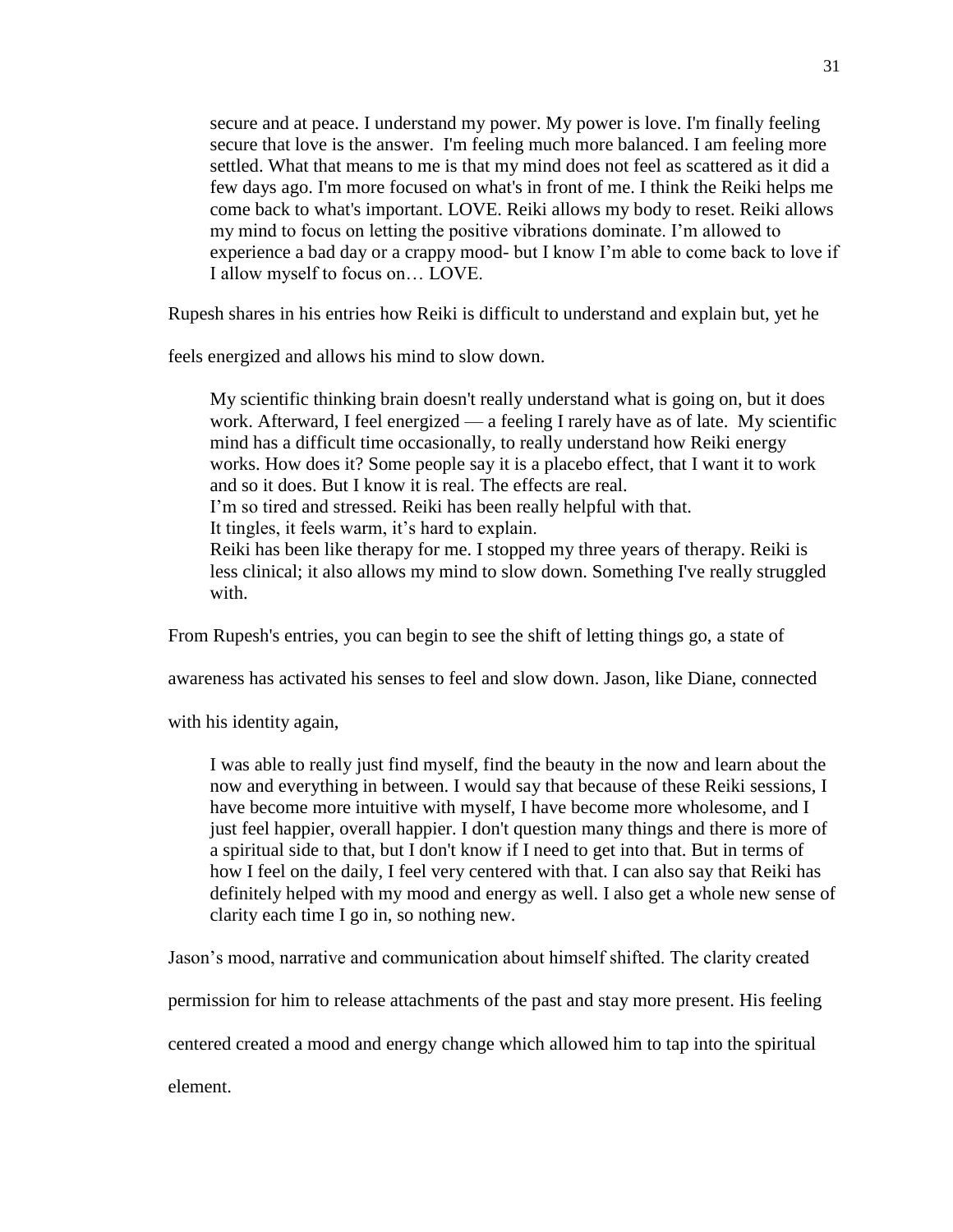> secure and at peace. I understand my power. My power is love. I'm finally feeling secure that love is the answer. I'm feeling much more balanced. I am feeling more settled. What that means to me is that my mind does not feel as scattered as it did a few days ago. I'm more focused on what's in front of me. I think the Reiki helps me come back to what's important. LOVE. Reiki allows my body to reset. Reiki allows my mind to focus on letting the positive vibrations dominate. I'm allowed to experience a bad day or a crappy mood- but I know I'm able to come back to love if I allow myself to focus on… LOVE.

Rupesh shares in his entries how Reiki is difficult to understand and explain but, yet he feels energized and allows his mind to slow down.

> My scientific thinking brain doesn't really understand what is going on, but it does work. Afterward, I feel energized — a feeling I rarely have as of late. My scientific mind has a difficult time occasionally, to really understand how Reiki energy works. How does it? Some people say it is a placebo effect, that I want it to work and so it does. But I know it is real. The effects are real.
> I'm so tired and stressed. Reiki has been really helpful with that.
> It tingles, it feels warm, it's hard to explain.
> Reiki has been like therapy for me. I stopped my three years of therapy. Reiki is less clinical; it also allows my mind to slow down. Something I've really struggled with.

From Rupesh's entries, you can begin to see the shift of letting things go, a state of awareness has activated his senses to feel and slow down. Jason, like Diane, connected with his identity again,

> I was able to really just find myself, find the beauty in the now and learn about the now and everything in between. I would say that because of these Reiki sessions, I have become more intuitive with myself, I have become more wholesome, and I just feel happier, overall happier. I don't question many things and there is more of a spiritual side to that, but I don't know if I need to get into that. But in terms of how I feel on the daily, I feel very centered with that. I can also say that Reiki has definitely helped with my mood and energy as well. I also get a whole new sense of clarity each time I go in, so nothing new.

Jason's mood, narrative and communication about himself shifted. The clarity created permission for him to release attachments of the past and stay more present. His feeling centered created a mood and energy change which allowed him to tap into the spiritual element.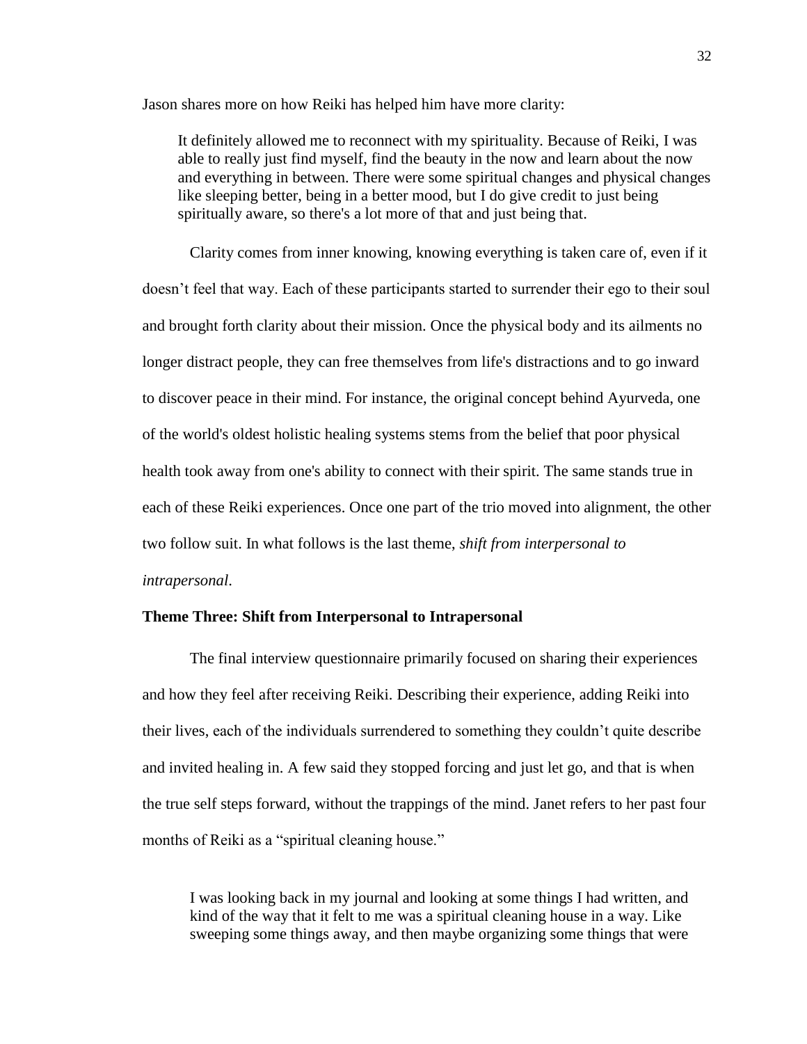Jason shares more on how Reiki has helped him have more clarity:

> It definitely allowed me to reconnect with my spirituality. Because of Reiki, I was able to really just find myself, find the beauty in the now and learn about the now and everything in between. There were some spiritual changes and physical changes like sleeping better, being in a better mood, but I do give credit to just being spiritually aware, so there's a lot more of that and just being that.

Clarity comes from inner knowing, knowing everything is taken care of, even if it doesn't feel that way. Each of these participants started to surrender their ego to their soul and brought forth clarity about their mission. Once the physical body and its ailments no longer distract people, they can free themselves from life's distractions and to go inward to discover peace in their mind. For instance, the original concept behind Ayurveda, one of the world's oldest holistic healing systems stems from the belief that poor physical health took away from one's ability to connect with their spirit. The same stands true in each of these Reiki experiences. Once one part of the trio moved into alignment, the other two follow suit. In what follows is the last theme, *shift from interpersonal to intrapersonal*.

### Theme Three: Shift from Interpersonal to Intrapersonal

The final interview questionnaire primarily focused on sharing their experiences and how they feel after receiving Reiki. Describing their experience, adding Reiki into their lives, each of the individuals surrendered to something they couldn't quite describe and invited healing in. A few said they stopped forcing and just let go, and that is when the true self steps forward, without the trappings of the mind. Janet refers to her past four months of Reiki as a "spiritual cleaning house."

> I was looking back in my journal and looking at some things I had written, and kind of the way that it felt to me was a spiritual cleaning house in a way. Like sweeping some things away, and then maybe organizing some things that were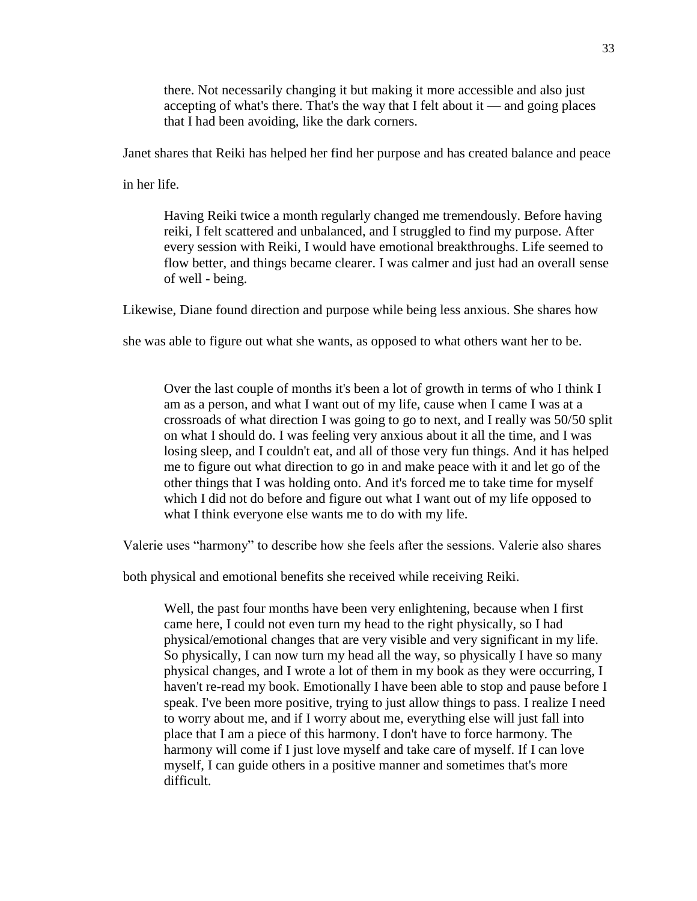> there. Not necessarily changing it but making it more accessible and also just accepting of what's there. That's the way that I felt about it — and going places that I had been avoiding, like the dark corners.

Janet shares that Reiki has helped her find her purpose and has created balance and peace in her life.

> Having Reiki twice a month regularly changed me tremendously. Before having reiki, I felt scattered and unbalanced, and I struggled to find my purpose. After every session with Reiki, I would have emotional breakthroughs. Life seemed to flow better, and things became clearer. I was calmer and just had an overall sense of well - being.

Likewise, Diane found direction and purpose while being less anxious. She shares how she was able to figure out what she wants, as opposed to what others want her to be.

> Over the last couple of months it's been a lot of growth in terms of who I think I am as a person, and what I want out of my life, cause when I came I was at a crossroads of what direction I was going to go to next, and I really was 50/50 split on what I should do. I was feeling very anxious about it all the time, and I was losing sleep, and I couldn't eat, and all of those very fun things. And it has helped me to figure out what direction to go in and make peace with it and let go of the other things that I was holding onto. And it's forced me to take time for myself which I did not do before and figure out what I want out of my life opposed to what I think everyone else wants me to do with my life.

Valerie uses "harmony" to describe how she feels after the sessions. Valerie also shares both physical and emotional benefits she received while receiving Reiki.

> Well, the past four months have been very enlightening, because when I first came here, I could not even turn my head to the right physically, so I had physical/emotional changes that are very visible and very significant in my life. So physically, I can now turn my head all the way, so physically I have so many physical changes, and I wrote a lot of them in my book as they were occurring, I haven't re-read my book. Emotionally I have been able to stop and pause before I speak. I've been more positive, trying to just allow things to pass. I realize I need to worry about me, and if I worry about me, everything else will just fall into place that I am a piece of this harmony. I don't have to force harmony. The harmony will come if I just love myself and take care of myself. If I can love myself, I can guide others in a positive manner and sometimes that's more difficult.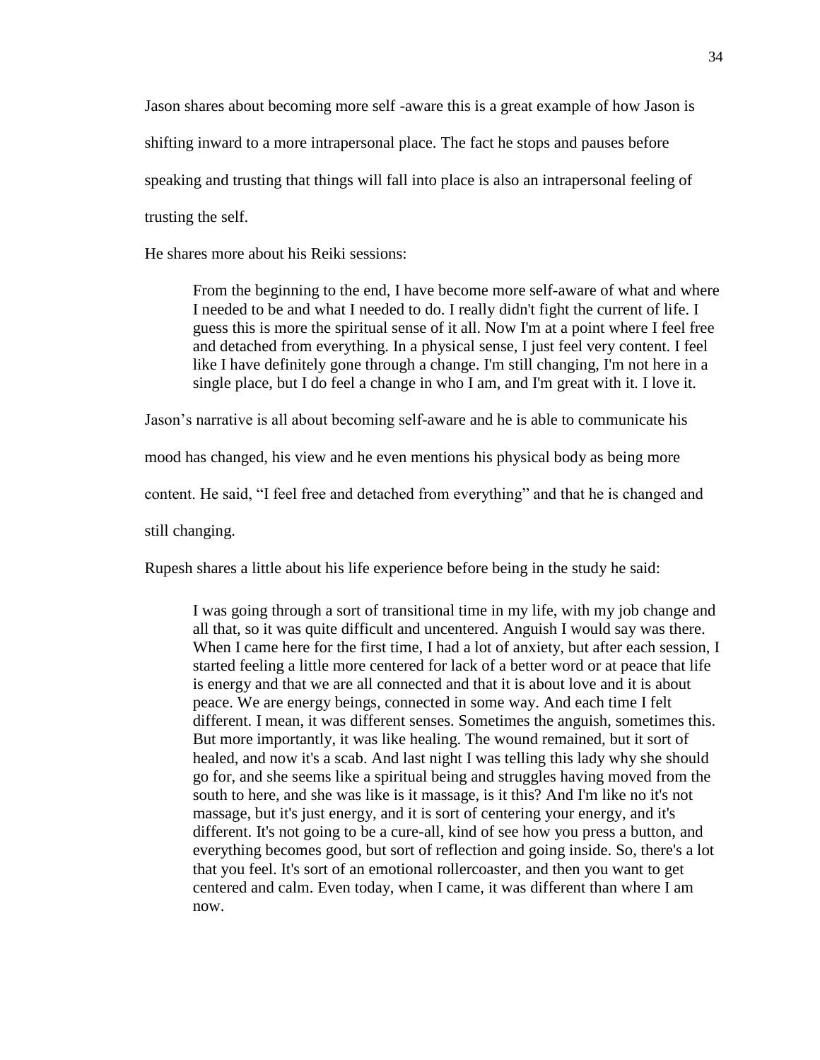Jason shares about becoming more self -aware this is a great example of how Jason is shifting inward to a more intrapersonal place. The fact he stops and pauses before speaking and trusting that things will fall into place is also an intrapersonal feeling of trusting the self.

He shares more about his Reiki sessions:

> From the beginning to the end, I have become more self-aware of what and where I needed to be and what I needed to do. I really didn't fight the current of life. I guess this is more the spiritual sense of it all. Now I'm at a point where I feel free and detached from everything. In a physical sense, I just feel very content. I feel like I have definitely gone through a change. I'm still changing, I'm not here in a single place, but I do feel a change in who I am, and I'm great with it. I love it.

Jason's narrative is all about becoming self-aware and he is able to communicate his mood has changed, his view and he even mentions his physical body as being more content. He said, "I feel free and detached from everything" and that he is changed and still changing.

Rupesh shares a little about his life experience before being in the study he said:

> I was going through a sort of transitional time in my life, with my job change and all that, so it was quite difficult and uncentered. Anguish I would say was there. When I came here for the first time, I had a lot of anxiety, but after each session, I started feeling a little more centered for lack of a better word or at peace that life is energy and that we are all connected and that it is about love and it is about peace. We are energy beings, connected in some way. And each time I felt different. I mean, it was different senses. Sometimes the anguish, sometimes this. But more importantly, it was like healing. The wound remained, but it sort of healed, and now it's a scab. And last night I was telling this lady why she should go for, and she seems like a spiritual being and struggles having moved from the south to here, and she was like is it massage, is it this? And I'm like no it's not massage, but it's just energy, and it is sort of centering your energy, and it's different. It's not going to be a cure-all, kind of see how you press a button, and everything becomes good, but sort of reflection and going inside. So, there's a lot that you feel. It's sort of an emotional rollercoaster, and then you want to get centered and calm. Even today, when I came, it was different than where I am now.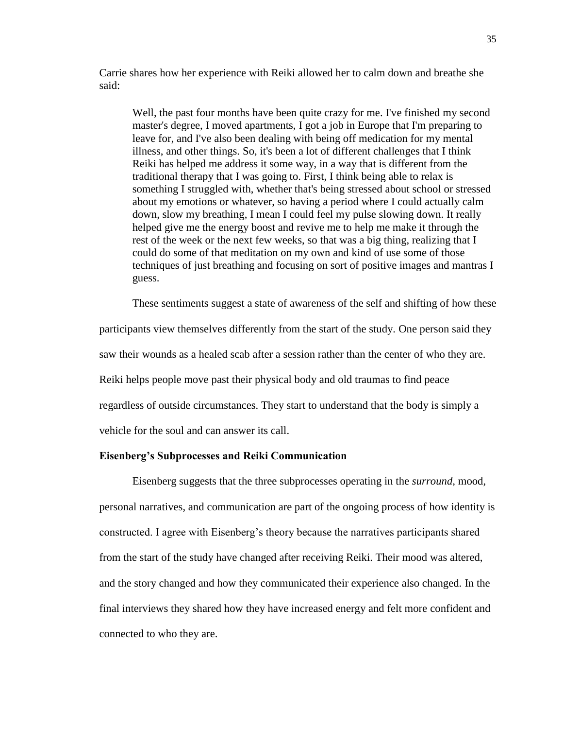Carrie shares how her experience with Reiki allowed her to calm down and breathe she said:

> Well, the past four months have been quite crazy for me. I've finished my second master's degree, I moved apartments, I got a job in Europe that I'm preparing to leave for, and I've also been dealing with being off medication for my mental illness, and other things. So, it's been a lot of different challenges that I think Reiki has helped me address it some way, in a way that is different from the traditional therapy that I was going to. First, I think being able to relax is something I struggled with, whether that's being stressed about school or stressed about my emotions or whatever, so having a period where I could actually calm down, slow my breathing, I mean I could feel my pulse slowing down. It really helped give me the energy boost and revive me to help me make it through the rest of the week or the next few weeks, so that was a big thing, realizing that I could do some of that meditation on my own and kind of use some of those techniques of just breathing and focusing on sort of positive images and mantras I guess.

These sentiments suggest a state of awareness of the self and shifting of how these participants view themselves differently from the start of the study. One person said they saw their wounds as a healed scab after a session rather than the center of who they are. Reiki helps people move past their physical body and old traumas to find peace regardless of outside circumstances. They start to understand that the body is simply a vehicle for the soul and can answer its call.

### Eisenberg's Subprocesses and Reiki Communication

Eisenberg suggests that the three subprocesses operating in the *surround*, mood, personal narratives, and communication are part of the ongoing process of how identity is constructed. I agree with Eisenberg's theory because the narratives participants shared from the start of the study have changed after receiving Reiki. Their mood was altered, and the story changed and how they communicated their experience also changed. In the final interviews they shared how they have increased energy and felt more confident and connected to who they are.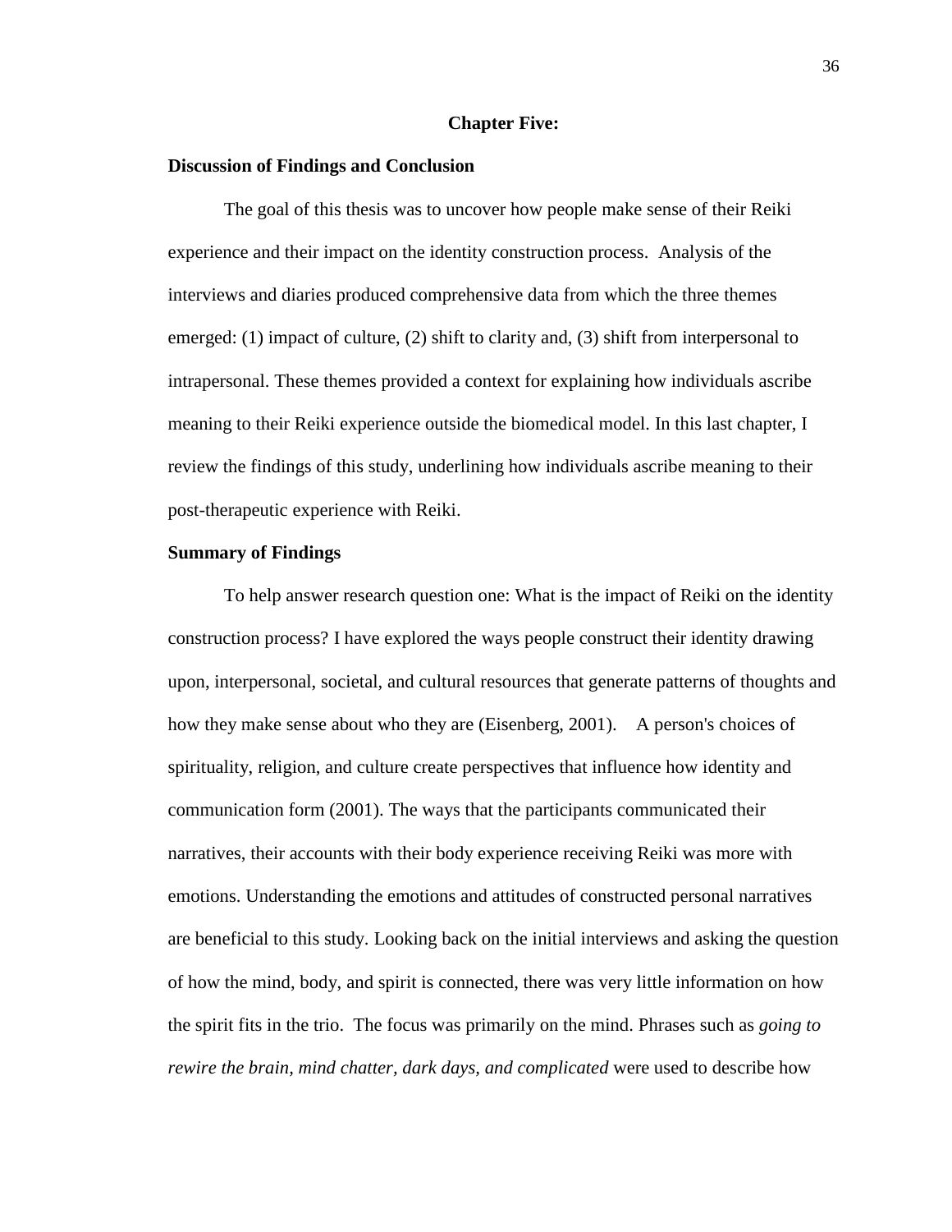## Chapter Five:

### Discussion of Findings and Conclusion

The goal of this thesis was to uncover how people make sense of their Reiki experience and their impact on the identity construction process. Analysis of the interviews and diaries produced comprehensive data from which the three themes emerged: (1) impact of culture, (2) shift to clarity and, (3) shift from interpersonal to intrapersonal. These themes provided a context for explaining how individuals ascribe meaning to their Reiki experience outside the biomedical model. In this last chapter, I review the findings of this study, underlining how individuals ascribe meaning to their post-therapeutic experience with Reiki.

### Summary of Findings

To help answer research question one: What is the impact of Reiki on the identity construction process? I have explored the ways people construct their identity drawing upon, interpersonal, societal, and cultural resources that generate patterns of thoughts and how they make sense about who they are (Eisenberg, 2001). A person's choices of spirituality, religion, and culture create perspectives that influence how identity and communication form (2001). The ways that the participants communicated their narratives, their accounts with their body experience receiving Reiki was more with emotions. Understanding the emotions and attitudes of constructed personal narratives are beneficial to this study. Looking back on the initial interviews and asking the question of how the mind, body, and spirit is connected, there was very little information on how the spirit fits in the trio. The focus was primarily on the mind. Phrases such as *going to rewire the brain, mind chatter, dark days, and complicated* were used to describe how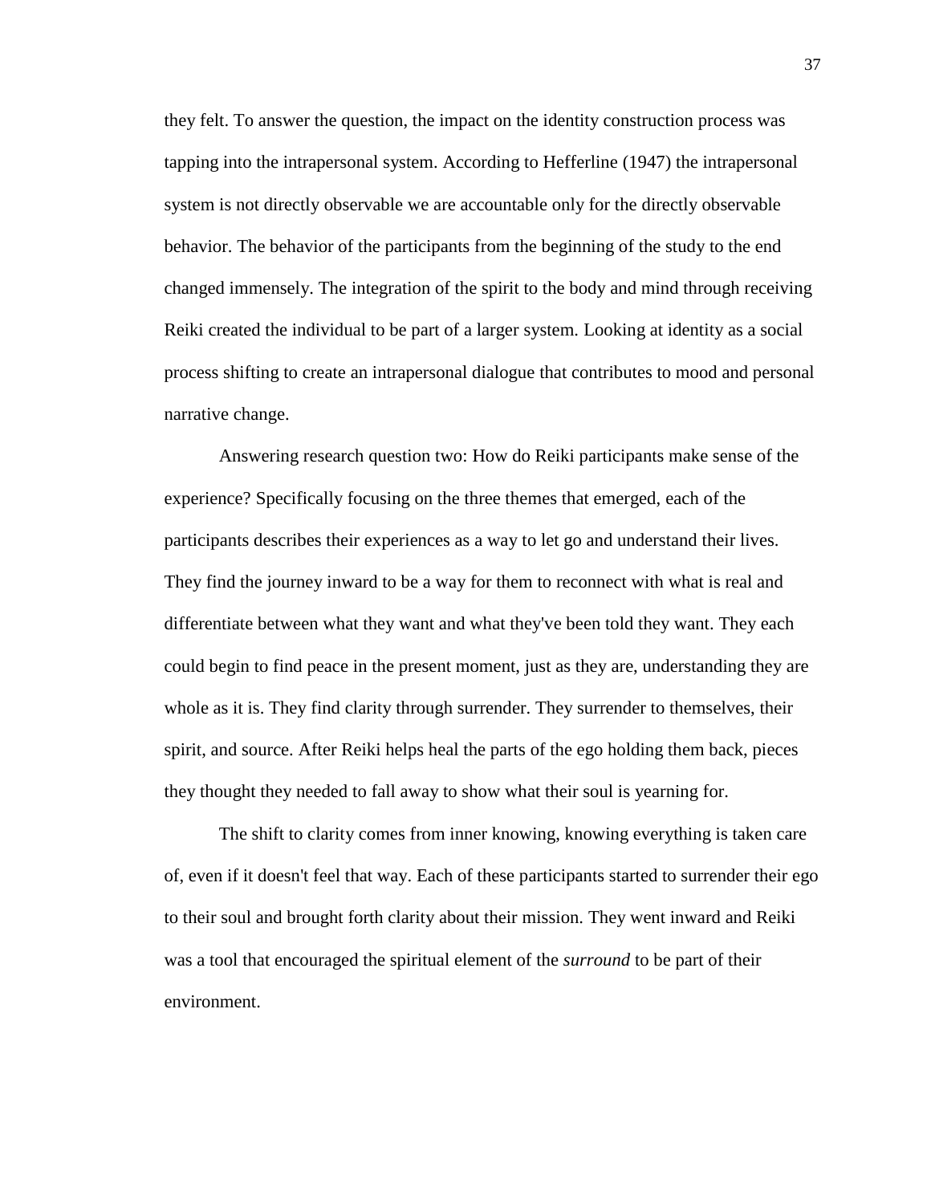they felt. To answer the question, the impact on the identity construction process was tapping into the intrapersonal system. According to Hefferline (1947) the intrapersonal system is not directly observable we are accountable only for the directly observable behavior. The behavior of the participants from the beginning of the study to the end changed immensely. The integration of the spirit to the body and mind through receiving Reiki created the individual to be part of a larger system. Looking at identity as a social process shifting to create an intrapersonal dialogue that contributes to mood and personal narrative change.

Answering research question two: How do Reiki participants make sense of the experience? Specifically focusing on the three themes that emerged, each of the participants describes their experiences as a way to let go and understand their lives. They find the journey inward to be a way for them to reconnect with what is real and differentiate between what they want and what they've been told they want. They each could begin to find peace in the present moment, just as they are, understanding they are whole as it is. They find clarity through surrender. They surrender to themselves, their spirit, and source. After Reiki helps heal the parts of the ego holding them back, pieces they thought they needed to fall away to show what their soul is yearning for.

The shift to clarity comes from inner knowing, knowing everything is taken care of, even if it doesn't feel that way. Each of these participants started to surrender their ego to their soul and brought forth clarity about their mission. They went inward and Reiki was a tool that encouraged the spiritual element of the *surround* to be part of their environment.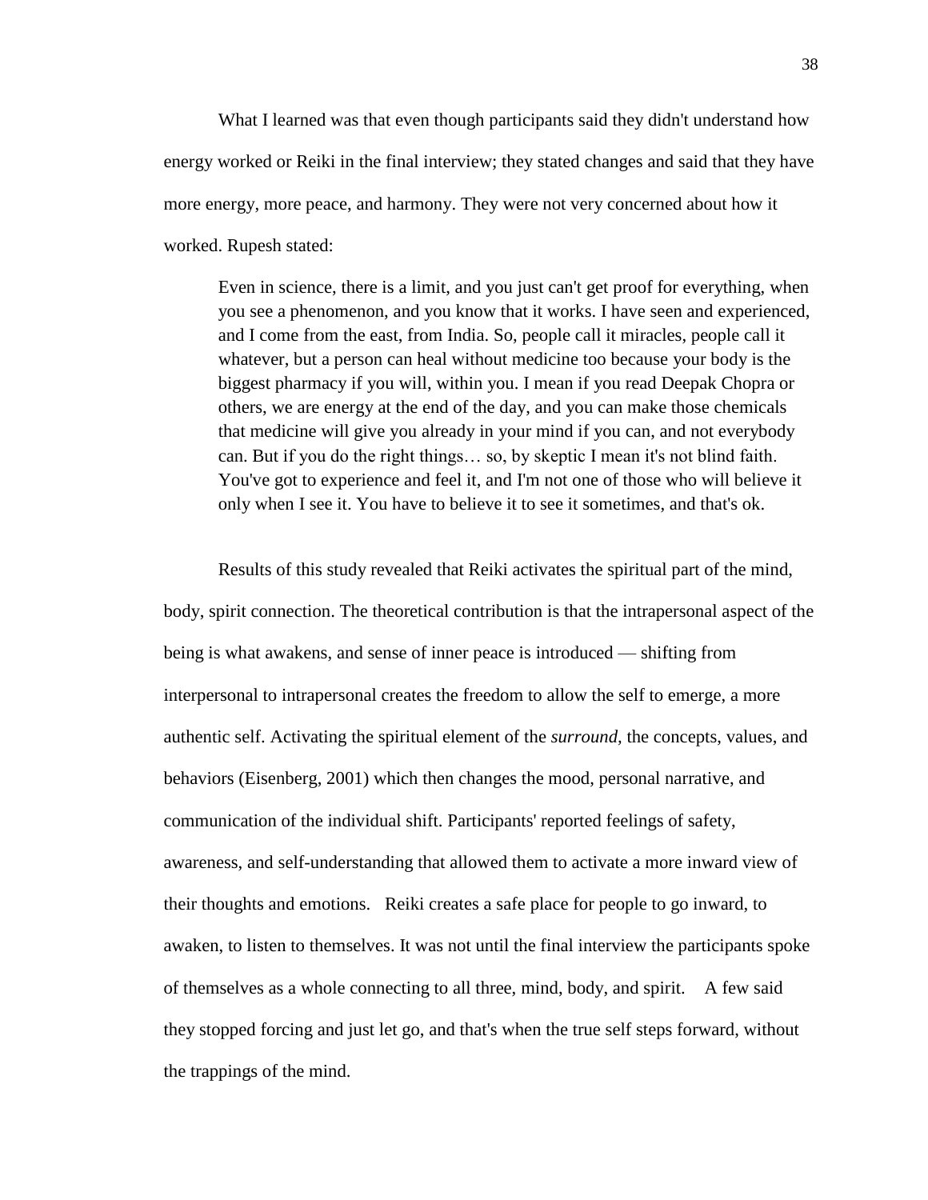What I learned was that even though participants said they didn't understand how energy worked or Reiki in the final interview; they stated changes and said that they have more energy, more peace, and harmony. They were not very concerned about how it worked. Rupesh stated:

> Even in science, there is a limit, and you just can't get proof for everything, when you see a phenomenon, and you know that it works. I have seen and experienced, and I come from the east, from India. So, people call it miracles, people call it whatever, but a person can heal without medicine too because your body is the biggest pharmacy if you will, within you. I mean if you read Deepak Chopra or others, we are energy at the end of the day, and you can make those chemicals that medicine will give you already in your mind if you can, and not everybody can. But if you do the right things… so, by skeptic I mean it's not blind faith. You've got to experience and feel it, and I'm not one of those who will believe it only when I see it. You have to believe it to see it sometimes, and that's ok.

Results of this study revealed that Reiki activates the spiritual part of the mind, body, spirit connection. The theoretical contribution is that the intrapersonal aspect of the being is what awakens, and sense of inner peace is introduced — shifting from interpersonal to intrapersonal creates the freedom to allow the self to emerge, a more authentic self. Activating the spiritual element of the *surround,* the concepts, values, and behaviors (Eisenberg, 2001) which then changes the mood, personal narrative, and communication of the individual shift. Participants' reported feelings of safety, awareness, and self-understanding that allowed them to activate a more inward view of their thoughts and emotions. Reiki creates a safe place for people to go inward, to awaken, to listen to themselves. It was not until the final interview the participants spoke of themselves as a whole connecting to all three, mind, body, and spirit. A few said they stopped forcing and just let go, and that's when the true self steps forward, without the trappings of the mind.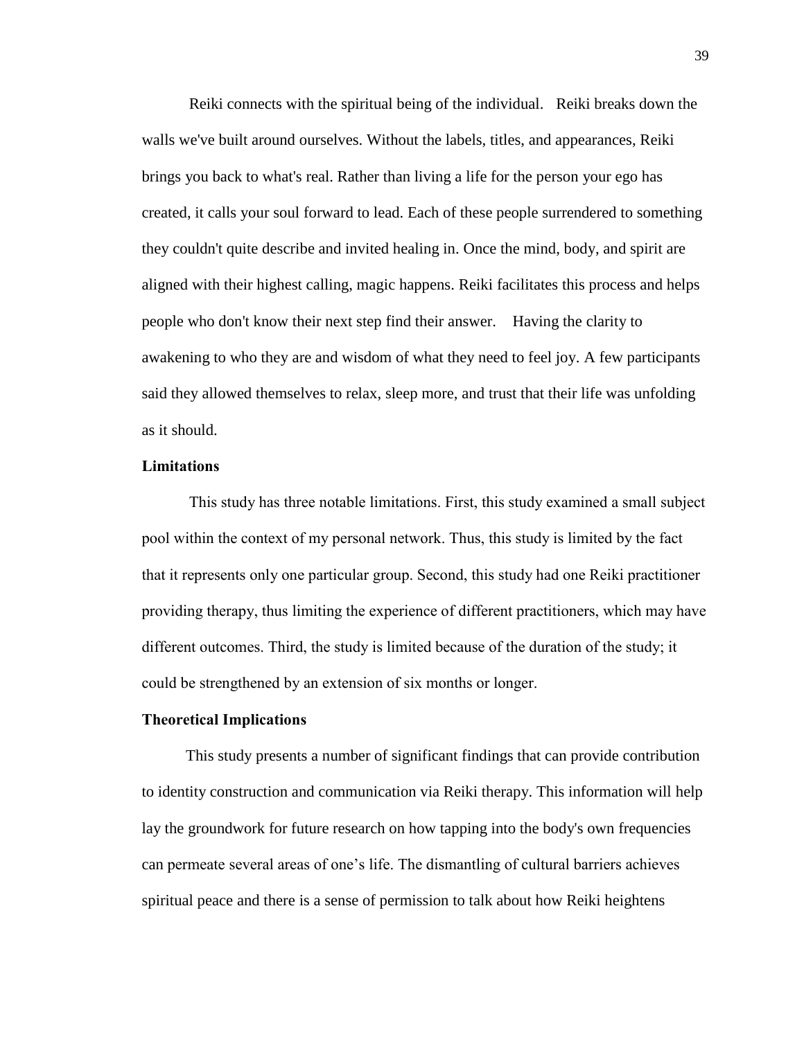Reiki connects with the spiritual being of the individual. Reiki breaks down the walls we've built around ourselves. Without the labels, titles, and appearances, Reiki brings you back to what's real. Rather than living a life for the person your ego has created, it calls your soul forward to lead. Each of these people surrendered to something they couldn't quite describe and invited healing in. Once the mind, body, and spirit are aligned with their highest calling, magic happens. Reiki facilitates this process and helps people who don't know their next step find their answer. Having the clarity to awakening to who they are and wisdom of what they need to feel joy. A few participants said they allowed themselves to relax, sleep more, and trust that their life was unfolding as it should.

**Limitations**

This study has three notable limitations. First, this study examined a small subject pool within the context of my personal network. Thus, this study is limited by the fact that it represents only one particular group. Second, this study had one Reiki practitioner providing therapy, thus limiting the experience of different practitioners, which may have different outcomes. Third, the study is limited because of the duration of the study; it could be strengthened by an extension of six months or longer.

**Theoretical Implications**

This study presents a number of significant findings that can provide contribution to identity construction and communication via Reiki therapy. This information will help lay the groundwork for future research on how tapping into the body's own frequencies can permeate several areas of one's life. The dismantling of cultural barriers achieves spiritual peace and there is a sense of permission to talk about how Reiki heightens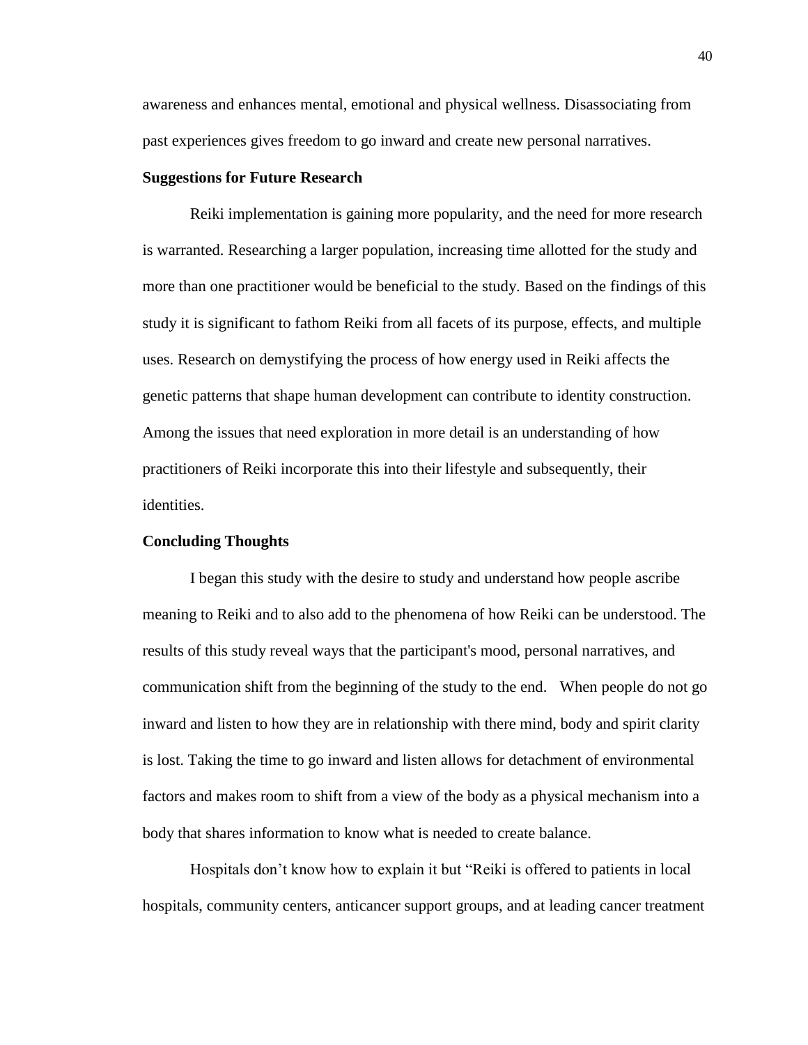awareness and enhances mental, emotional and physical wellness. Disassociating from past experiences gives freedom to go inward and create new personal narratives.

**Suggestions for Future Research**

Reiki implementation is gaining more popularity, and the need for more research is warranted. Researching a larger population, increasing time allotted for the study and more than one practitioner would be beneficial to the study. Based on the findings of this study it is significant to fathom Reiki from all facets of its purpose, effects, and multiple uses. Research on demystifying the process of how energy used in Reiki affects the genetic patterns that shape human development can contribute to identity construction. Among the issues that need exploration in more detail is an understanding of how practitioners of Reiki incorporate this into their lifestyle and subsequently, their identities.

**Concluding Thoughts**

I began this study with the desire to study and understand how people ascribe meaning to Reiki and to also add to the phenomena of how Reiki can be understood. The results of this study reveal ways that the participant's mood, personal narratives, and communication shift from the beginning of the study to the end. When people do not go inward and listen to how they are in relationship with there mind, body and spirit clarity is lost. Taking the time to go inward and listen allows for detachment of environmental factors and makes room to shift from a view of the body as a physical mechanism into a body that shares information to know what is needed to create balance.

Hospitals don't know how to explain it but "Reiki is offered to patients in local hospitals, community centers, anticancer support groups, and at leading cancer treatment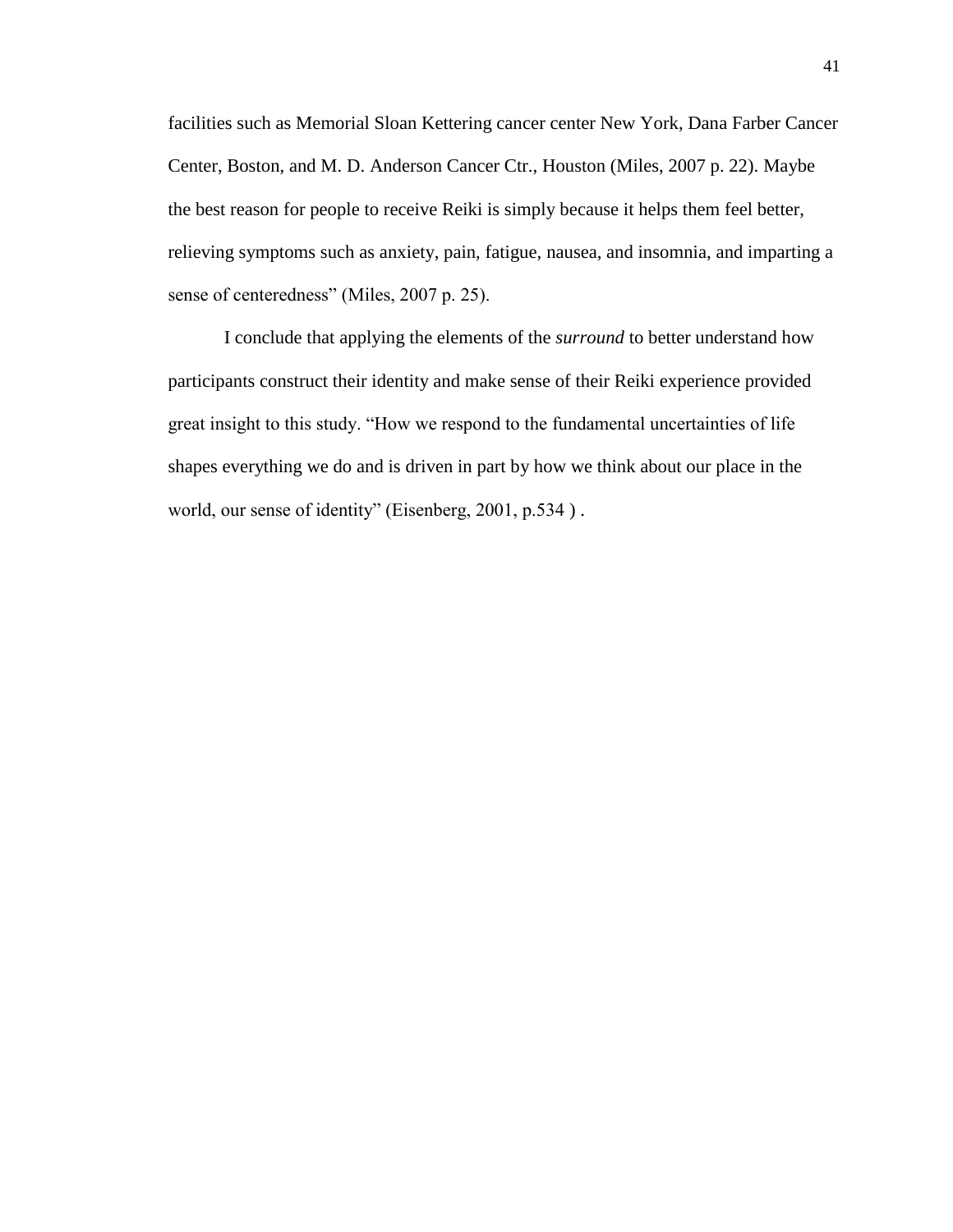facilities such as Memorial Sloan Kettering cancer center New York, Dana Farber Cancer Center, Boston, and M. D. Anderson Cancer Ctr., Houston (Miles, 2007 p. 22). Maybe the best reason for people to receive Reiki is simply because it helps them feel better, relieving symptoms such as anxiety, pain, fatigue, nausea, and insomnia, and imparting a sense of centeredness" (Miles, 2007 p. 25).

I conclude that applying the elements of the *surround* to better understand how participants construct their identity and make sense of their Reiki experience provided great insight to this study. "How we respond to the fundamental uncertainties of life shapes everything we do and is driven in part by how we think about our place in the world, our sense of identity" (Eisenberg, 2001, p.534 ) .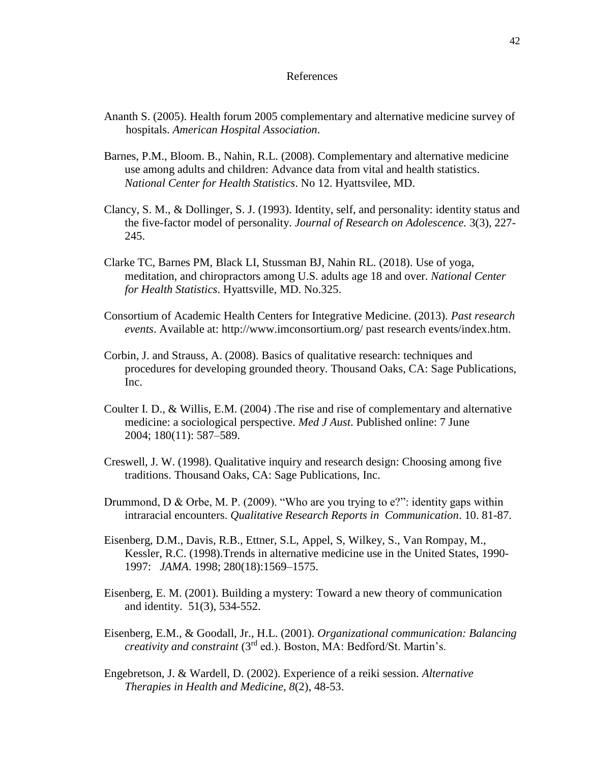# References

Ananth S. (2005). Health forum 2005 complementary and alternative medicine survey of hospitals. *American Hospital Association*.

Barnes, P.M., Bloom. B., Nahin, R.L. (2008). Complementary and alternative medicine use among adults and children: Advance data from vital and health statistics. *National Center for Health Statistics*. No 12. Hyattsvilee, MD.

Clancy, S. M., & Dollinger, S. J. (1993). Identity, self, and personality: identity status and the five-factor model of personality. *Journal of Research on Adolescence.* 3(3), 227-245.

Clarke TC, Barnes PM, Black LI, Stussman BJ, Nahin RL. (2018). Use of yoga, meditation, and chiropractors among U.S. adults age 18 and over. *National Center for Health Statistics*. Hyattsville, MD. No.325.

Consortium of Academic Health Centers for Integrative Medicine. (2013). *Past research events*. Available at: http://www.imconsortium.org/ past research events/index.htm.

Corbin, J. and Strauss, A. (2008). Basics of qualitative research: techniques and procedures for developing grounded theory. Thousand Oaks, CA: Sage Publications, Inc.

Coulter I. D., & Willis, E.M. (2004) .The rise and rise of complementary and alternative medicine: a sociological perspective. *Med J Aust*. Published online: 7 June 2004; 180(11): 587–589.

Creswell, J. W. (1998). Qualitative inquiry and research design: Choosing among five traditions. Thousand Oaks, CA: Sage Publications, Inc.

Drummond, D & Orbe, M. P. (2009). "Who are you trying to e?": identity gaps within intraracial encounters. *Qualitative Research Reports in Communication*. 10. 81-87.

Eisenberg, D.M., Davis, R.B., Ettner, S.L, Appel, S, Wilkey, S., Van Rompay, M., Kessler, R.C. (1998).Trends in alternative medicine use in the United States, 1990-1997: *JAMA*. 1998; 280(18):1569–1575.

Eisenberg, E. M. (2001). Building a mystery: Toward a new theory of communication and identity. 51(3), 534-552.

Eisenberg, E.M., & Goodall, Jr., H.L. (2001). *Organizational communication: Balancing creativity and constraint* (3rd ed.). Boston, MA: Bedford/St. Martin's.

Engebretson, J. & Wardell, D. (2002). Experience of a reiki session. *Alternative Therapies in Health and Medicine, 8*(2), 48-53.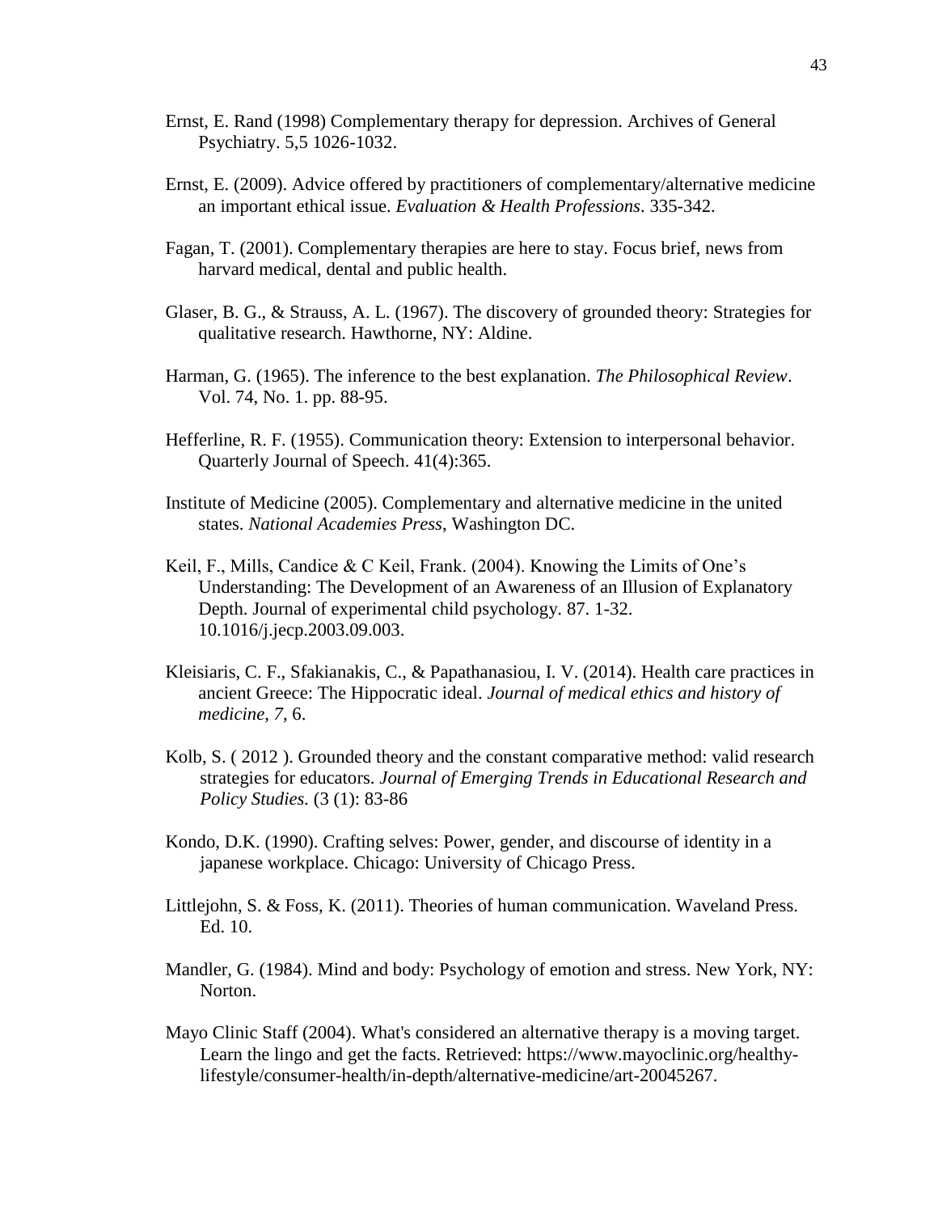Ernst, E. Rand (1998) Complementary therapy for depression. Archives of General Psychiatry. 5,5 1026-1032.

Ernst, E. (2009). Advice offered by practitioners of complementary/alternative medicine an important ethical issue. *Evaluation & Health Professions*. 335-342.

Fagan, T. (2001). Complementary therapies are here to stay. Focus brief, news from harvard medical, dental and public health.

Glaser, B. G., & Strauss, A. L. (1967). The discovery of grounded theory: Strategies for qualitative research. Hawthorne, NY: Aldine.

Harman, G. (1965). The inference to the best explanation. *The Philosophical Review*. Vol. 74, No. 1. pp. 88-95.

Hefferline, R. F. (1955). Communication theory: Extension to interpersonal behavior. Quarterly Journal of Speech. 41(4):365.

Institute of Medicine (2005). Complementary and alternative medicine in the united states. *National Academies Press*, Washington DC.

Keil, F., Mills, Candice & C Keil, Frank. (2004). Knowing the Limits of One's Understanding: The Development of an Awareness of an Illusion of Explanatory Depth. Journal of experimental child psychology. 87. 1-32. 10.1016/j.jecp.2003.09.003.

Kleisiaris, C. F., Sfakianakis, C., & Papathanasiou, I. V. (2014). Health care practices in ancient Greece: The Hippocratic ideal. *Journal of medical ethics and history of medicine*, *7*, 6.

Kolb, S. ( 2012 ). Grounded theory and the constant comparative method: valid research strategies for educators. *Journal of Emerging Trends in Educational Research and Policy Studies.* (3 (1): 83-86

Kondo, D.K. (1990). Crafting selves: Power, gender, and discourse of identity in a japanese workplace. Chicago: University of Chicago Press.

Littlejohn, S. & Foss, K. (2011). Theories of human communication. Waveland Press. Ed. 10.

Mandler, G. (1984). Mind and body: Psychology of emotion and stress. New York, NY: Norton.

Mayo Clinic Staff (2004). What's considered an alternative therapy is a moving target. Learn the lingo and get the facts. Retrieved: https://www.mayoclinic.org/healthy-lifestyle/consumer-health/in-depth/alternative-medicine/art-20045267.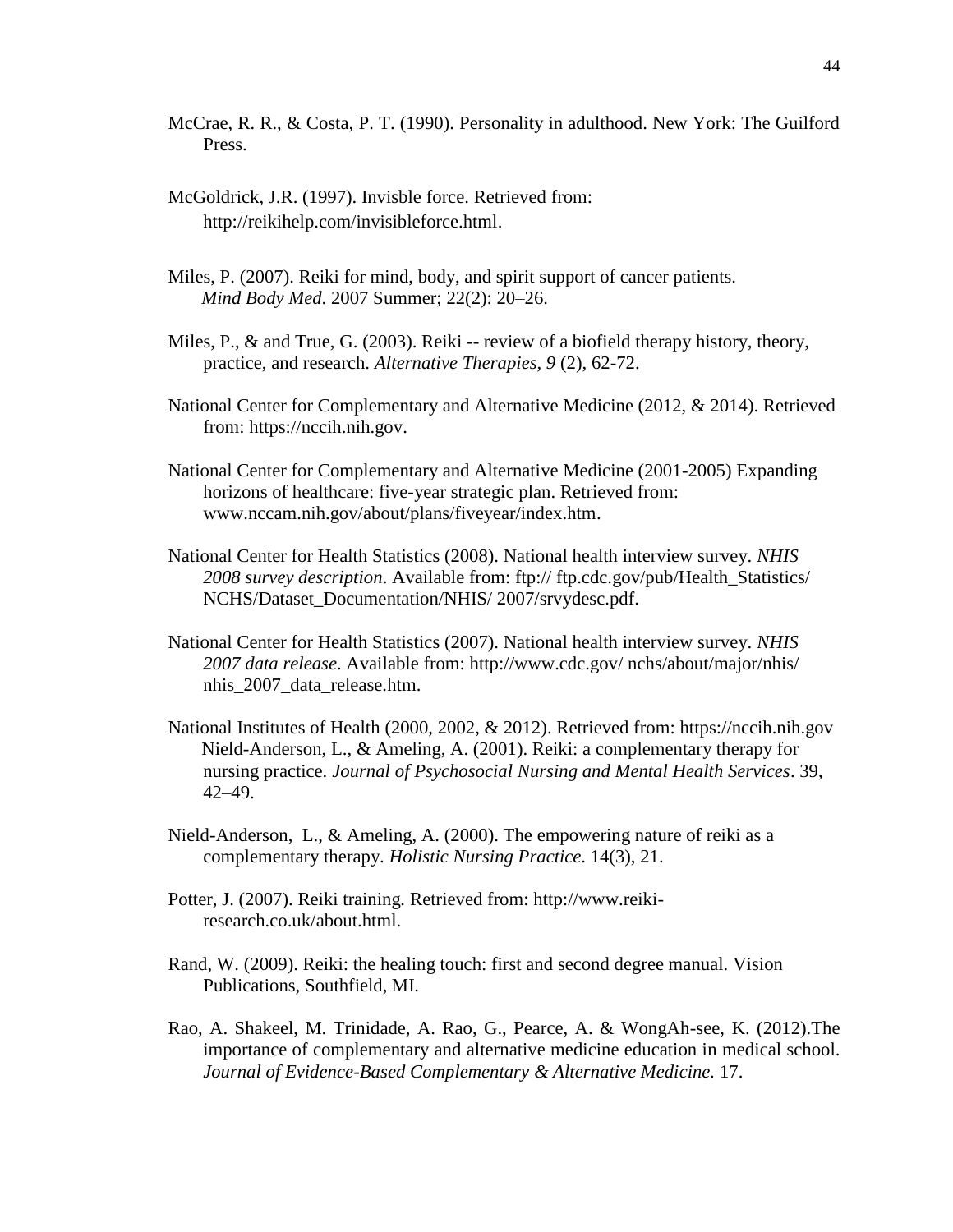McCrae, R. R., & Costa, P. T. (1990). Personality in adulthood. New York: The Guilford Press.

McGoldrick, J.R. (1997). Invisble force. Retrieved from: http://reikihelp.com/invisibleforce.html.

Miles, P. (2007). Reiki for mind, body, and spirit support of cancer patients. *Mind Body Med*. 2007 Summer; 22(2): 20–26.

Miles, P., & and True, G. (2003). Reiki -- review of a biofield therapy history, theory, practice, and research. *Alternative Therapies, 9* (2), 62-72.

National Center for Complementary and Alternative Medicine (2012, & 2014). Retrieved from: https://nccih.nih.gov.

National Center for Complementary and Alternative Medicine (2001-2005) Expanding horizons of healthcare: five-year strategic plan. Retrieved from: www.nccam.nih.gov/about/plans/fiveyear/index.htm.

National Center for Health Statistics (2008). National health interview survey. *NHIS 2008 survey description*. Available from: ftp:// ftp.cdc.gov/pub/Health_Statistics/ NCHS/Dataset_Documentation/NHIS/ 2007/srvydesc.pdf.

National Center for Health Statistics (2007). National health interview survey. *NHIS 2007 data release*. Available from: http://www.cdc.gov/ nchs/about/major/nhis/ nhis_2007_data_release.htm.

National Institutes of Health (2000, 2002, & 2012). Retrieved from: https://nccih.nih.gov Nield-Anderson, L., & Ameling, A. (2001). Reiki: a complementary therapy for nursing practice. *Journal of Psychosocial Nursing and Mental Health Services*. 39, 42–49.

Nield-Anderson, L., & Ameling, A. (2000). The empowering nature of reiki as a complementary therapy. *Holistic Nursing Practice*. 14(3), 21.

Potter, J. (2007). Reiki training. Retrieved from: http://www.reiki-research.co.uk/about.html.

Rand, W. (2009). Reiki: the healing touch: first and second degree manual. Vision Publications, Southfield, MI.

Rao, A. Shakeel, M. Trinidade, A. Rao, G., Pearce, A. & WongAh-see, K. (2012).The importance of complementary and alternative medicine education in medical school. *Journal of Evidence-Based Complementary & Alternative Medicine.* 17.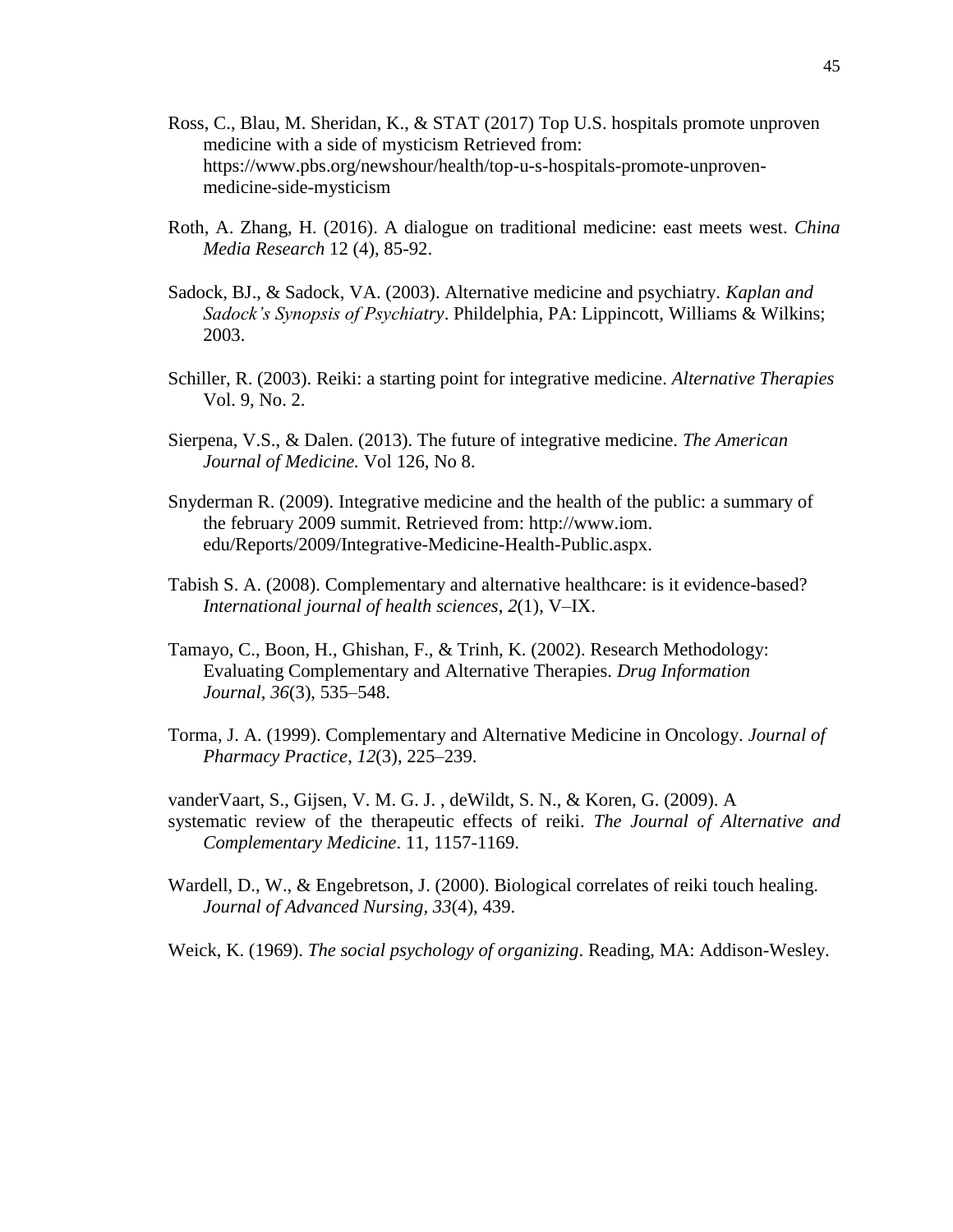Ross, C., Blau, M. Sheridan, K., & STAT (2017) Top U.S. hospitals promote unproven medicine with a side of mysticism Retrieved from: https://www.pbs.org/newshour/health/top-u-s-hospitals-promote-unproven-medicine-side-mysticism

Roth, A. Zhang, H. (2016). A dialogue on traditional medicine: east meets west. *China Media Research* 12 (4), 85-92.

Sadock, BJ., & Sadock, VA. (2003). Alternative medicine and psychiatry. *Kaplan and Sadock's Synopsis of Psychiatry*. Phildelphia, PA: Lippincott, Williams & Wilkins; 2003.

Schiller, R. (2003). Reiki: a starting point for integrative medicine. *Alternative Therapies* Vol. 9, No. 2.

Sierpena, V.S., & Dalen. (2013). The future of integrative medicine. *The American Journal of Medicine.* Vol 126, No 8.

Snyderman R. (2009). Integrative medicine and the health of the public: a summary of the february 2009 summit. Retrieved from: http://www.iom. edu/Reports/2009/Integrative-Medicine-Health-Public.aspx.

Tabish S. A. (2008). Complementary and alternative healthcare: is it evidence-based? *International journal of health sciences*, *2*(1), V–IX.

Tamayo, C., Boon, H., Ghishan, F., & Trinh, K. (2002). Research Methodology: Evaluating Complementary and Alternative Therapies. *Drug Information Journal*, *36*(3), 535–548.

Torma, J. A. (1999). Complementary and Alternative Medicine in Oncology. *Journal of Pharmacy Practice*, *12*(3), 225–239.

vanderVaart, S., Gijsen, V. M. G. J. , deWildt, S. N., & Koren, G. (2009). A systematic review of the therapeutic effects of reiki. *The Journal of Alternative and Complementary Medicine*. 11, 1157-1169.

Wardell, D., W., & Engebretson, J. (2000). Biological correlates of reiki touch healing. *Journal of Advanced Nursing*, *33*(4), 439.

Weick, K. (1969). *The social psychology of organizing*. Reading, MA: Addison-Wesley.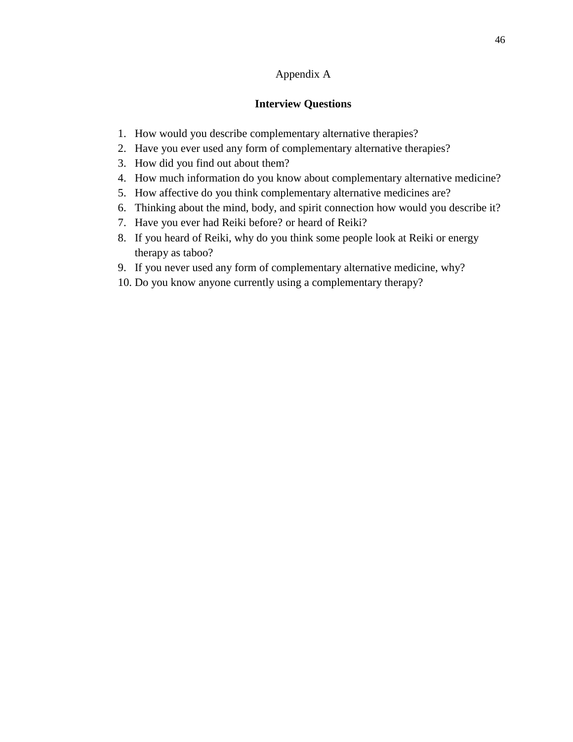# Appendix A

## Interview Questions

1. How would you describe complementary alternative therapies?
2. Have you ever used any form of complementary alternative therapies?
3. How did you find out about them?
4. How much information do you know about complementary alternative medicine?
5. How affective do you think complementary alternative medicines are?
6. Thinking about the mind, body, and spirit connection how would you describe it?
7. Have you ever had Reiki before? or heard of Reiki?
8. If you heard of Reiki, why do you think some people look at Reiki or energy therapy as taboo?
9. If you never used any form of complementary alternative medicine, why?
10. Do you know anyone currently using a complementary therapy?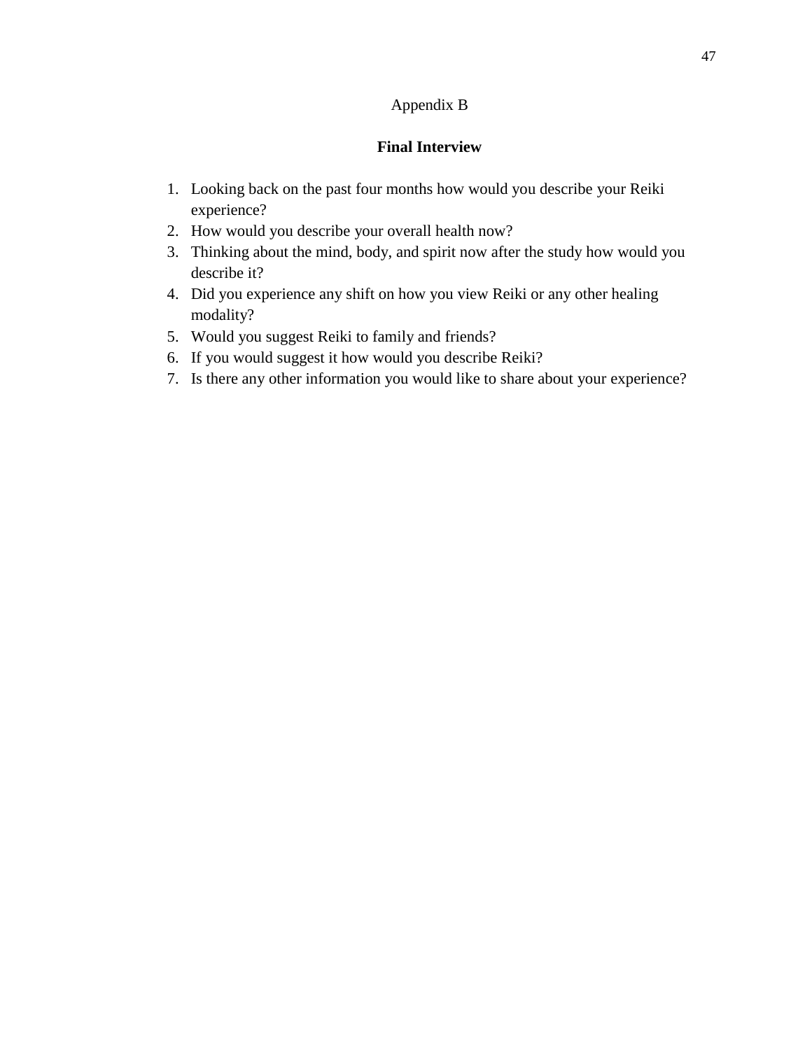# Appendix B

## Final Interview

1. Looking back on the past four months how would you describe your Reiki experience?
2. How would you describe your overall health now?
3. Thinking about the mind, body, and spirit now after the study how would you describe it?
4. Did you experience any shift on how you view Reiki or any other healing modality?
5. Would you suggest Reiki to family and friends?
6. If you would suggest it how would you describe Reiki?
7. Is there any other information you would like to share about your experience?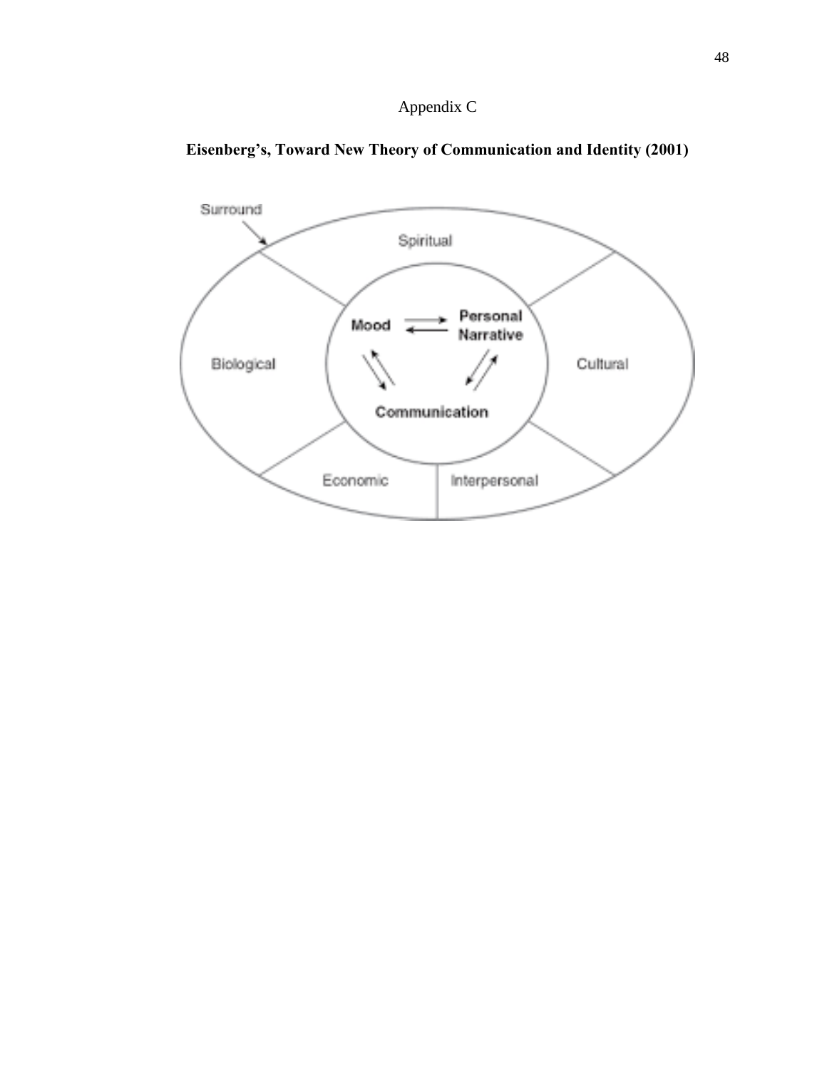Appendix C

**Eisenberg's, Toward New Theory of Communication and Identity (2001)**

Surround

Spiritual

Biological

Cultural

Mood

Personal Narrative

Communication

Economic

Interpersonal